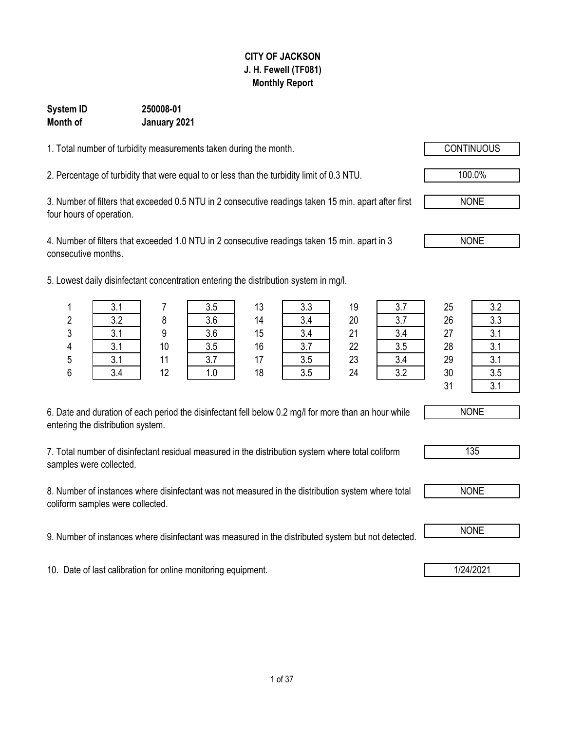# CITY OF JACKSON
## J. H. Fewell (TF081)
## Monthly Report

**System ID** **250008-01**
**Month of** **January 2021**

1. Total number of turbidity measurements taken during the month. CONTINUOUS

2. Percentage of turbidity that were equal to or less than the turbidity limit of 0.3 NTU. 100.0%

3. Number of filters that exceeded 0.5 NTU in 2 consecutive readings taken 15 min. apart after first four hours of operation. NONE

4. Number of filters that exceeded 1.0 NTU in 2 consecutive readings taken 15 min. apart in 3 consecutive months. NONE

5. Lowest daily disinfectant concentration entering the distribution system in mg/l.

| Day | mg/l | Day | mg/l | Day | mg/l | Day | mg/l | Day | mg/l |
|---|---|---|---|---|---|---|---|---|---|
| 1 | 3.1 | 7 | 3.5 | 13 | 3.3 | 19 | 3.7 | 25 | 3.2 |
| 2 | 3.2 | 8 | 3.6 | 14 | 3.4 | 20 | 3.7 | 26 | 3.3 |
| 3 | 3.1 | 9 | 3.6 | 15 | 3.4 | 21 | 3.4 | 27 | 3.1 |
| 4 | 3.1 | 10 | 3.5 | 16 | 3.7 | 22 | 3.5 | 28 | 3.1 |
| 5 | 3.1 | 11 | 3.7 | 17 | 3.5 | 23 | 3.4 | 29 | 3.1 |
| 6 | 3.4 | 12 | 1.0 | 18 | 3.5 | 24 | 3.2 | 30 | 3.5 |
| | | | | | | | | 31 | 3.1 |

6. Date and duration of each period the disinfectant fell below 0.2 mg/l for more than an hour while entering the distribution system. NONE

7. Total number of disinfectant residual measured in the distribution system where total coliform samples were collected. 135

8. Number of instances where disinfectant was not measured in the distribution system where total coliform samples were collected. NONE

9. Number of instances where disinfectant was measured in the distributed system but not detected. NONE

10. Date of last calibration for online monitoring equipment. 1/24/2021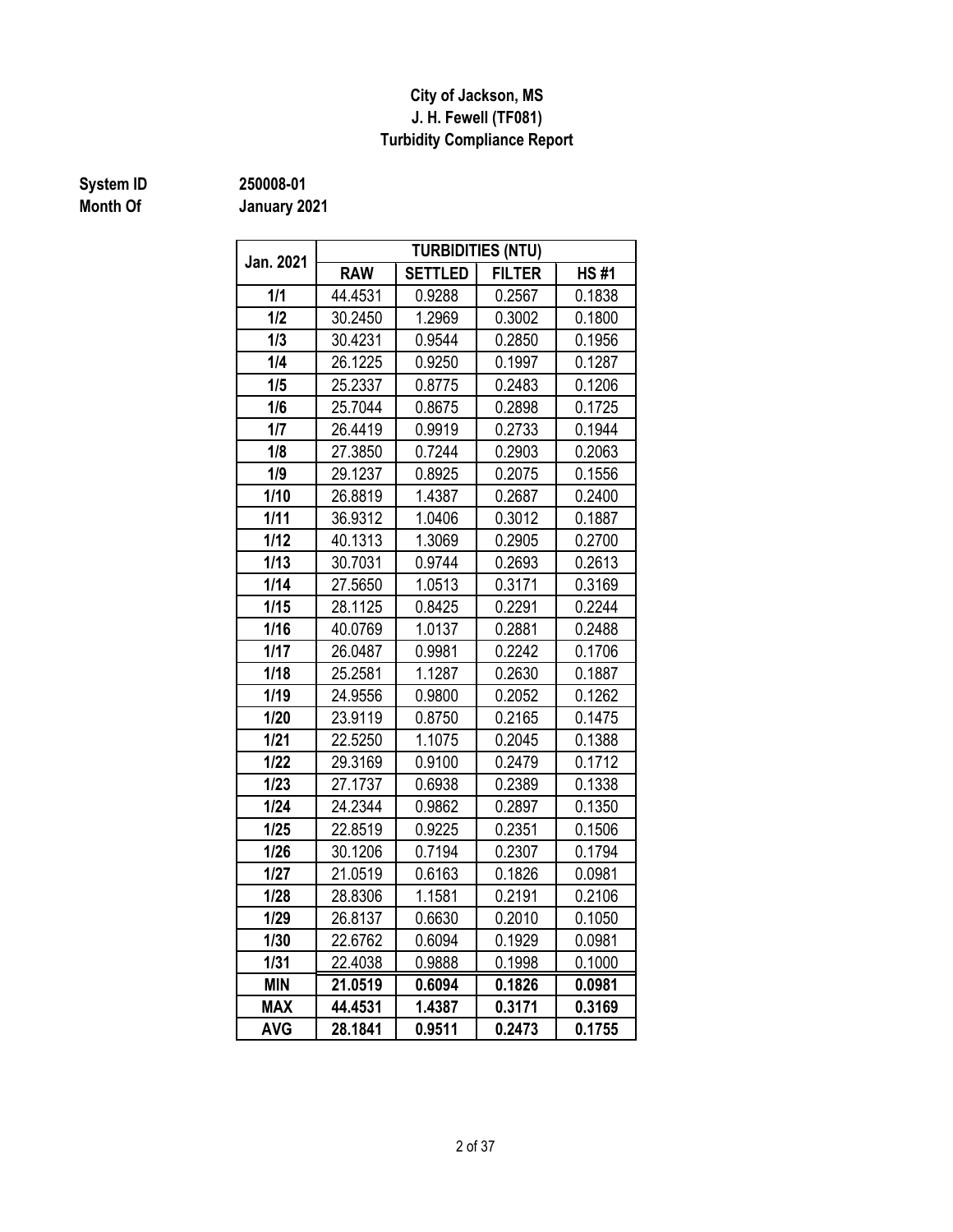**City of Jackson, MS**
**J. H. Fewell (TF081)**
**Turbidity Compliance Report**

**System ID** 250008-01
**Month Of** January 2021

| Jan. 2021 | TURBIDITIES (NTU) | | | |
|---|---|---|---|---|
| | RAW | SETTLED | FILTER | HS #1 |
| 1/1 | 44.4531 | 0.9288 | 0.2567 | 0.1838 |
| 1/2 | 30.2450 | 1.2969 | 0.3002 | 0.1800 |
| 1/3 | 30.4231 | 0.9544 | 0.2850 | 0.1956 |
| 1/4 | 26.1225 | 0.9250 | 0.1997 | 0.1287 |
| 1/5 | 25.2337 | 0.8775 | 0.2483 | 0.1206 |
| 1/6 | 25.7044 | 0.8675 | 0.2898 | 0.1725 |
| 1/7 | 26.4419 | 0.9919 | 0.2733 | 0.1944 |
| 1/8 | 27.3850 | 0.7244 | 0.2903 | 0.2063 |
| 1/9 | 29.1237 | 0.8925 | 0.2075 | 0.1556 |
| 1/10 | 26.8819 | 1.4387 | 0.2687 | 0.2400 |
| 1/11 | 36.9312 | 1.0406 | 0.3012 | 0.1887 |
| 1/12 | 40.1313 | 1.3069 | 0.2905 | 0.2700 |
| 1/13 | 30.7031 | 0.9744 | 0.2693 | 0.2613 |
| 1/14 | 27.5650 | 1.0513 | 0.3171 | 0.3169 |
| 1/15 | 28.1125 | 0.8425 | 0.2291 | 0.2244 |
| 1/16 | 40.0769 | 1.0137 | 0.2881 | 0.2488 |
| 1/17 | 26.0487 | 0.9981 | 0.2242 | 0.1706 |
| 1/18 | 25.2581 | 1.1287 | 0.2630 | 0.1887 |
| 1/19 | 24.9556 | 0.9800 | 0.2052 | 0.1262 |
| 1/20 | 23.9119 | 0.8750 | 0.2165 | 0.1475 |
| 1/21 | 22.5250 | 1.1075 | 0.2045 | 0.1388 |
| 1/22 | 29.3169 | 0.9100 | 0.2479 | 0.1712 |
| 1/23 | 27.1737 | 0.6938 | 0.2389 | 0.1338 |
| 1/24 | 24.2344 | 0.9862 | 0.2897 | 0.1350 |
| 1/25 | 22.8519 | 0.9225 | 0.2351 | 0.1506 |
| 1/26 | 30.1206 | 0.7194 | 0.2307 | 0.1794 |
| 1/27 | 21.0519 | 0.6163 | 0.1826 | 0.0981 |
| 1/28 | 28.8306 | 1.1581 | 0.2191 | 0.2106 |
| 1/29 | 26.8137 | 0.6630 | 0.2010 | 0.1050 |
| 1/30 | 22.6762 | 0.6094 | 0.1929 | 0.0981 |
| 1/31 | 22.4038 | 0.9888 | 0.1998 | 0.1000 |
| **MIN** | **21.0519** | **0.6094** | **0.1826** | **0.0981** |
| **MAX** | **44.4531** | **1.4387** | **0.3171** | **0.3169** |
| **AVG** | **28.1841** | **0.9511** | **0.2473** | **0.1755** |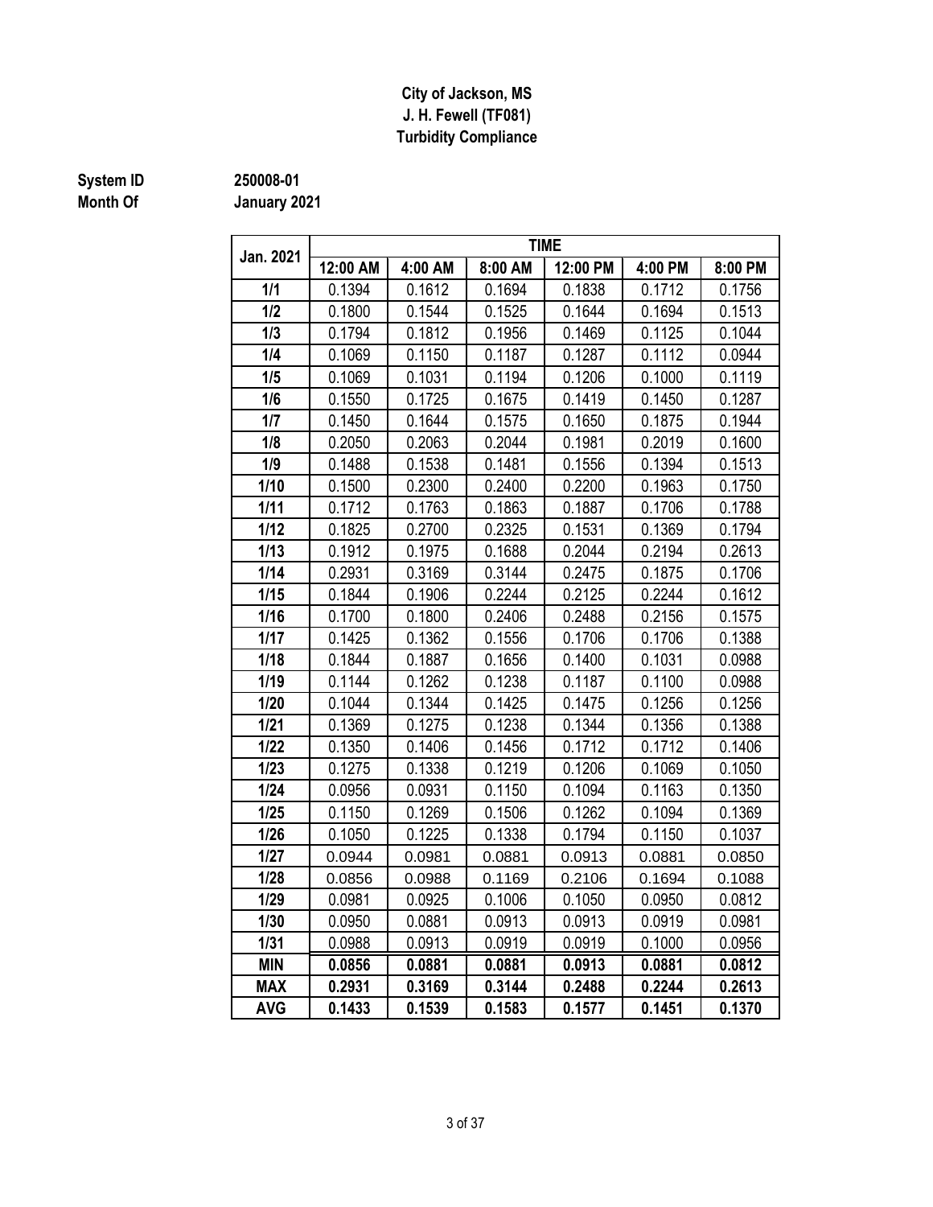**City of Jackson, MS**
**J. H. Fewell (TF081)**
**Turbidity Compliance**

**System ID** 250008-01
**Month Of** January 2021

| Jan. 2021 | TIME | | | | | |
|---|---|---|---|---|---|---|
| | 12:00 AM | 4:00 AM | 8:00 AM | 12:00 PM | 4:00 PM | 8:00 PM |
| 1/1 | 0.1394 | 0.1612 | 0.1694 | 0.1838 | 0.1712 | 0.1756 |
| 1/2 | 0.1800 | 0.1544 | 0.1525 | 0.1644 | 0.1694 | 0.1513 |
| 1/3 | 0.1794 | 0.1812 | 0.1956 | 0.1469 | 0.1125 | 0.1044 |
| 1/4 | 0.1069 | 0.1150 | 0.1187 | 0.1287 | 0.1112 | 0.0944 |
| 1/5 | 0.1069 | 0.1031 | 0.1194 | 0.1206 | 0.1000 | 0.1119 |
| 1/6 | 0.1550 | 0.1725 | 0.1675 | 0.1419 | 0.1450 | 0.1287 |
| 1/7 | 0.1450 | 0.1644 | 0.1575 | 0.1650 | 0.1875 | 0.1944 |
| 1/8 | 0.2050 | 0.2063 | 0.2044 | 0.1981 | 0.2019 | 0.1600 |
| 1/9 | 0.1488 | 0.1538 | 0.1481 | 0.1556 | 0.1394 | 0.1513 |
| 1/10 | 0.1500 | 0.2300 | 0.2400 | 0.2200 | 0.1963 | 0.1750 |
| 1/11 | 0.1712 | 0.1763 | 0.1863 | 0.1887 | 0.1706 | 0.1788 |
| 1/12 | 0.1825 | 0.2700 | 0.2325 | 0.1531 | 0.1369 | 0.1794 |
| 1/13 | 0.1912 | 0.1975 | 0.1688 | 0.2044 | 0.2194 | 0.2613 |
| 1/14 | 0.2931 | 0.3169 | 0.3144 | 0.2475 | 0.1875 | 0.1706 |
| 1/15 | 0.1844 | 0.1906 | 0.2244 | 0.2125 | 0.2244 | 0.1612 |
| 1/16 | 0.1700 | 0.1800 | 0.2406 | 0.2488 | 0.2156 | 0.1575 |
| 1/17 | 0.1425 | 0.1362 | 0.1556 | 0.1706 | 0.1706 | 0.1388 |
| 1/18 | 0.1844 | 0.1887 | 0.1656 | 0.1400 | 0.1031 | 0.0988 |
| 1/19 | 0.1144 | 0.1262 | 0.1238 | 0.1187 | 0.1100 | 0.0988 |
| 1/20 | 0.1044 | 0.1344 | 0.1425 | 0.1475 | 0.1256 | 0.1256 |
| 1/21 | 0.1369 | 0.1275 | 0.1238 | 0.1344 | 0.1356 | 0.1388 |
| 1/22 | 0.1350 | 0.1406 | 0.1456 | 0.1712 | 0.1712 | 0.1406 |
| 1/23 | 0.1275 | 0.1338 | 0.1219 | 0.1206 | 0.1069 | 0.1050 |
| 1/24 | 0.0956 | 0.0931 | 0.1150 | 0.1094 | 0.1163 | 0.1350 |
| 1/25 | 0.1150 | 0.1269 | 0.1506 | 0.1262 | 0.1094 | 0.1369 |
| 1/26 | 0.1050 | 0.1225 | 0.1338 | 0.1794 | 0.1150 | 0.1037 |
| 1/27 | 0.0944 | 0.0981 | 0.0881 | 0.0913 | 0.0881 | 0.0850 |
| 1/28 | 0.0856 | 0.0988 | 0.1169 | 0.2106 | 0.1694 | 0.1088 |
| 1/29 | 0.0981 | 0.0925 | 0.1006 | 0.1050 | 0.0950 | 0.0812 |
| 1/30 | 0.0950 | 0.0881 | 0.0913 | 0.0913 | 0.0919 | 0.0981 |
| 1/31 | 0.0988 | 0.0913 | 0.0919 | 0.0919 | 0.1000 | 0.0956 |
| **MIN** | **0.0856** | **0.0881** | **0.0881** | **0.0913** | **0.0881** | **0.0812** |
| **MAX** | **0.2931** | **0.3169** | **0.3144** | **0.2488** | **0.2244** | **0.2613** |
| **AVG** | **0.1433** | **0.1539** | **0.1583** | **0.1577** | **0.1451** | **0.1370** |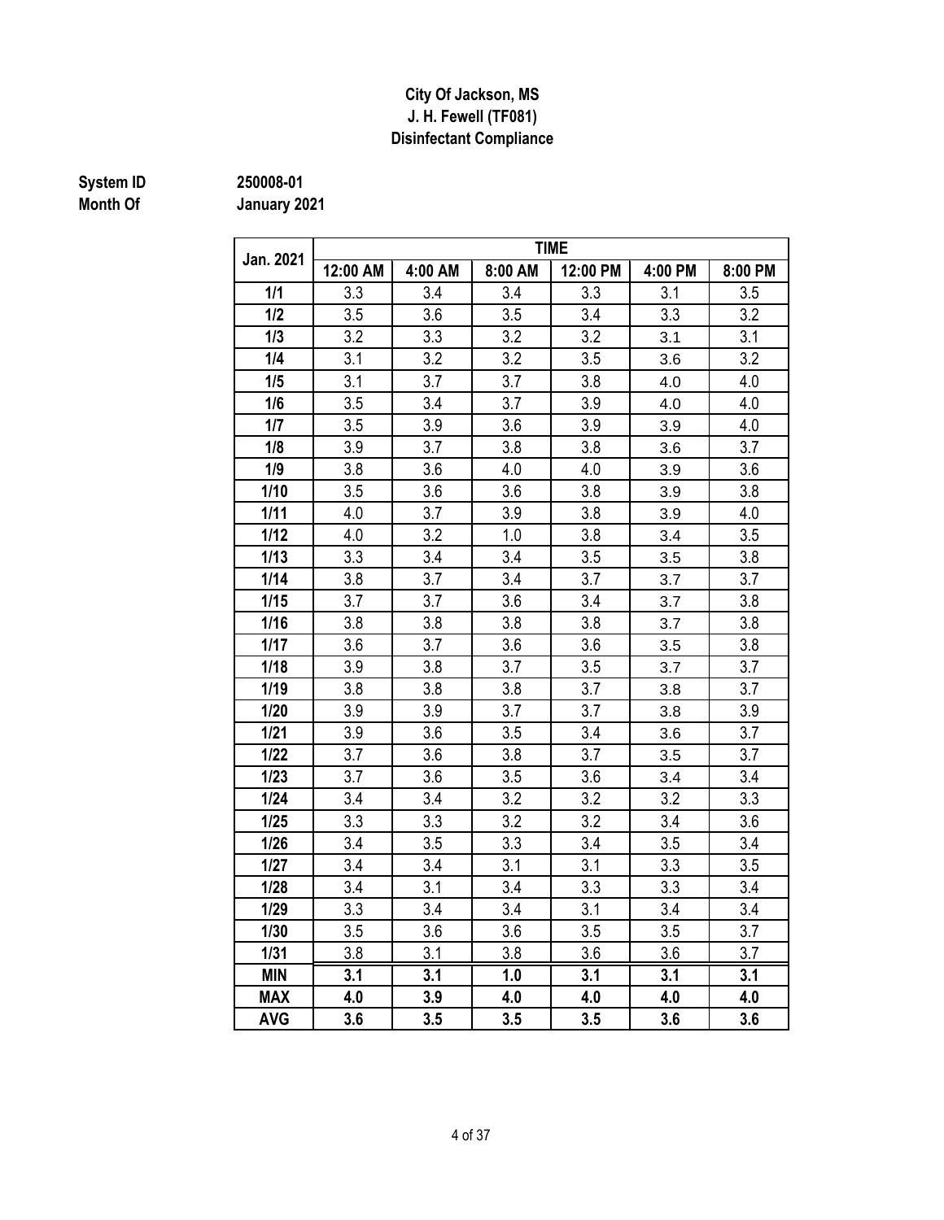**City Of Jackson, MS**
**J. H. Fewell (TF081)**
**Disinfectant Compliance**

**System ID** 250008-01
**Month Of** January 2021

| Jan. 2021 | TIME | | | | | |
|---|---|---|---|---|---|---|
| | 12:00 AM | 4:00 AM | 8:00 AM | 12:00 PM | 4:00 PM | 8:00 PM |
| 1/1 | 3.3 | 3.4 | 3.4 | 3.3 | 3.1 | 3.5 |
| 1/2 | 3.5 | 3.6 | 3.5 | 3.4 | 3.3 | 3.2 |
| 1/3 | 3.2 | 3.3 | 3.2 | 3.2 | 3.1 | 3.1 |
| 1/4 | 3.1 | 3.2 | 3.2 | 3.5 | 3.6 | 3.2 |
| 1/5 | 3.1 | 3.7 | 3.7 | 3.8 | 4.0 | 4.0 |
| 1/6 | 3.5 | 3.4 | 3.7 | 3.9 | 4.0 | 4.0 |
| 1/7 | 3.5 | 3.9 | 3.6 | 3.9 | 3.9 | 4.0 |
| 1/8 | 3.9 | 3.7 | 3.8 | 3.8 | 3.6 | 3.7 |
| 1/9 | 3.8 | 3.6 | 4.0 | 4.0 | 3.9 | 3.6 |
| 1/10 | 3.5 | 3.6 | 3.6 | 3.8 | 3.9 | 3.8 |
| 1/11 | 4.0 | 3.7 | 3.9 | 3.8 | 3.9 | 4.0 |
| 1/12 | 4.0 | 3.2 | 1.0 | 3.8 | 3.4 | 3.5 |
| 1/13 | 3.3 | 3.4 | 3.4 | 3.5 | 3.5 | 3.8 |
| 1/14 | 3.8 | 3.7 | 3.4 | 3.7 | 3.7 | 3.7 |
| 1/15 | 3.7 | 3.7 | 3.6 | 3.4 | 3.7 | 3.8 |
| 1/16 | 3.8 | 3.8 | 3.8 | 3.8 | 3.7 | 3.8 |
| 1/17 | 3.6 | 3.7 | 3.6 | 3.6 | 3.5 | 3.8 |
| 1/18 | 3.9 | 3.8 | 3.7 | 3.5 | 3.7 | 3.7 |
| 1/19 | 3.8 | 3.8 | 3.8 | 3.7 | 3.8 | 3.7 |
| 1/20 | 3.9 | 3.9 | 3.7 | 3.7 | 3.8 | 3.9 |
| 1/21 | 3.9 | 3.6 | 3.5 | 3.4 | 3.6 | 3.7 |
| 1/22 | 3.7 | 3.6 | 3.8 | 3.7 | 3.5 | 3.7 |
| 1/23 | 3.7 | 3.6 | 3.5 | 3.6 | 3.4 | 3.4 |
| 1/24 | 3.4 | 3.4 | 3.2 | 3.2 | 3.2 | 3.3 |
| 1/25 | 3.3 | 3.3 | 3.2 | 3.2 | 3.4 | 3.6 |
| 1/26 | 3.4 | 3.5 | 3.3 | 3.4 | 3.5 | 3.4 |
| 1/27 | 3.4 | 3.4 | 3.1 | 3.1 | 3.3 | 3.5 |
| 1/28 | 3.4 | 3.1 | 3.4 | 3.3 | 3.3 | 3.4 |
| 1/29 | 3.3 | 3.4 | 3.4 | 3.1 | 3.4 | 3.4 |
| 1/30 | 3.5 | 3.6 | 3.6 | 3.5 | 3.5 | 3.7 |
| 1/31 | 3.8 | 3.1 | 3.8 | 3.6 | 3.6 | 3.7 |
| **MIN** | **3.1** | **3.1** | **1.0** | **3.1** | **3.1** | **3.1** |
| **MAX** | **4.0** | **3.9** | **4.0** | **4.0** | **4.0** | **4.0** |
| **AVG** | **3.6** | **3.5** | **3.5** | **3.5** | **3.6** | **3.6** |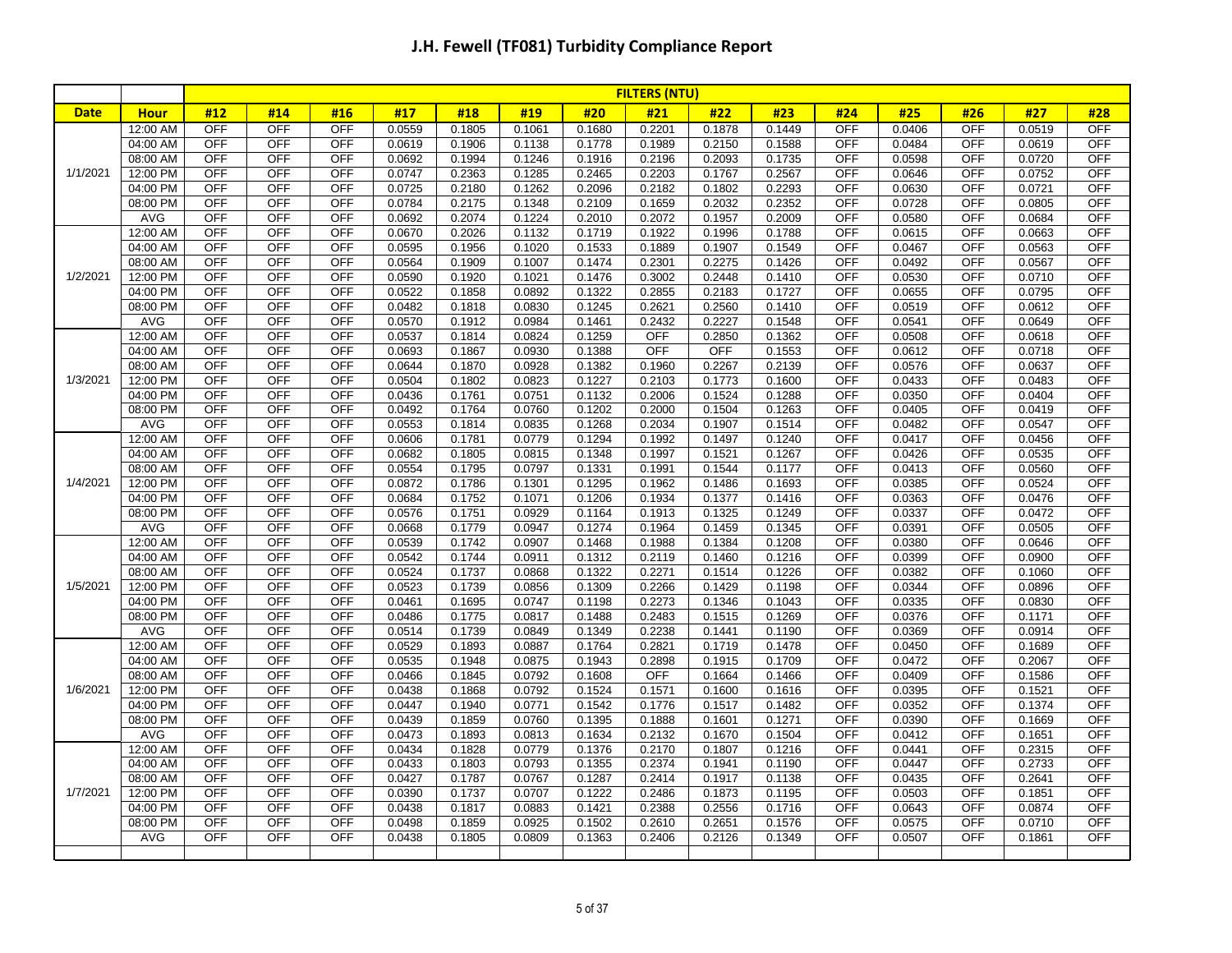# J.H. Fewell (TF081) Turbidity Compliance Report

| | | FILTERS (NTU) | | | | | | | | | | | | | | |
|---|---|---|---|---|---|---|---|---|---|---|---|---|---|---|---|---|
| **Date** | **Hour** | **#12** | **#14** | **#16** | **#17** | **#18** | **#19** | **#20** | **#21** | **#22** | **#23** | **#24** | **#25** | **#26** | **#27** | **#28** |
| 1/1/2021 | 12:00 AM | OFF | OFF | OFF | 0.0559 | 0.1805 | 0.1061 | 0.1680 | 0.2201 | 0.1878 | 0.1449 | OFF | 0.0406 | OFF | 0.0519 | OFF |
| | 04:00 AM | OFF | OFF | OFF | 0.0619 | 0.1906 | 0.1138 | 0.1778 | 0.1989 | 0.2150 | 0.1588 | OFF | 0.0484 | OFF | 0.0619 | OFF |
| | 08:00 AM | OFF | OFF | OFF | 0.0692 | 0.1994 | 0.1246 | 0.1916 | 0.2196 | 0.2093 | 0.1735 | OFF | 0.0598 | OFF | 0.0720 | OFF |
| | 12:00 PM | OFF | OFF | OFF | 0.0747 | 0.2363 | 0.1285 | 0.2465 | 0.2203 | 0.1767 | 0.2567 | OFF | 0.0646 | OFF | 0.0752 | OFF |
| | 04:00 PM | OFF | OFF | OFF | 0.0725 | 0.2180 | 0.1262 | 0.2096 | 0.2182 | 0.1802 | 0.2293 | OFF | 0.0630 | OFF | 0.0721 | OFF |
| | 08:00 PM | OFF | OFF | OFF | 0.0784 | 0.2175 | 0.1348 | 0.2109 | 0.1659 | 0.2032 | 0.2352 | OFF | 0.0728 | OFF | 0.0805 | OFF |
| | AVG | OFF | OFF | OFF | 0.0692 | 0.2074 | 0.1224 | 0.2010 | 0.2072 | 0.1957 | 0.2009 | OFF | 0.0580 | OFF | 0.0684 | OFF |
| 1/2/2021 | 12:00 AM | OFF | OFF | OFF | 0.0670 | 0.2026 | 0.1132 | 0.1719 | 0.1922 | 0.1996 | 0.1788 | OFF | 0.0615 | OFF | 0.0663 | OFF |
| | 04:00 AM | OFF | OFF | OFF | 0.0595 | 0.1956 | 0.1020 | 0.1533 | 0.1889 | 0.1907 | 0.1549 | OFF | 0.0467 | OFF | 0.0563 | OFF |
| | 08:00 AM | OFF | OFF | OFF | 0.0564 | 0.1909 | 0.1007 | 0.1474 | 0.2301 | 0.2275 | 0.1426 | OFF | 0.0492 | OFF | 0.0567 | OFF |
| | 12:00 PM | OFF | OFF | OFF | 0.0590 | 0.1920 | 0.1021 | 0.1476 | 0.3002 | 0.2448 | 0.1410 | OFF | 0.0530 | OFF | 0.0710 | OFF |
| | 04:00 PM | OFF | OFF | OFF | 0.0522 | 0.1858 | 0.0892 | 0.1322 | 0.2855 | 0.2183 | 0.1727 | OFF | 0.0655 | OFF | 0.0795 | OFF |
| | 08:00 PM | OFF | OFF | OFF | 0.0482 | 0.1818 | 0.0830 | 0.1245 | 0.2621 | 0.2560 | 0.1410 | OFF | 0.0519 | OFF | 0.0612 | OFF |
| | AVG | OFF | OFF | OFF | 0.0570 | 0.1912 | 0.0984 | 0.1461 | 0.2432 | 0.2227 | 0.1548 | OFF | 0.0541 | OFF | 0.0649 | OFF |
| 1/3/2021 | 12:00 AM | OFF | OFF | OFF | 0.0537 | 0.1814 | 0.0824 | 0.1259 | OFF | 0.2850 | 0.1362 | OFF | 0.0508 | OFF | 0.0618 | OFF |
| | 04:00 AM | OFF | OFF | OFF | 0.0693 | 0.1867 | 0.0930 | 0.1388 | OFF | OFF | 0.1553 | OFF | 0.0612 | OFF | 0.0718 | OFF |
| | 08:00 AM | OFF | OFF | OFF | 0.0644 | 0.1870 | 0.0928 | 0.1382 | 0.1960 | 0.2267 | 0.2139 | OFF | 0.0576 | OFF | 0.0637 | OFF |
| | 12:00 PM | OFF | OFF | OFF | 0.0504 | 0.1802 | 0.0823 | 0.1227 | 0.2103 | 0.1773 | 0.1600 | OFF | 0.0433 | OFF | 0.0483 | OFF |
| | 04:00 PM | OFF | OFF | OFF | 0.0436 | 0.1761 | 0.0751 | 0.1132 | 0.2006 | 0.1524 | 0.1288 | OFF | 0.0350 | OFF | 0.0404 | OFF |
| | 08:00 PM | OFF | OFF | OFF | 0.0492 | 0.1764 | 0.0760 | 0.1202 | 0.2000 | 0.1504 | 0.1263 | OFF | 0.0405 | OFF | 0.0419 | OFF |
| | AVG | OFF | OFF | OFF | 0.0553 | 0.1814 | 0.0835 | 0.1268 | 0.2034 | 0.1907 | 0.1514 | OFF | 0.0482 | OFF | 0.0547 | OFF |
| 1/4/2021 | 12:00 AM | OFF | OFF | OFF | 0.0606 | 0.1781 | 0.0779 | 0.1294 | 0.1992 | 0.1497 | 0.1240 | OFF | 0.0417 | OFF | 0.0456 | OFF |
| | 04:00 AM | OFF | OFF | OFF | 0.0682 | 0.1805 | 0.0815 | 0.1348 | 0.1997 | 0.1521 | 0.1267 | OFF | 0.0426 | OFF | 0.0535 | OFF |
| | 08:00 AM | OFF | OFF | OFF | 0.0554 | 0.1795 | 0.0797 | 0.1331 | 0.1991 | 0.1544 | 0.1177 | OFF | 0.0413 | OFF | 0.0560 | OFF |
| | 12:00 PM | OFF | OFF | OFF | 0.0872 | 0.1786 | 0.1301 | 0.1295 | 0.1962 | 0.1486 | 0.1693 | OFF | 0.0385 | OFF | 0.0524 | OFF |
| | 04:00 PM | OFF | OFF | OFF | 0.0684 | 0.1752 | 0.1071 | 0.1206 | 0.1934 | 0.1377 | 0.1416 | OFF | 0.0363 | OFF | 0.0476 | OFF |
| | 08:00 PM | OFF | OFF | OFF | 0.0576 | 0.1751 | 0.0929 | 0.1164 | 0.1913 | 0.1325 | 0.1249 | OFF | 0.0337 | OFF | 0.0472 | OFF |
| | AVG | OFF | OFF | OFF | 0.0668 | 0.1779 | 0.0947 | 0.1274 | 0.1964 | 0.1459 | 0.1345 | OFF | 0.0391 | OFF | 0.0505 | OFF |
| 1/5/2021 | 12:00 AM | OFF | OFF | OFF | 0.0539 | 0.1742 | 0.0907 | 0.1468 | 0.1988 | 0.1384 | 0.1208 | OFF | 0.0380 | OFF | 0.0646 | OFF |
| | 04:00 AM | OFF | OFF | OFF | 0.0542 | 0.1744 | 0.0911 | 0.1312 | 0.2119 | 0.1460 | 0.1216 | OFF | 0.0399 | OFF | 0.0900 | OFF |
| | 08:00 AM | OFF | OFF | OFF | 0.0524 | 0.1737 | 0.0868 | 0.1322 | 0.2271 | 0.1514 | 0.1226 | OFF | 0.0382 | OFF | 0.1060 | OFF |
| | 12:00 PM | OFF | OFF | OFF | 0.0523 | 0.1739 | 0.0856 | 0.1309 | 0.2266 | 0.1429 | 0.1198 | OFF | 0.0344 | OFF | 0.0896 | OFF |
| | 04:00 PM | OFF | OFF | OFF | 0.0461 | 0.1695 | 0.0747 | 0.1198 | 0.2273 | 0.1346 | 0.1043 | OFF | 0.0335 | OFF | 0.0830 | OFF |
| | 08:00 PM | OFF | OFF | OFF | 0.0486 | 0.1775 | 0.0817 | 0.1488 | 0.2483 | 0.1515 | 0.1269 | OFF | 0.0376 | OFF | 0.1171 | OFF |
| | AVG | OFF | OFF | OFF | 0.0514 | 0.1739 | 0.0849 | 0.1349 | 0.2238 | 0.1441 | 0.1190 | OFF | 0.0369 | OFF | 0.0914 | OFF |
| 1/6/2021 | 12:00 AM | OFF | OFF | OFF | 0.0529 | 0.1893 | 0.0887 | 0.1764 | 0.2821 | 0.1719 | 0.1478 | OFF | 0.0450 | OFF | 0.1689 | OFF |
| | 04:00 AM | OFF | OFF | OFF | 0.0535 | 0.1948 | 0.0875 | 0.1943 | 0.2898 | 0.1915 | 0.1709 | OFF | 0.0472 | OFF | 0.2067 | OFF |
| | 08:00 AM | OFF | OFF | OFF | 0.0466 | 0.1845 | 0.0792 | 0.1608 | OFF | 0.1664 | 0.1466 | OFF | 0.0409 | OFF | 0.1586 | OFF |
| | 12:00 PM | OFF | OFF | OFF | 0.0438 | 0.1868 | 0.0792 | 0.1524 | 0.1571 | 0.1600 | 0.1616 | OFF | 0.0395 | OFF | 0.1521 | OFF |
| | 04:00 PM | OFF | OFF | OFF | 0.0447 | 0.1940 | 0.0771 | 0.1542 | 0.1776 | 0.1517 | 0.1482 | OFF | 0.0352 | OFF | 0.1374 | OFF |
| | 08:00 PM | OFF | OFF | OFF | 0.0439 | 0.1859 | 0.0760 | 0.1395 | 0.1888 | 0.1601 | 0.1271 | OFF | 0.0390 | OFF | 0.1669 | OFF |
| | AVG | OFF | OFF | OFF | 0.0473 | 0.1893 | 0.0813 | 0.1634 | 0.2132 | 0.1670 | 0.1504 | OFF | 0.0412 | OFF | 0.1651 | OFF |
| 1/7/2021 | 12:00 AM | OFF | OFF | OFF | 0.0434 | 0.1828 | 0.0779 | 0.1376 | 0.2170 | 0.1807 | 0.1216 | OFF | 0.0441 | OFF | 0.2315 | OFF |
| | 04:00 AM | OFF | OFF | OFF | 0.0433 | 0.1803 | 0.0793 | 0.1355 | 0.2374 | 0.1941 | 0.1190 | OFF | 0.0447 | OFF | 0.2733 | OFF |
| | 08:00 AM | OFF | OFF | OFF | 0.0427 | 0.1787 | 0.0767 | 0.1287 | 0.2414 | 0.1917 | 0.1138 | OFF | 0.0435 | OFF | 0.2641 | OFF |
| | 12:00 PM | OFF | OFF | OFF | 0.0390 | 0.1737 | 0.0707 | 0.1222 | 0.2486 | 0.1873 | 0.1195 | OFF | 0.0503 | OFF | 0.1851 | OFF |
| | 04:00 PM | OFF | OFF | OFF | 0.0438 | 0.1817 | 0.0883 | 0.1421 | 0.2388 | 0.2556 | 0.1716 | OFF | 0.0643 | OFF | 0.0874 | OFF |
| | 08:00 PM | OFF | OFF | OFF | 0.0498 | 0.1859 | 0.0925 | 0.1502 | 0.2610 | 0.2651 | 0.1576 | OFF | 0.0575 | OFF | 0.0710 | OFF |
| | AVG | OFF | OFF | OFF | 0.0438 | 0.1805 | 0.0809 | 0.1363 | 0.2406 | 0.2126 | 0.1349 | OFF | 0.0507 | OFF | 0.1861 | OFF |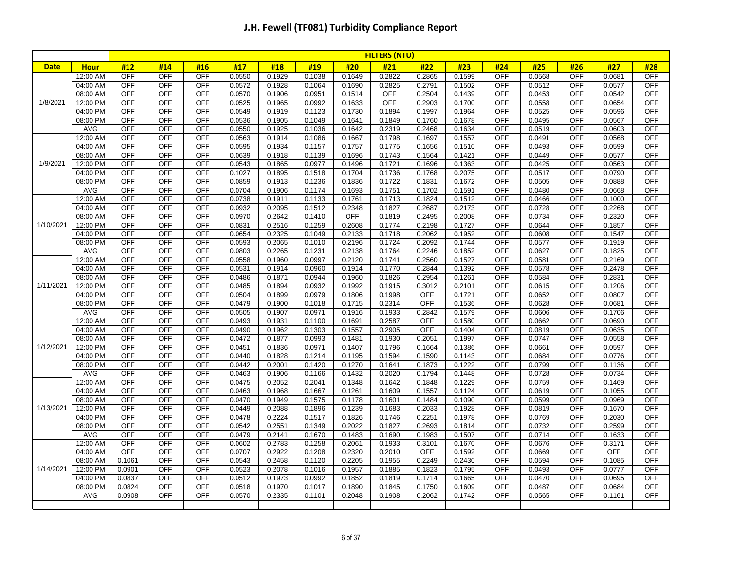# J.H. Fewell (TF081) Turbidity Compliance Report

| | | FILTERS (NTU) | | | | | | | | | | | | | | |
|---|---|---|---|---|---|---|---|---|---|---|---|---|---|---|---|---|
| **Date** | **Hour** | **#12** | **#14** | **#16** | **#17** | **#18** | **#19** | **#20** | **#21** | **#22** | **#23** | **#24** | **#25** | **#26** | **#27** | **#28** |
| 1/8/2021 | 12:00 AM | OFF | OFF | OFF | 0.0550 | 0.1929 | 0.1038 | 0.1649 | 0.2822 | 0.2865 | 0.1599 | OFF | 0.0568 | OFF | 0.0681 | OFF |
| | 04:00 AM | OFF | OFF | OFF | 0.0572 | 0.1928 | 0.1064 | 0.1690 | 0.2825 | 0.2791 | 0.1502 | OFF | 0.0512 | OFF | 0.0577 | OFF |
| | 08:00 AM | OFF | OFF | OFF | 0.0570 | 0.1906 | 0.0951 | 0.1514 | OFF | 0.2504 | 0.1439 | OFF | 0.0453 | OFF | 0.0542 | OFF |
| | 12:00 PM | OFF | OFF | OFF | 0.0525 | 0.1965 | 0.0992 | 0.1633 | OFF | 0.2903 | 0.1700 | OFF | 0.0558 | OFF | 0.0654 | OFF |
| | 04:00 PM | OFF | OFF | OFF | 0.0549 | 0.1919 | 0.1123 | 0.1730 | 0.1894 | 0.1997 | 0.1964 | OFF | 0.0525 | OFF | 0.0596 | OFF |
| | 08:00 PM | OFF | OFF | OFF | 0.0536 | 0.1905 | 0.1049 | 0.1641 | 0.1849 | 0.1760 | 0.1678 | OFF | 0.0495 | OFF | 0.0567 | OFF |
| | AVG | OFF | OFF | OFF | 0.0550 | 0.1925 | 0.1036 | 0.1642 | 0.2319 | 0.2468 | 0.1634 | OFF | 0.0519 | OFF | 0.0603 | OFF |
| 1/9/2021 | 12:00 AM | OFF | OFF | OFF | 0.0563 | 0.1914 | 0.1086 | 0.1667 | 0.1798 | 0.1697 | 0.1557 | OFF | 0.0491 | OFF | 0.0568 | OFF |
| | 04:00 AM | OFF | OFF | OFF | 0.0595 | 0.1934 | 0.1157 | 0.1757 | 0.1775 | 0.1656 | 0.1510 | OFF | 0.0493 | OFF | 0.0599 | OFF |
| | 08:00 AM | OFF | OFF | OFF | 0.0639 | 0.1918 | 0.1139 | 0.1696 | 0.1743 | 0.1564 | 0.1421 | OFF | 0.0449 | OFF | 0.0577 | OFF |
| | 12:00 PM | OFF | OFF | OFF | 0.0543 | 0.1865 | 0.0977 | 0.1496 | 0.1721 | 0.1696 | 0.1363 | OFF | 0.0425 | OFF | 0.0563 | OFF |
| | 04:00 PM | OFF | OFF | OFF | 0.1027 | 0.1895 | 0.1518 | 0.1704 | 0.1736 | 0.1768 | 0.2075 | OFF | 0.0517 | OFF | 0.0790 | OFF |
| | 08:00 PM | OFF | OFF | OFF | 0.0859 | 0.1913 | 0.1236 | 0.1836 | 0.1722 | 0.1831 | 0.1672 | OFF | 0.0505 | OFF | 0.0888 | OFF |
| | AVG | OFF | OFF | OFF | 0.0704 | 0.1906 | 0.1174 | 0.1693 | 0.1751 | 0.1702 | 0.1591 | OFF | 0.0480 | OFF | 0.0668 | OFF |
| 1/10/2021 | 12:00 AM | OFF | OFF | OFF | 0.0738 | 0.1911 | 0.1133 | 0.1761 | 0.1713 | 0.1824 | 0.1512 | OFF | 0.0466 | OFF | 0.1000 | OFF |
| | 04:00 AM | OFF | OFF | OFF | 0.0932 | 0.2095 | 0.1512 | 0.2348 | 0.1827 | 0.2687 | 0.2173 | OFF | 0.0728 | OFF | 0.2268 | OFF |
| | 08:00 AM | OFF | OFF | OFF | 0.0970 | 0.2642 | 0.1410 | OFF | 0.1819 | 0.2495 | 0.2008 | OFF | 0.0734 | OFF | 0.2320 | OFF |
| | 12:00 PM | OFF | OFF | OFF | 0.0831 | 0.2516 | 0.1259 | 0.2608 | 0.1774 | 0.2198 | 0.1727 | OFF | 0.0644 | OFF | 0.1857 | OFF |
| | 04:00 PM | OFF | OFF | OFF | 0.0654 | 0.2325 | 0.1049 | 0.2133 | 0.1718 | 0.2062 | 0.1952 | OFF | 0.0608 | OFF | 0.1547 | OFF |
| | 08:00 PM | OFF | OFF | OFF | 0.0593 | 0.2065 | 0.1010 | 0.2196 | 0.1724 | 0.2092 | 0.1744 | OFF | 0.0577 | OFF | 0.1919 | OFF |
| | AVG | OFF | OFF | OFF | 0.0803 | 0.2265 | 0.1231 | 0.2138 | 0.1764 | 0.2246 | 0.1852 | OFF | 0.0627 | OFF | 0.1825 | OFF |
| 1/11/2021 | 12:00 AM | OFF | OFF | OFF | 0.0558 | 0.1960 | 0.0997 | 0.2120 | 0.1741 | 0.2560 | 0.1527 | OFF | 0.0581 | OFF | 0.2169 | OFF |
| | 04:00 AM | OFF | OFF | OFF | 0.0531 | 0.1914 | 0.0960 | 0.1914 | 0.1770 | 0.2844 | 0.1392 | OFF | 0.0578 | OFF | 0.2478 | OFF |
| | 08:00 AM | OFF | OFF | OFF | 0.0486 | 0.1871 | 0.0944 | 0.1960 | 0.1826 | 0.2954 | 0.1261 | OFF | 0.0584 | OFF | 0.2831 | OFF |
| | 12:00 PM | OFF | OFF | OFF | 0.0485 | 0.1894 | 0.0932 | 0.1992 | 0.1915 | 0.3012 | 0.2101 | OFF | 0.0615 | OFF | 0.1206 | OFF |
| | 04:00 PM | OFF | OFF | OFF | 0.0504 | 0.1899 | 0.0979 | 0.1806 | 0.1998 | OFF | 0.1721 | OFF | 0.0652 | OFF | 0.0807 | OFF |
| | 08:00 PM | OFF | OFF | OFF | 0.0479 | 0.1900 | 0.1018 | 0.1715 | 0.2314 | OFF | 0.1536 | OFF | 0.0628 | OFF | 0.0681 | OFF |
| | AVG | OFF | OFF | OFF | 0.0505 | 0.1907 | 0.0971 | 0.1916 | 0.1933 | 0.2842 | 0.1579 | OFF | 0.0606 | OFF | 0.1706 | OFF |
| 1/12/2021 | 12:00 AM | OFF | OFF | OFF | 0.0493 | 0.1931 | 0.1100 | 0.1691 | 0.2587 | OFF | 0.1580 | OFF | 0.0662 | OFF | 0.0690 | OFF |
| | 04:00 AM | OFF | OFF | OFF | 0.0490 | 0.1962 | 0.1303 | 0.1557 | 0.2905 | OFF | 0.1404 | OFF | 0.0819 | OFF | 0.0635 | OFF |
| | 08:00 AM | OFF | OFF | OFF | 0.0472 | 0.1877 | 0.0993 | 0.1481 | 0.1930 | 0.2051 | 0.1997 | OFF | 0.0747 | OFF | 0.0558 | OFF |
| | 12:00 PM | OFF | OFF | OFF | 0.0451 | 0.1836 | 0.0971 | 0.1407 | 0.1796 | 0.1664 | 0.1386 | OFF | 0.0661 | OFF | 0.0597 | OFF |
| | 04:00 PM | OFF | OFF | OFF | 0.0440 | 0.1828 | 0.1214 | 0.1195 | 0.1594 | 0.1590 | 0.1143 | OFF | 0.0684 | OFF | 0.0776 | OFF |
| | 08:00 PM | OFF | OFF | OFF | 0.0442 | 0.2001 | 0.1420 | 0.1270 | 0.1641 | 0.1873 | 0.1222 | OFF | 0.0799 | OFF | 0.1136 | OFF |
| | AVG | OFF | OFF | OFF | 0.0463 | 0.1906 | 0.1166 | 0.1432 | 0.2020 | 0.1794 | 0.1448 | OFF | 0.0728 | OFF | 0.0734 | OFF |
| 1/13/2021 | 12:00 AM | OFF | OFF | OFF | 0.0475 | 0.2052 | 0.2041 | 0.1348 | 0.1642 | 0.1848 | 0.1229 | OFF | 0.0759 | OFF | 0.1469 | OFF |
| | 04:00 AM | OFF | OFF | OFF | 0.0463 | 0.1968 | 0.1667 | 0.1261 | 0.1609 | 0.1557 | 0.1124 | OFF | 0.0619 | OFF | 0.1055 | OFF |
| | 08:00 AM | OFF | OFF | OFF | 0.0470 | 0.1949 | 0.1575 | 0.1178 | 0.1601 | 0.1484 | 0.1090 | OFF | 0.0599 | OFF | 0.0969 | OFF |
| | 12:00 PM | OFF | OFF | OFF | 0.0449 | 0.2088 | 0.1896 | 0.1239 | 0.1683 | 0.2033 | 0.1928 | OFF | 0.0819 | OFF | 0.1670 | OFF |
| | 04:00 PM | OFF | OFF | OFF | 0.0478 | 0.2224 | 0.1517 | 0.1826 | 0.1746 | 0.2251 | 0.1978 | OFF | 0.0769 | OFF | 0.2030 | OFF |
| | 08:00 PM | OFF | OFF | OFF | 0.0542 | 0.2551 | 0.1349 | 0.2022 | 0.1827 | 0.2693 | 0.1814 | OFF | 0.0732 | OFF | 0.2599 | OFF |
| | AVG | OFF | OFF | OFF | 0.0479 | 0.2141 | 0.1670 | 0.1483 | 0.1690 | 0.1983 | 0.1507 | OFF | 0.0714 | OFF | 0.1633 | OFF |
| 1/14/2021 | 12:00 AM | OFF | OFF | OFF | 0.0602 | 0.2783 | 0.1258 | 0.2061 | 0.1933 | 0.3101 | 0.1670 | OFF | 0.0676 | OFF | 0.3171 | OFF |
| | 04:00 AM | OFF | OFF | OFF | 0.0707 | 0.2922 | 0.1208 | 0.2320 | 0.2010 | OFF | 0.1592 | OFF | 0.0669 | OFF | OFF | OFF |
| | 08:00 AM | 0.1061 | OFF | OFF | 0.0543 | 0.2458 | 0.1120 | 0.2205 | 0.1955 | 0.2249 | 0.2430 | OFF | 0.0594 | OFF | 0.1085 | OFF |
| | 12:00 PM | 0.0901 | OFF | OFF | 0.0523 | 0.2078 | 0.1016 | 0.1957 | 0.1885 | 0.1823 | 0.1795 | OFF | 0.0493 | OFF | 0.0777 | OFF |
| | 04:00 PM | 0.0837 | OFF | OFF | 0.0512 | 0.1973 | 0.0992 | 0.1852 | 0.1819 | 0.1714 | 0.1665 | OFF | 0.0470 | OFF | 0.0695 | OFF |
| | 08:00 PM | 0.0824 | OFF | OFF | 0.0518 | 0.1970 | 0.1017 | 0.1890 | 0.1845 | 0.1750 | 0.1609 | OFF | 0.0487 | OFF | 0.0684 | OFF |
| | AVG | 0.0908 | OFF | OFF | 0.0570 | 0.2335 | 0.1101 | 0.2048 | 0.1908 | 0.2062 | 0.1742 | OFF | 0.0565 | OFF | 0.1161 | OFF |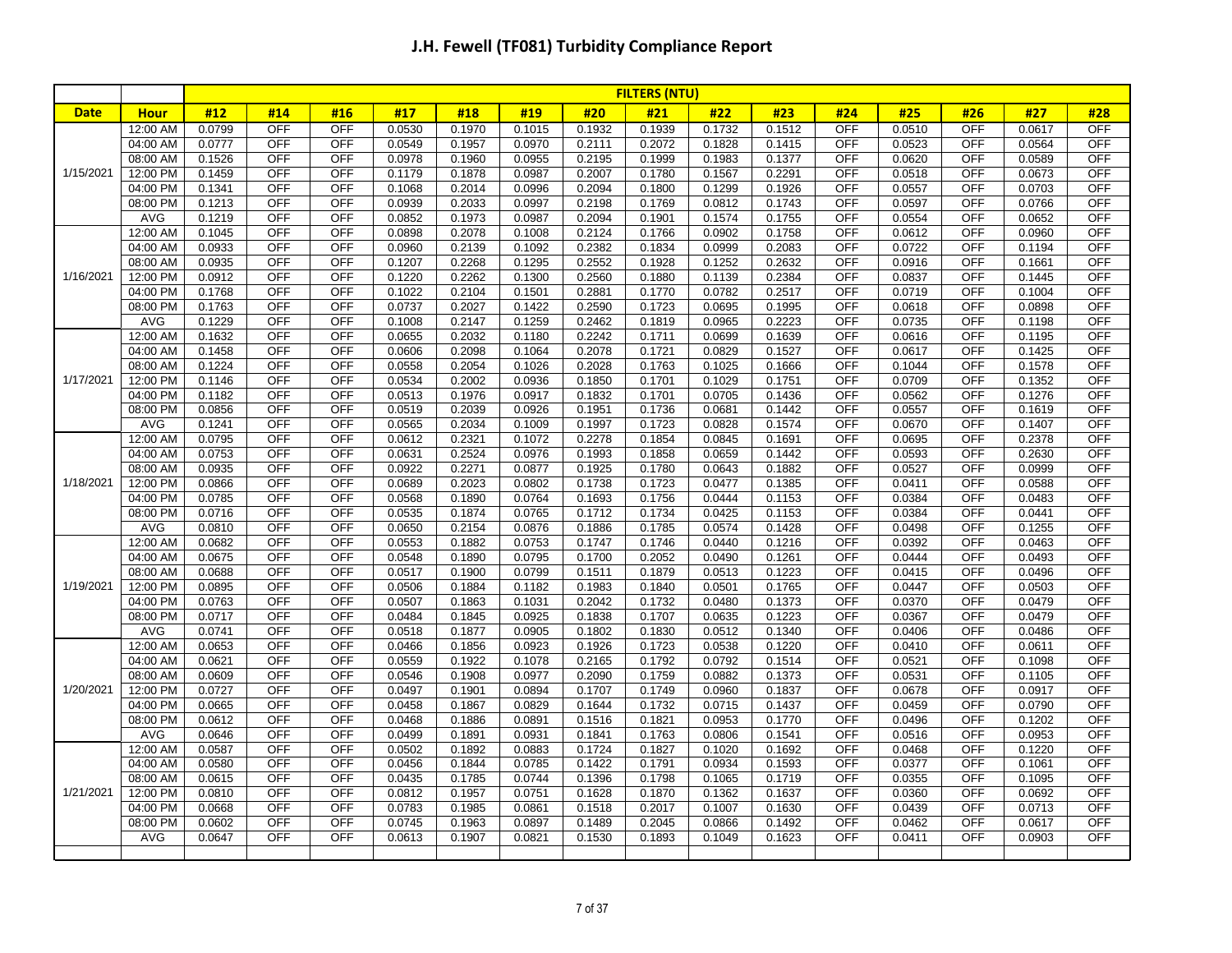# J.H. Fewell (TF081) Turbidity Compliance Report

| | | FILTERS (NTU) | | | | | | | | | | | | | | |
|---|---|---|---|---|---|---|---|---|---|---|---|---|---|---|---|---|
| **Date** | **Hour** | **#12** | **#14** | **#16** | **#17** | **#18** | **#19** | **#20** | **#21** | **#22** | **#23** | **#24** | **#25** | **#26** | **#27** | **#28** |
| 1/15/2021 | 12:00 AM | 0.0799 | OFF | OFF | 0.0530 | 0.1970 | 0.1015 | 0.1932 | 0.1939 | 0.1732 | 0.1512 | OFF | 0.0510 | OFF | 0.0617 | OFF |
| | 04:00 AM | 0.0777 | OFF | OFF | 0.0549 | 0.1957 | 0.0970 | 0.2111 | 0.2072 | 0.1828 | 0.1415 | OFF | 0.0523 | OFF | 0.0564 | OFF |
| | 08:00 AM | 0.1526 | OFF | OFF | 0.0978 | 0.1960 | 0.0955 | 0.2195 | 0.1999 | 0.1983 | 0.1377 | OFF | 0.0620 | OFF | 0.0589 | OFF |
| | 12:00 PM | 0.1459 | OFF | OFF | 0.1179 | 0.1878 | 0.0987 | 0.2007 | 0.1780 | 0.1567 | 0.2291 | OFF | 0.0518 | OFF | 0.0673 | OFF |
| | 04:00 PM | 0.1341 | OFF | OFF | 0.1068 | 0.2014 | 0.0996 | 0.2094 | 0.1800 | 0.1299 | 0.1926 | OFF | 0.0557 | OFF | 0.0703 | OFF |
| | 08:00 PM | 0.1213 | OFF | OFF | 0.0939 | 0.2033 | 0.0997 | 0.2198 | 0.1769 | 0.0812 | 0.1743 | OFF | 0.0597 | OFF | 0.0766 | OFF |
| | AVG | 0.1219 | OFF | OFF | 0.0852 | 0.1973 | 0.0987 | 0.2094 | 0.1901 | 0.1574 | 0.1755 | OFF | 0.0554 | OFF | 0.0652 | OFF |
| 1/16/2021 | 12:00 AM | 0.1045 | OFF | OFF | 0.0898 | 0.2078 | 0.1008 | 0.2124 | 0.1766 | 0.0902 | 0.1758 | OFF | 0.0612 | OFF | 0.0960 | OFF |
| | 04:00 AM | 0.0933 | OFF | OFF | 0.0960 | 0.2139 | 0.1092 | 0.2382 | 0.1834 | 0.0999 | 0.2083 | OFF | 0.0722 | OFF | 0.1194 | OFF |
| | 08:00 AM | 0.0935 | OFF | OFF | 0.1207 | 0.2268 | 0.1295 | 0.2552 | 0.1928 | 0.1252 | 0.2632 | OFF | 0.0916 | OFF | 0.1661 | OFF |
| | 12:00 PM | 0.0912 | OFF | OFF | 0.1220 | 0.2262 | 0.1300 | 0.2560 | 0.1880 | 0.1139 | 0.2384 | OFF | 0.0837 | OFF | 0.1445 | OFF |
| | 04:00 PM | 0.1768 | OFF | OFF | 0.1022 | 0.2104 | 0.1501 | 0.2881 | 0.1770 | 0.0782 | 0.2517 | OFF | 0.0719 | OFF | 0.1004 | OFF |
| | 08:00 PM | 0.1763 | OFF | OFF | 0.0737 | 0.2027 | 0.1422 | 0.2590 | 0.1723 | 0.0695 | 0.1995 | OFF | 0.0618 | OFF | 0.0898 | OFF |
| | AVG | 0.1229 | OFF | OFF | 0.1008 | 0.2147 | 0.1259 | 0.2462 | 0.1819 | 0.0965 | 0.2223 | OFF | 0.0735 | OFF | 0.1198 | OFF |
| 1/17/2021 | 12:00 AM | 0.1632 | OFF | OFF | 0.0655 | 0.2032 | 0.1180 | 0.2242 | 0.1711 | 0.0699 | 0.1639 | OFF | 0.0616 | OFF | 0.1195 | OFF |
| | 04:00 AM | 0.1458 | OFF | OFF | 0.0606 | 0.2098 | 0.1064 | 0.2078 | 0.1721 | 0.0829 | 0.1527 | OFF | 0.0617 | OFF | 0.1425 | OFF |
| | 08:00 AM | 0.1224 | OFF | OFF | 0.0558 | 0.2054 | 0.1026 | 0.2028 | 0.1763 | 0.1025 | 0.1666 | OFF | 0.1044 | OFF | 0.1578 | OFF |
| | 12:00 PM | 0.1146 | OFF | OFF | 0.0534 | 0.2002 | 0.0936 | 0.1850 | 0.1701 | 0.1029 | 0.1751 | OFF | 0.0709 | OFF | 0.1352 | OFF |
| | 04:00 PM | 0.1182 | OFF | OFF | 0.0513 | 0.1976 | 0.0917 | 0.1832 | 0.1701 | 0.0705 | 0.1436 | OFF | 0.0562 | OFF | 0.1276 | OFF |
| | 08:00 PM | 0.0856 | OFF | OFF | 0.0519 | 0.2039 | 0.0926 | 0.1951 | 0.1736 | 0.0681 | 0.1442 | OFF | 0.0557 | OFF | 0.1619 | OFF |
| | AVG | 0.1241 | OFF | OFF | 0.0565 | 0.2034 | 0.1009 | 0.1997 | 0.1723 | 0.0828 | 0.1574 | OFF | 0.0670 | OFF | 0.1407 | OFF |
| 1/18/2021 | 12:00 AM | 0.0795 | OFF | OFF | 0.0612 | 0.2321 | 0.1072 | 0.2278 | 0.1854 | 0.0845 | 0.1691 | OFF | 0.0695 | OFF | 0.2378 | OFF |
| | 04:00 AM | 0.0753 | OFF | OFF | 0.0631 | 0.2524 | 0.0976 | 0.1993 | 0.1858 | 0.0659 | 0.1442 | OFF | 0.0593 | OFF | 0.2630 | OFF |
| | 08:00 AM | 0.0935 | OFF | OFF | 0.0922 | 0.2271 | 0.0877 | 0.1925 | 0.1780 | 0.0643 | 0.1882 | OFF | 0.0527 | OFF | 0.0999 | OFF |
| | 12:00 PM | 0.0866 | OFF | OFF | 0.0689 | 0.2023 | 0.0802 | 0.1738 | 0.1723 | 0.0477 | 0.1385 | OFF | 0.0411 | OFF | 0.0588 | OFF |
| | 04:00 PM | 0.0785 | OFF | OFF | 0.0568 | 0.1890 | 0.0764 | 0.1693 | 0.1756 | 0.0444 | 0.1153 | OFF | 0.0384 | OFF | 0.0483 | OFF |
| | 08:00 PM | 0.0716 | OFF | OFF | 0.0535 | 0.1874 | 0.0765 | 0.1712 | 0.1734 | 0.0425 | 0.1153 | OFF | 0.0384 | OFF | 0.0441 | OFF |
| | AVG | 0.0810 | OFF | OFF | 0.0650 | 0.2154 | 0.0876 | 0.1886 | 0.1785 | 0.0574 | 0.1428 | OFF | 0.0498 | OFF | 0.1255 | OFF |
| 1/19/2021 | 12:00 AM | 0.0682 | OFF | OFF | 0.0553 | 0.1882 | 0.0753 | 0.1747 | 0.1746 | 0.0440 | 0.1216 | OFF | 0.0392 | OFF | 0.0463 | OFF |
| | 04:00 AM | 0.0675 | OFF | OFF | 0.0548 | 0.1890 | 0.0795 | 0.1700 | 0.2052 | 0.0490 | 0.1261 | OFF | 0.0444 | OFF | 0.0493 | OFF |
| | 08:00 AM | 0.0688 | OFF | OFF | 0.0517 | 0.1900 | 0.0799 | 0.1511 | 0.1879 | 0.0513 | 0.1223 | OFF | 0.0415 | OFF | 0.0496 | OFF |
| | 12:00 PM | 0.0895 | OFF | OFF | 0.0506 | 0.1884 | 0.1182 | 0.1983 | 0.1840 | 0.0501 | 0.1765 | OFF | 0.0447 | OFF | 0.0503 | OFF |
| | 04:00 PM | 0.0763 | OFF | OFF | 0.0507 | 0.1863 | 0.1031 | 0.2042 | 0.1732 | 0.0480 | 0.1373 | OFF | 0.0370 | OFF | 0.0479 | OFF |
| | 08:00 PM | 0.0717 | OFF | OFF | 0.0484 | 0.1845 | 0.0925 | 0.1838 | 0.1707 | 0.0635 | 0.1223 | OFF | 0.0367 | OFF | 0.0479 | OFF |
| | AVG | 0.0741 | OFF | OFF | 0.0518 | 0.1877 | 0.0905 | 0.1802 | 0.1830 | 0.0512 | 0.1340 | OFF | 0.0406 | OFF | 0.0486 | OFF |
| 1/20/2021 | 12:00 AM | 0.0653 | OFF | OFF | 0.0466 | 0.1856 | 0.0923 | 0.1926 | 0.1723 | 0.0538 | 0.1220 | OFF | 0.0410 | OFF | 0.0611 | OFF |
| | 04:00 AM | 0.0621 | OFF | OFF | 0.0559 | 0.1922 | 0.1078 | 0.2165 | 0.1792 | 0.0792 | 0.1514 | OFF | 0.0521 | OFF | 0.1098 | OFF |
| | 08:00 AM | 0.0609 | OFF | OFF | 0.0546 | 0.1908 | 0.0977 | 0.2090 | 0.1759 | 0.0882 | 0.1373 | OFF | 0.0531 | OFF | 0.1105 | OFF |
| | 12:00 PM | 0.0727 | OFF | OFF | 0.0497 | 0.1901 | 0.0894 | 0.1707 | 0.1749 | 0.0960 | 0.1837 | OFF | 0.0678 | OFF | 0.0917 | OFF |
| | 04:00 PM | 0.0665 | OFF | OFF | 0.0458 | 0.1867 | 0.0829 | 0.1644 | 0.1732 | 0.0715 | 0.1437 | OFF | 0.0459 | OFF | 0.0790 | OFF |
| | 08:00 PM | 0.0612 | OFF | OFF | 0.0468 | 0.1886 | 0.0891 | 0.1516 | 0.1821 | 0.0953 | 0.1770 | OFF | 0.0496 | OFF | 0.1202 | OFF |
| | AVG | 0.0646 | OFF | OFF | 0.0499 | 0.1891 | 0.0931 | 0.1841 | 0.1763 | 0.0806 | 0.1541 | OFF | 0.0516 | OFF | 0.0953 | OFF |
| 1/21/2021 | 12:00 AM | 0.0587 | OFF | OFF | 0.0502 | 0.1892 | 0.0883 | 0.1724 | 0.1827 | 0.1020 | 0.1692 | OFF | 0.0468 | OFF | 0.1220 | OFF |
| | 04:00 AM | 0.0580 | OFF | OFF | 0.0456 | 0.1844 | 0.0785 | 0.1422 | 0.1791 | 0.0934 | 0.1593 | OFF | 0.0377 | OFF | 0.1061 | OFF |
| | 08:00 AM | 0.0615 | OFF | OFF | 0.0435 | 0.1785 | 0.0744 | 0.1396 | 0.1798 | 0.1065 | 0.1719 | OFF | 0.0355 | OFF | 0.1095 | OFF |
| | 12:00 PM | 0.0810 | OFF | OFF | 0.0812 | 0.1957 | 0.0751 | 0.1628 | 0.1870 | 0.1362 | 0.1637 | OFF | 0.0360 | OFF | 0.0692 | OFF |
| | 04:00 PM | 0.0668 | OFF | OFF | 0.0783 | 0.1985 | 0.0861 | 0.1518 | 0.2017 | 0.1007 | 0.1630 | OFF | 0.0439 | OFF | 0.0713 | OFF |
| | 08:00 PM | 0.0602 | OFF | OFF | 0.0745 | 0.1963 | 0.0897 | 0.1489 | 0.2045 | 0.0866 | 0.1492 | OFF | 0.0462 | OFF | 0.0617 | OFF |
| | AVG | 0.0647 | OFF | OFF | 0.0613 | 0.1907 | 0.0821 | 0.1530 | 0.1893 | 0.1049 | 0.1623 | OFF | 0.0411 | OFF | 0.0903 | OFF |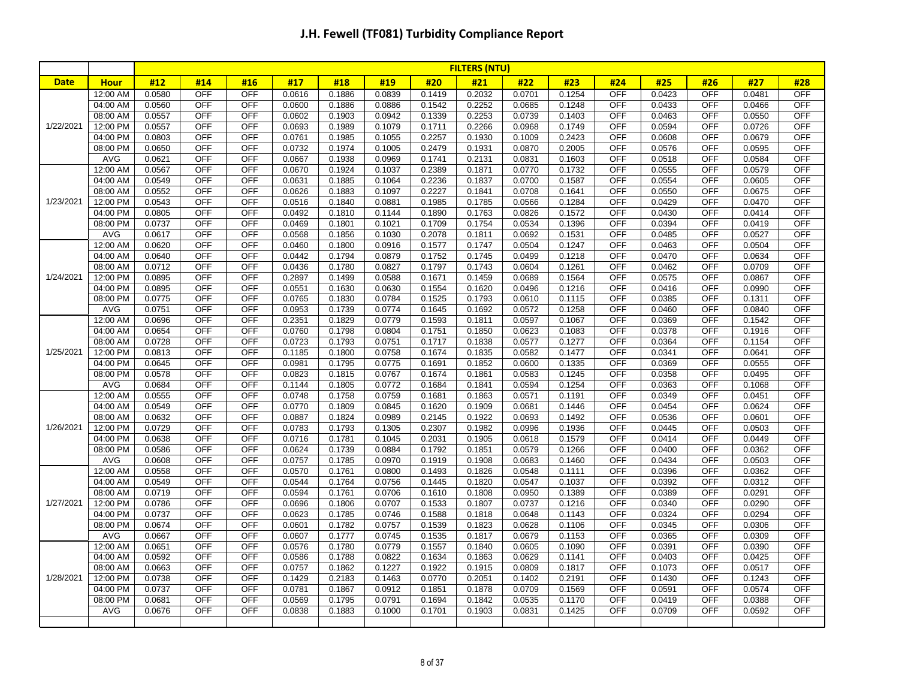# J.H. Fewell (TF081) Turbidity Compliance Report

| | | FILTERS (NTU) | | | | | | | | | | | | | | |
|---|---|---|---|---|---|---|---|---|---|---|---|---|---|---|---|---|
| **Date** | **Hour** | **#12** | **#14** | **#16** | **#17** | **#18** | **#19** | **#20** | **#21** | **#22** | **#23** | **#24** | **#25** | **#26** | **#27** | **#28** |
| 1/22/2021 | 12:00 AM | 0.0580 | OFF | OFF | 0.0616 | 0.1886 | 0.0839 | 0.1419 | 0.2032 | 0.0701 | 0.1254 | OFF | 0.0423 | OFF | 0.0481 | OFF |
| | 04:00 AM | 0.0560 | OFF | OFF | 0.0600 | 0.1886 | 0.0886 | 0.1542 | 0.2252 | 0.0685 | 0.1248 | OFF | 0.0433 | OFF | 0.0466 | OFF |
| | 08:00 AM | 0.0557 | OFF | OFF | 0.0602 | 0.1903 | 0.0942 | 0.1339 | 0.2253 | 0.0739 | 0.1403 | OFF | 0.0463 | OFF | 0.0550 | OFF |
| | 12:00 PM | 0.0557 | OFF | OFF | 0.0693 | 0.1989 | 0.1079 | 0.1711 | 0.2266 | 0.0968 | 0.1749 | OFF | 0.0594 | OFF | 0.0726 | OFF |
| | 04:00 PM | 0.0803 | OFF | OFF | 0.0761 | 0.1985 | 0.1055 | 0.2257 | 0.1930 | 0.1009 | 0.2423 | OFF | 0.0608 | OFF | 0.0679 | OFF |
| | 08:00 PM | 0.0650 | OFF | OFF | 0.0732 | 0.1974 | 0.1005 | 0.2479 | 0.1931 | 0.0870 | 0.2005 | OFF | 0.0576 | OFF | 0.0595 | OFF |
| | AVG | 0.0621 | OFF | OFF | 0.0667 | 0.1938 | 0.0969 | 0.1741 | 0.2131 | 0.0831 | 0.1603 | OFF | 0.0518 | OFF | 0.0584 | OFF |
| 1/23/2021 | 12:00 AM | 0.0567 | OFF | OFF | 0.0670 | 0.1924 | 0.1037 | 0.2389 | 0.1871 | 0.0770 | 0.1732 | OFF | 0.0555 | OFF | 0.0579 | OFF |
| | 04:00 AM | 0.0549 | OFF | OFF | 0.0631 | 0.1885 | 0.1064 | 0.2236 | 0.1837 | 0.0700 | 0.1587 | OFF | 0.0554 | OFF | 0.0605 | OFF |
| | 08:00 AM | 0.0552 | OFF | OFF | 0.0626 | 0.1883 | 0.1097 | 0.2227 | 0.1841 | 0.0708 | 0.1641 | OFF | 0.0550 | OFF | 0.0675 | OFF |
| | 12:00 PM | 0.0543 | OFF | OFF | 0.0516 | 0.1840 | 0.0881 | 0.1985 | 0.1785 | 0.0566 | 0.1284 | OFF | 0.0429 | OFF | 0.0470 | OFF |
| | 04:00 PM | 0.0805 | OFF | OFF | 0.0492 | 0.1810 | 0.1144 | 0.1890 | 0.1763 | 0.0826 | 0.1572 | OFF | 0.0430 | OFF | 0.0414 | OFF |
| | 08:00 PM | 0.0737 | OFF | OFF | 0.0469 | 0.1801 | 0.1021 | 0.1709 | 0.1754 | 0.0534 | 0.1396 | OFF | 0.0394 | OFF | 0.0419 | OFF |
| | AVG | 0.0617 | OFF | OFF | 0.0568 | 0.1856 | 0.1030 | 0.2078 | 0.1811 | 0.0692 | 0.1531 | OFF | 0.0485 | OFF | 0.0527 | OFF |
| 1/24/2021 | 12:00 AM | 0.0620 | OFF | OFF | 0.0460 | 0.1800 | 0.0916 | 0.1577 | 0.1747 | 0.0504 | 0.1247 | OFF | 0.0463 | OFF | 0.0504 | OFF |
| | 04:00 AM | 0.0640 | OFF | OFF | 0.0442 | 0.1794 | 0.0879 | 0.1752 | 0.1745 | 0.0499 | 0.1218 | OFF | 0.0470 | OFF | 0.0634 | OFF |
| | 08:00 AM | 0.0712 | OFF | OFF | 0.0436 | 0.1780 | 0.0827 | 0.1797 | 0.1743 | 0.0604 | 0.1261 | OFF | 0.0462 | OFF | 0.0709 | OFF |
| | 12:00 PM | 0.0895 | OFF | OFF | 0.2897 | 0.1499 | 0.0588 | 0.1671 | 0.1459 | 0.0689 | 0.1564 | OFF | 0.0575 | OFF | 0.0867 | OFF |
| | 04:00 PM | 0.0895 | OFF | OFF | 0.0551 | 0.1630 | 0.0630 | 0.1554 | 0.1620 | 0.0496 | 0.1216 | OFF | 0.0416 | OFF | 0.0990 | OFF |
| | 08:00 PM | 0.0775 | OFF | OFF | 0.0765 | 0.1830 | 0.0784 | 0.1525 | 0.1793 | 0.0610 | 0.1115 | OFF | 0.0385 | OFF | 0.1311 | OFF |
| | AVG | 0.0751 | OFF | OFF | 0.0953 | 0.1739 | 0.0774 | 0.1645 | 0.1692 | 0.0572 | 0.1258 | OFF | 0.0460 | OFF | 0.0840 | OFF |
| 1/25/2021 | 12:00 AM | 0.0696 | OFF | OFF | 0.2351 | 0.1829 | 0.0779 | 0.1593 | 0.1811 | 0.0597 | 0.1067 | OFF | 0.0369 | OFF | 0.1542 | OFF |
| | 04:00 AM | 0.0654 | OFF | OFF | 0.0760 | 0.1798 | 0.0804 | 0.1751 | 0.1850 | 0.0623 | 0.1083 | OFF | 0.0378 | OFF | 0.1916 | OFF |
| | 08:00 AM | 0.0728 | OFF | OFF | 0.0723 | 0.1793 | 0.0751 | 0.1717 | 0.1838 | 0.0577 | 0.1277 | OFF | 0.0364 | OFF | 0.1154 | OFF |
| | 12:00 PM | 0.0813 | OFF | OFF | 0.1185 | 0.1800 | 0.0758 | 0.1674 | 0.1835 | 0.0582 | 0.1477 | OFF | 0.0341 | OFF | 0.0641 | OFF |
| | 04:00 PM | 0.0645 | OFF | OFF | 0.0981 | 0.1795 | 0.0775 | 0.1691 | 0.1852 | 0.0600 | 0.1335 | OFF | 0.0369 | OFF | 0.0555 | OFF |
| | 08:00 PM | 0.0578 | OFF | OFF | 0.0823 | 0.1815 | 0.0767 | 0.1674 | 0.1861 | 0.0583 | 0.1245 | OFF | 0.0358 | OFF | 0.0495 | OFF |
| | AVG | 0.0684 | OFF | OFF | 0.1144 | 0.1805 | 0.0772 | 0.1684 | 0.1841 | 0.0594 | 0.1254 | OFF | 0.0363 | OFF | 0.1068 | OFF |
| 1/26/2021 | 12:00 AM | 0.0555 | OFF | OFF | 0.0748 | 0.1758 | 0.0759 | 0.1681 | 0.1863 | 0.0571 | 0.1191 | OFF | 0.0349 | OFF | 0.0451 | OFF |
| | 04:00 AM | 0.0549 | OFF | OFF | 0.0770 | 0.1809 | 0.0845 | 0.1620 | 0.1909 | 0.0681 | 0.1446 | OFF | 0.0454 | OFF | 0.0624 | OFF |
| | 08:00 AM | 0.0632 | OFF | OFF | 0.0887 | 0.1824 | 0.0989 | 0.2145 | 0.1922 | 0.0693 | 0.1492 | OFF | 0.0536 | OFF | 0.0601 | OFF |
| | 12:00 PM | 0.0729 | OFF | OFF | 0.0783 | 0.1793 | 0.1305 | 0.2307 | 0.1982 | 0.0996 | 0.1936 | OFF | 0.0445 | OFF | 0.0503 | OFF |
| | 04:00 PM | 0.0638 | OFF | OFF | 0.0716 | 0.1781 | 0.1045 | 0.2031 | 0.1905 | 0.0618 | 0.1579 | OFF | 0.0414 | OFF | 0.0449 | OFF |
| | 08:00 PM | 0.0586 | OFF | OFF | 0.0624 | 0.1739 | 0.0884 | 0.1792 | 0.1851 | 0.0579 | 0.1266 | OFF | 0.0400 | OFF | 0.0362 | OFF |
| | AVG | 0.0608 | OFF | OFF | 0.0757 | 0.1785 | 0.0970 | 0.1919 | 0.1908 | 0.0683 | 0.1460 | OFF | 0.0434 | OFF | 0.0503 | OFF |
| 1/27/2021 | 12:00 AM | 0.0558 | OFF | OFF | 0.0570 | 0.1761 | 0.0800 | 0.1493 | 0.1826 | 0.0548 | 0.1111 | OFF | 0.0396 | OFF | 0.0362 | OFF |
| | 04:00 AM | 0.0549 | OFF | OFF | 0.0544 | 0.1764 | 0.0756 | 0.1445 | 0.1820 | 0.0547 | 0.1037 | OFF | 0.0392 | OFF | 0.0312 | OFF |
| | 08:00 AM | 0.0719 | OFF | OFF | 0.0594 | 0.1761 | 0.0706 | 0.1610 | 0.1808 | 0.0950 | 0.1389 | OFF | 0.0389 | OFF | 0.0291 | OFF |
| | 12:00 PM | 0.0786 | OFF | OFF | 0.0696 | 0.1806 | 0.0707 | 0.1533 | 0.1807 | 0.0737 | 0.1216 | OFF | 0.0340 | OFF | 0.0290 | OFF |
| | 04:00 PM | 0.0737 | OFF | OFF | 0.0623 | 0.1785 | 0.0746 | 0.1588 | 0.1818 | 0.0648 | 0.1143 | OFF | 0.0324 | OFF | 0.0294 | OFF |
| | 08:00 PM | 0.0674 | OFF | OFF | 0.0601 | 0.1782 | 0.0757 | 0.1539 | 0.1823 | 0.0628 | 0.1106 | OFF | 0.0345 | OFF | 0.0306 | OFF |
| | AVG | 0.0667 | OFF | OFF | 0.0607 | 0.1777 | 0.0745 | 0.1535 | 0.1817 | 0.0679 | 0.1153 | OFF | 0.0365 | OFF | 0.0309 | OFF |
| 1/28/2021 | 12:00 AM | 0.0651 | OFF | OFF | 0.0576 | 0.1780 | 0.0779 | 0.1557 | 0.1840 | 0.0605 | 0.1090 | OFF | 0.0391 | OFF | 0.0390 | OFF |
| | 04:00 AM | 0.0592 | OFF | OFF | 0.0586 | 0.1788 | 0.0822 | 0.1634 | 0.1863 | 0.0629 | 0.1141 | OFF | 0.0403 | OFF | 0.0425 | OFF |
| | 08:00 AM | 0.0663 | OFF | OFF | 0.0757 | 0.1862 | 0.1227 | 0.1922 | 0.1915 | 0.0809 | 0.1817 | OFF | 0.1073 | OFF | 0.0517 | OFF |
| | 12:00 PM | 0.0738 | OFF | OFF | 0.1429 | 0.2183 | 0.1463 | 0.0770 | 0.2051 | 0.1402 | 0.2191 | OFF | 0.1430 | OFF | 0.1243 | OFF |
| | 04:00 PM | 0.0737 | OFF | OFF | 0.0781 | 0.1867 | 0.0912 | 0.1851 | 0.1878 | 0.0709 | 0.1569 | OFF | 0.0591 | OFF | 0.0574 | OFF |
| | 08:00 PM | 0.0681 | OFF | OFF | 0.0569 | 0.1795 | 0.0791 | 0.1694 | 0.1842 | 0.0535 | 0.1170 | OFF | 0.0419 | OFF | 0.0388 | OFF |
| | AVG | 0.0676 | OFF | OFF | 0.0838 | 0.1883 | 0.1000 | 0.1701 | 0.1903 | 0.0831 | 0.1425 | OFF | 0.0709 | OFF | 0.0592 | OFF |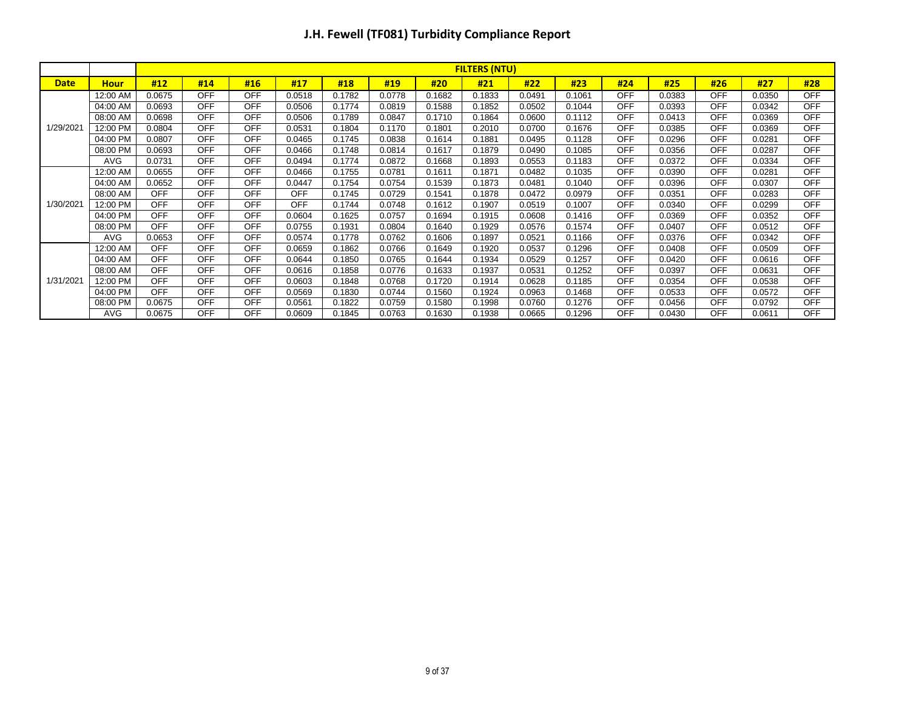# J.H. Fewell (TF081) Turbidity Compliance Report

| | | FILTERS (NTU) | | | | | | | | | | | | | | |
|---|---|---|---|---|---|---|---|---|---|---|---|---|---|---|---|---|
| **Date** | **Hour** | **#12** | **#14** | **#16** | **#17** | **#18** | **#19** | **#20** | **#21** | **#22** | **#23** | **#24** | **#25** | **#26** | **#27** | **#28** |
| 1/29/2021 | 12:00 AM | 0.0675 | OFF | OFF | 0.0518 | 0.1782 | 0.0778 | 0.1682 | 0.1833 | 0.0491 | 0.1061 | OFF | 0.0383 | OFF | 0.0350 | OFF |
| | 04:00 AM | 0.0693 | OFF | OFF | 0.0506 | 0.1774 | 0.0819 | 0.1588 | 0.1852 | 0.0502 | 0.1044 | OFF | 0.0393 | OFF | 0.0342 | OFF |
| | 08:00 AM | 0.0698 | OFF | OFF | 0.0506 | 0.1789 | 0.0847 | 0.1710 | 0.1864 | 0.0600 | 0.1112 | OFF | 0.0413 | OFF | 0.0369 | OFF |
| | 12:00 PM | 0.0804 | OFF | OFF | 0.0531 | 0.1804 | 0.1170 | 0.1801 | 0.2010 | 0.0700 | 0.1676 | OFF | 0.0385 | OFF | 0.0369 | OFF |
| | 04:00 PM | 0.0807 | OFF | OFF | 0.0465 | 0.1745 | 0.0838 | 0.1614 | 0.1881 | 0.0495 | 0.1128 | OFF | 0.0296 | OFF | 0.0281 | OFF |
| | 08:00 PM | 0.0693 | OFF | OFF | 0.0466 | 0.1748 | 0.0814 | 0.1617 | 0.1879 | 0.0490 | 0.1085 | OFF | 0.0356 | OFF | 0.0287 | OFF |
| | AVG | 0.0731 | OFF | OFF | 0.0494 | 0.1774 | 0.0872 | 0.1668 | 0.1893 | 0.0553 | 0.1183 | OFF | 0.0372 | OFF | 0.0334 | OFF |
| 1/30/2021 | 12:00 AM | 0.0655 | OFF | OFF | 0.0466 | 0.1755 | 0.0781 | 0.1611 | 0.1871 | 0.0482 | 0.1035 | OFF | 0.0390 | OFF | 0.0281 | OFF |
| | 04:00 AM | 0.0652 | OFF | OFF | 0.0447 | 0.1754 | 0.0754 | 0.1539 | 0.1873 | 0.0481 | 0.1040 | OFF | 0.0396 | OFF | 0.0307 | OFF |
| | 08:00 AM | OFF | OFF | OFF | OFF | 0.1745 | 0.0729 | 0.1541 | 0.1878 | 0.0472 | 0.0979 | OFF | 0.0351 | OFF | 0.0283 | OFF |
| | 12:00 PM | OFF | OFF | OFF | OFF | 0.1744 | 0.0748 | 0.1612 | 0.1907 | 0.0519 | 0.1007 | OFF | 0.0340 | OFF | 0.0299 | OFF |
| | 04:00 PM | OFF | OFF | OFF | 0.0604 | 0.1625 | 0.0757 | 0.1694 | 0.1915 | 0.0608 | 0.1416 | OFF | 0.0369 | OFF | 0.0352 | OFF |
| | 08:00 PM | OFF | OFF | OFF | 0.0755 | 0.1931 | 0.0804 | 0.1640 | 0.1929 | 0.0576 | 0.1574 | OFF | 0.0407 | OFF | 0.0512 | OFF |
| | AVG | 0.0653 | OFF | OFF | 0.0574 | 0.1778 | 0.0762 | 0.1606 | 0.1897 | 0.0521 | 0.1166 | OFF | 0.0376 | OFF | 0.0342 | OFF |
| 1/31/2021 | 12:00 AM | OFF | OFF | OFF | 0.0659 | 0.1862 | 0.0766 | 0.1649 | 0.1920 | 0.0537 | 0.1296 | OFF | 0.0408 | OFF | 0.0509 | OFF |
| | 04:00 AM | OFF | OFF | OFF | 0.0644 | 0.1850 | 0.0765 | 0.1644 | 0.1934 | 0.0529 | 0.1257 | OFF | 0.0420 | OFF | 0.0616 | OFF |
| | 08:00 AM | OFF | OFF | OFF | 0.0616 | 0.1858 | 0.0776 | 0.1633 | 0.1937 | 0.0531 | 0.1252 | OFF | 0.0397 | OFF | 0.0631 | OFF |
| | 12:00 PM | OFF | OFF | OFF | 0.0603 | 0.1848 | 0.0768 | 0.1720 | 0.1914 | 0.0628 | 0.1185 | OFF | 0.0354 | OFF | 0.0538 | OFF |
| | 04:00 PM | OFF | OFF | OFF | 0.0569 | 0.1830 | 0.0744 | 0.1560 | 0.1924 | 0.0963 | 0.1468 | OFF | 0.0533 | OFF | 0.0572 | OFF |
| | 08:00 PM | 0.0675 | OFF | OFF | 0.0561 | 0.1822 | 0.0759 | 0.1580 | 0.1998 | 0.0760 | 0.1276 | OFF | 0.0456 | OFF | 0.0792 | OFF |
| | AVG | 0.0675 | OFF | OFF | 0.0609 | 0.1845 | 0.0763 | 0.1630 | 0.1938 | 0.0665 | 0.1296 | OFF | 0.0430 | OFF | 0.0611 | OFF |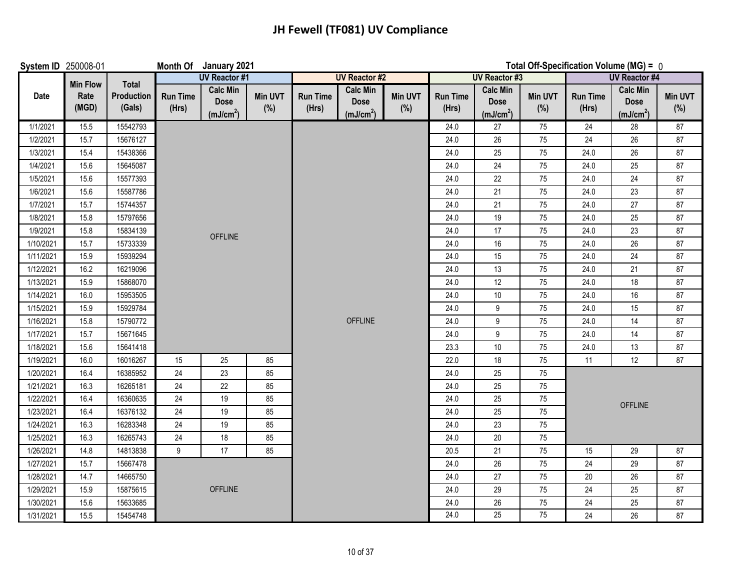# JH Fewell (TF081) UV Compliance

**System ID** 250008-01 **Month Of** January 2021 **Total Off-Specification Volume (MG) =** 0

| Date | Min Flow Rate (MGD) | Total Production (Gals) | UV Reactor #1 | | | UV Reactor #2 | | | UV Reactor #3 | | | UV Reactor #4 | | |
|---|---|---|---|---|---|---|---|---|---|---|---|---|---|---|
| | | | Run Time (Hrs) | Calc Min Dose ($mJ/cm^2$) | Min UVT (%) | Run Time (Hrs) | Calc Min Dose ($mJ/cm^2$) | Min UVT (%) | Run Time (Hrs) | Calc Min Dose ($mJ/cm^2$) | Min UVT (%) | Run Time (Hrs) | Calc Min Dose ($mJ/cm^2$) | Min UVT (%) |
| 1/1/2021 | 15.5 | 15542793 | OFFLINE | | | OFFLINE | | | 24.0 | 27 | 75 | 24 | 28 | 87 |
| 1/2/2021 | 15.7 | 15676127 | OFFLINE | | | OFFLINE | | | 24.0 | 26 | 75 | 24 | 26 | 87 |
| 1/3/2021 | 15.4 | 15438366 | OFFLINE | | | OFFLINE | | | 24.0 | 25 | 75 | 24.0 | 26 | 87 |
| 1/4/2021 | 15.6 | 15645087 | OFFLINE | | | OFFLINE | | | 24.0 | 24 | 75 | 24.0 | 25 | 87 |
| 1/5/2021 | 15.6 | 15577393 | OFFLINE | | | OFFLINE | | | 24.0 | 22 | 75 | 24.0 | 24 | 87 |
| 1/6/2021 | 15.6 | 15587786 | OFFLINE | | | OFFLINE | | | 24.0 | 21 | 75 | 24.0 | 23 | 87 |
| 1/7/2021 | 15.7 | 15744357 | OFFLINE | | | OFFLINE | | | 24.0 | 21 | 75 | 24.0 | 27 | 87 |
| 1/8/2021 | 15.8 | 15797656 | OFFLINE | | | OFFLINE | | | 24.0 | 19 | 75 | 24.0 | 25 | 87 |
| 1/9/2021 | 15.8 | 15834139 | OFFLINE | | | OFFLINE | | | 24.0 | 17 | 75 | 24.0 | 23 | 87 |
| 1/10/2021 | 15.7 | 15733339 | OFFLINE | | | OFFLINE | | | 24.0 | 16 | 75 | 24.0 | 26 | 87 |
| 1/11/2021 | 15.9 | 15939294 | OFFLINE | | | OFFLINE | | | 24.0 | 15 | 75 | 24.0 | 24 | 87 |
| 1/12/2021 | 16.2 | 16219096 | OFFLINE | | | OFFLINE | | | 24.0 | 13 | 75 | 24.0 | 21 | 87 |
| 1/13/2021 | 15.9 | 15868070 | OFFLINE | | | OFFLINE | | | 24.0 | 12 | 75 | 24.0 | 18 | 87 |
| 1/14/2021 | 16.0 | 15953505 | OFFLINE | | | OFFLINE | | | 24.0 | 10 | 75 | 24.0 | 16 | 87 |
| 1/15/2021 | 15.9 | 15929784 | OFFLINE | | | OFFLINE | | | 24.0 | 9 | 75 | 24.0 | 15 | 87 |
| 1/16/2021 | 15.8 | 15790772 | OFFLINE | | | OFFLINE | | | 24.0 | 9 | 75 | 24.0 | 14 | 87 |
| 1/17/2021 | 15.7 | 15671645 | OFFLINE | | | OFFLINE | | | 24.0 | 9 | 75 | 24.0 | 14 | 87 |
| 1/18/2021 | 15.6 | 15641418 | OFFLINE | | | OFFLINE | | | 23.3 | 10 | 75 | 24.0 | 13 | 87 |
| 1/19/2021 | 16.0 | 16016267 | 15 | 25 | 85 | OFFLINE | | | 22.0 | 18 | 75 | 11 | 12 | 87 |
| 1/20/2021 | 16.4 | 16385952 | 24 | 23 | 85 | OFFLINE | | | 24.0 | 25 | 75 | OFFLINE | | |
| 1/21/2021 | 16.3 | 16265181 | 24 | 22 | 85 | OFFLINE | | | 24.0 | 25 | 75 | OFFLINE | | |
| 1/22/2021 | 16.4 | 16360635 | 24 | 19 | 85 | OFFLINE | | | 24.0 | 25 | 75 | OFFLINE | | |
| 1/23/2021 | 16.4 | 16376132 | 24 | 19 | 85 | OFFLINE | | | 24.0 | 25 | 75 | OFFLINE | | |
| 1/24/2021 | 16.3 | 16283348 | 24 | 19 | 85 | OFFLINE | | | 24.0 | 23 | 75 | OFFLINE | | |
| 1/25/2021 | 16.3 | 16265743 | 24 | 18 | 85 | OFFLINE | | | 24.0 | 20 | 75 | OFFLINE | | |
| 1/26/2021 | 14.8 | 14813838 | 9 | 17 | 85 | OFFLINE | | | 20.5 | 21 | 75 | 15 | 29 | 87 |
| 1/27/2021 | 15.7 | 15667478 | OFFLINE | | | OFFLINE | | | 24.0 | 26 | 75 | 24 | 29 | 87 |
| 1/28/2021 | 14.7 | 14665750 | OFFLINE | | | OFFLINE | | | 24.0 | 27 | 75 | 20 | 26 | 87 |
| 1/29/2021 | 15.9 | 15875615 | OFFLINE | | | OFFLINE | | | 24.0 | 29 | 75 | 24 | 25 | 87 |
| 1/30/2021 | 15.6 | 15633685 | OFFLINE | | | OFFLINE | | | 24.0 | 26 | 75 | 24 | 25 | 87 |
| 1/31/2021 | 15.5 | 15454748 | OFFLINE | | | OFFLINE | | | 24.0 | 25 | 75 | 24 | 26 | 87 |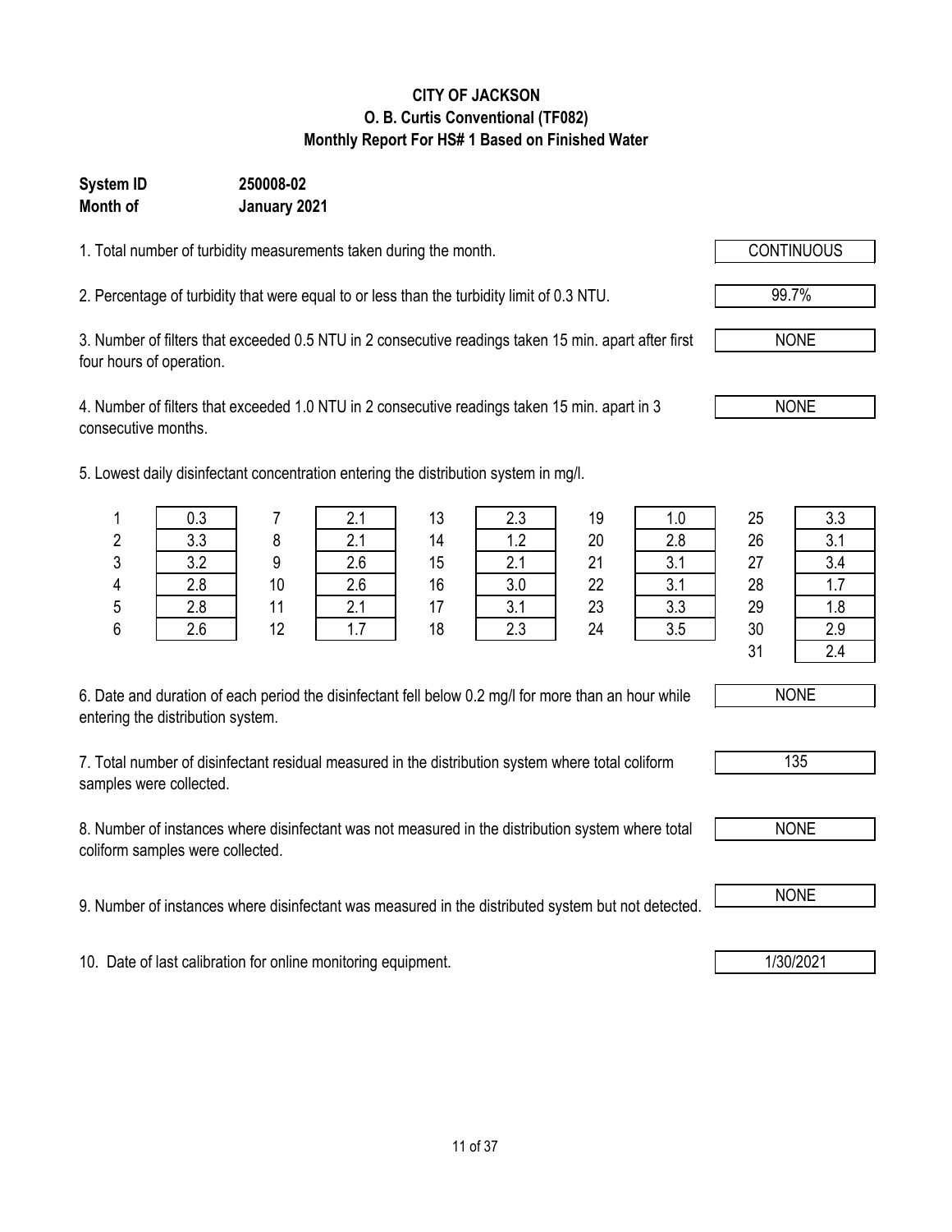**CITY OF JACKSON**
**O. B. Curtis Conventional (TF082)**
**Monthly Report For HS# 1 Based on Finished Water**

**System ID** **250008-02**
**Month of** **January 2021**

1. Total number of turbidity measurements taken during the month. CONTINUOUS

2. Percentage of turbidity that were equal to or less than the turbidity limit of 0.3 NTU. 99.7%

3. Number of filters that exceeded 0.5 NTU in 2 consecutive readings taken 15 min. apart after first four hours of operation. NONE

4. Number of filters that exceeded 1.0 NTU in 2 consecutive readings taken 15 min. apart in 3 consecutive months. NONE

5. Lowest daily disinfectant concentration entering the distribution system in mg/l.

| Day | mg/l | Day | mg/l | Day | mg/l | Day | mg/l | Day | mg/l |
|---|---|---|---|---|---|---|---|---|---|
| 1 | 0.3 | 7 | 2.1 | 13 | 2.3 | 19 | 1.0 | 25 | 3.3 |
| 2 | 3.3 | 8 | 2.1 | 14 | 1.2 | 20 | 2.8 | 26 | 3.1 |
| 3 | 3.2 | 9 | 2.6 | 15 | 2.1 | 21 | 3.1 | 27 | 3.4 |
| 4 | 2.8 | 10 | 2.6 | 16 | 3.0 | 22 | 3.1 | 28 | 1.7 |
| 5 | 2.8 | 11 | 2.1 | 17 | 3.1 | 23 | 3.3 | 29 | 1.8 |
| 6 | 2.6 | 12 | 1.7 | 18 | 2.3 | 24 | 3.5 | 30 | 2.9 |
| | | | | | | | | 31 | 2.4 |

6. Date and duration of each period the disinfectant fell below 0.2 mg/l for more than an hour while entering the distribution system. NONE

7. Total number of disinfectant residual measured in the distribution system where total coliform samples were collected. 135

8. Number of instances where disinfectant was not measured in the distribution system where total coliform samples were collected. NONE

9. Number of instances where disinfectant was measured in the distributed system but not detected. NONE

10. Date of last calibration for online monitoring equipment. 1/30/2021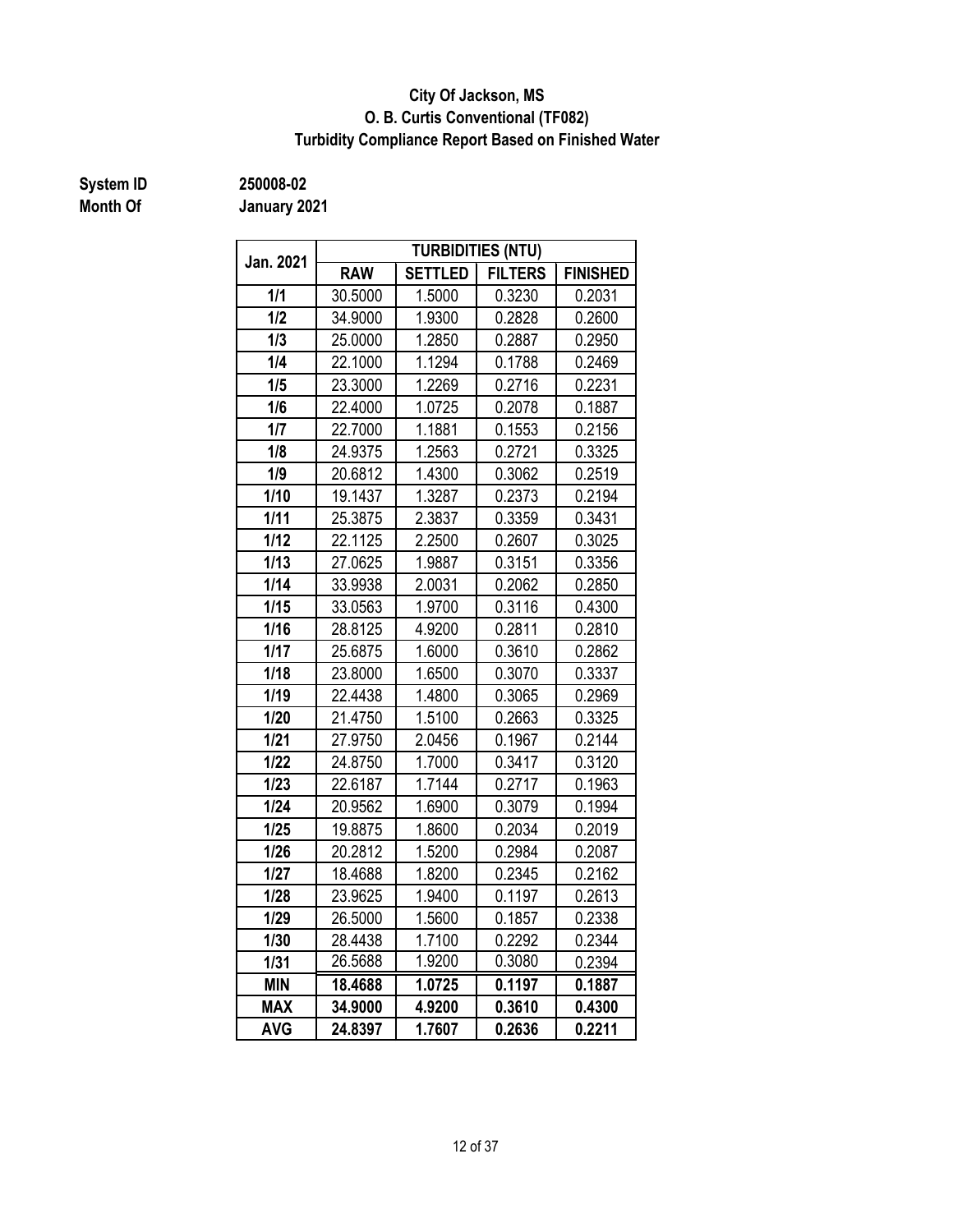**City Of Jackson, MS**
**O. B. Curtis Conventional (TF082)**
**Turbidity Compliance Report Based on Finished Water**

**System ID** 250008-02
**Month Of** January 2021

| Jan. 2021 | TURBIDITIES (NTU) | | | |
|---|---|---|---|---|
| | RAW | SETTLED | FILTERS | FINISHED |
| 1/1 | 30.5000 | 1.5000 | 0.3230 | 0.2031 |
| 1/2 | 34.9000 | 1.9300 | 0.2828 | 0.2600 |
| 1/3 | 25.0000 | 1.2850 | 0.2887 | 0.2950 |
| 1/4 | 22.1000 | 1.1294 | 0.1788 | 0.2469 |
| 1/5 | 23.3000 | 1.2269 | 0.2716 | 0.2231 |
| 1/6 | 22.4000 | 1.0725 | 0.2078 | 0.1887 |
| 1/7 | 22.7000 | 1.1881 | 0.1553 | 0.2156 |
| 1/8 | 24.9375 | 1.2563 | 0.2721 | 0.3325 |
| 1/9 | 20.6812 | 1.4300 | 0.3062 | 0.2519 |
| 1/10 | 19.1437 | 1.3287 | 0.2373 | 0.2194 |
| 1/11 | 25.3875 | 2.3837 | 0.3359 | 0.3431 |
| 1/12 | 22.1125 | 2.2500 | 0.2607 | 0.3025 |
| 1/13 | 27.0625 | 1.9887 | 0.3151 | 0.3356 |
| 1/14 | 33.9938 | 2.0031 | 0.2062 | 0.2850 |
| 1/15 | 33.0563 | 1.9700 | 0.3116 | 0.4300 |
| 1/16 | 28.8125 | 4.9200 | 0.2811 | 0.2810 |
| 1/17 | 25.6875 | 1.6000 | 0.3610 | 0.2862 |
| 1/18 | 23.8000 | 1.6500 | 0.3070 | 0.3337 |
| 1/19 | 22.4438 | 1.4800 | 0.3065 | 0.2969 |
| 1/20 | 21.4750 | 1.5100 | 0.2663 | 0.3325 |
| 1/21 | 27.9750 | 2.0456 | 0.1967 | 0.2144 |
| 1/22 | 24.8750 | 1.7000 | 0.3417 | 0.3120 |
| 1/23 | 22.6187 | 1.7144 | 0.2717 | 0.1963 |
| 1/24 | 20.9562 | 1.6900 | 0.3079 | 0.1994 |
| 1/25 | 19.8875 | 1.8600 | 0.2034 | 0.2019 |
| 1/26 | 20.2812 | 1.5200 | 0.2984 | 0.2087 |
| 1/27 | 18.4688 | 1.8200 | 0.2345 | 0.2162 |
| 1/28 | 23.9625 | 1.9400 | 0.1197 | 0.2613 |
| 1/29 | 26.5000 | 1.5600 | 0.1857 | 0.2338 |
| 1/30 | 28.4438 | 1.7100 | 0.2292 | 0.2344 |
| 1/31 | 26.5688 | 1.9200 | 0.3080 | 0.2394 |
| **MIN** | **18.4688** | **1.0725** | **0.1197** | **0.1887** |
| **MAX** | **34.9000** | **4.9200** | **0.3610** | **0.4300** |
| **AVG** | **24.8397** | **1.7607** | **0.2636** | **0.2211** |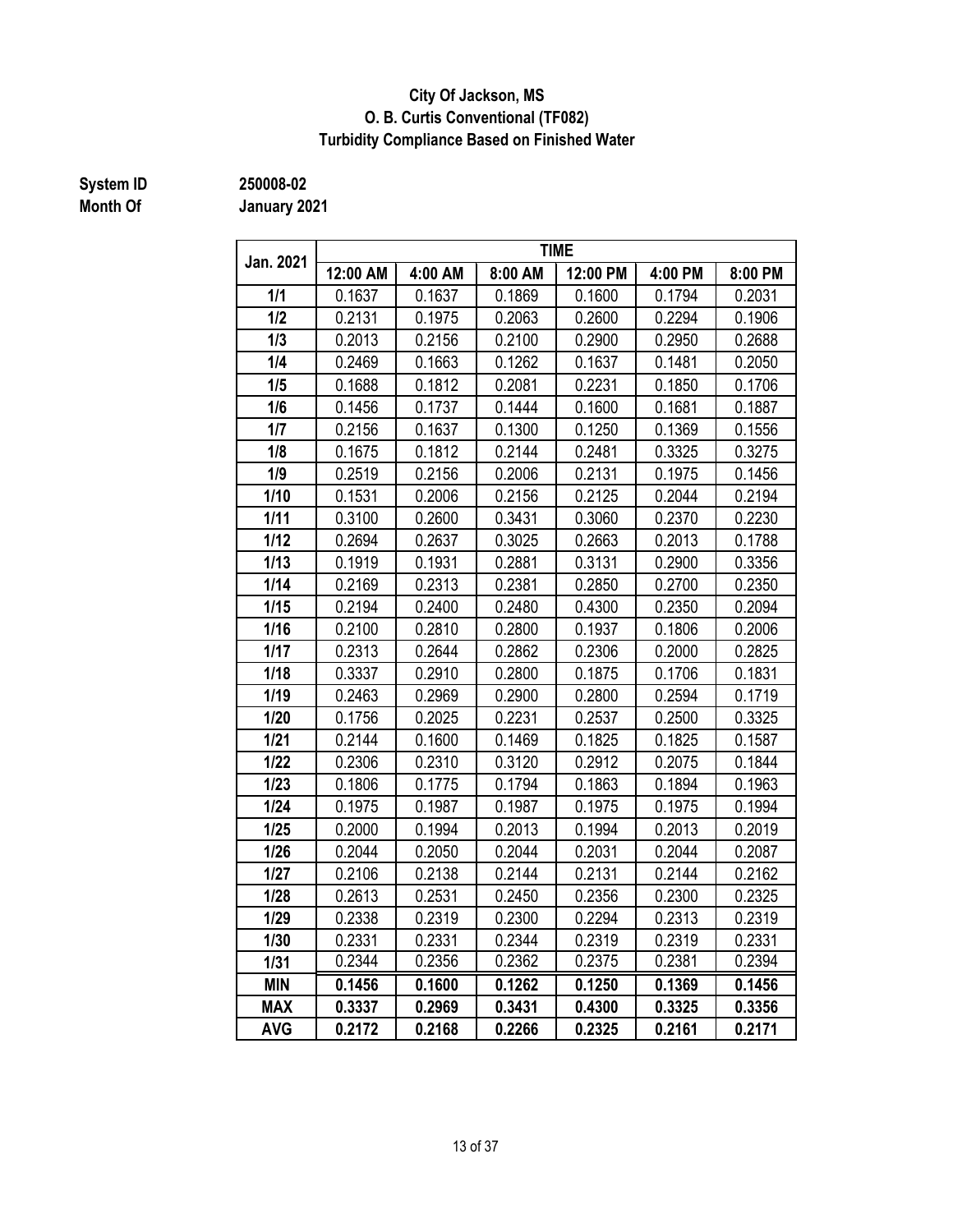**City Of Jackson, MS**
**O. B. Curtis Conventional (TF082)**
**Turbidity Compliance Based on Finished Water**

**System ID** 250008-02
**Month Of** January 2021

| Jan. 2021 | TIME | | | | | |
|---|---|---|---|---|---|---|
| | 12:00 AM | 4:00 AM | 8:00 AM | 12:00 PM | 4:00 PM | 8:00 PM |
| 1/1 | 0.1637 | 0.1637 | 0.1869 | 0.1600 | 0.1794 | 0.2031 |
| 1/2 | 0.2131 | 0.1975 | 0.2063 | 0.2600 | 0.2294 | 0.1906 |
| 1/3 | 0.2013 | 0.2156 | 0.2100 | 0.2900 | 0.2950 | 0.2688 |
| 1/4 | 0.2469 | 0.1663 | 0.1262 | 0.1637 | 0.1481 | 0.2050 |
| 1/5 | 0.1688 | 0.1812 | 0.2081 | 0.2231 | 0.1850 | 0.1706 |
| 1/6 | 0.1456 | 0.1737 | 0.1444 | 0.1600 | 0.1681 | 0.1887 |
| 1/7 | 0.2156 | 0.1637 | 0.1300 | 0.1250 | 0.1369 | 0.1556 |
| 1/8 | 0.1675 | 0.1812 | 0.2144 | 0.2481 | 0.3325 | 0.3275 |
| 1/9 | 0.2519 | 0.2156 | 0.2006 | 0.2131 | 0.1975 | 0.1456 |
| 1/10 | 0.1531 | 0.2006 | 0.2156 | 0.2125 | 0.2044 | 0.2194 |
| 1/11 | 0.3100 | 0.2600 | 0.3431 | 0.3060 | 0.2370 | 0.2230 |
| 1/12 | 0.2694 | 0.2637 | 0.3025 | 0.2663 | 0.2013 | 0.1788 |
| 1/13 | 0.1919 | 0.1931 | 0.2881 | 0.3131 | 0.2900 | 0.3356 |
| 1/14 | 0.2169 | 0.2313 | 0.2381 | 0.2850 | 0.2700 | 0.2350 |
| 1/15 | 0.2194 | 0.2400 | 0.2480 | 0.4300 | 0.2350 | 0.2094 |
| 1/16 | 0.2100 | 0.2810 | 0.2800 | 0.1937 | 0.1806 | 0.2006 |
| 1/17 | 0.2313 | 0.2644 | 0.2862 | 0.2306 | 0.2000 | 0.2825 |
| 1/18 | 0.3337 | 0.2910 | 0.2800 | 0.1875 | 0.1706 | 0.1831 |
| 1/19 | 0.2463 | 0.2969 | 0.2900 | 0.2800 | 0.2594 | 0.1719 |
| 1/20 | 0.1756 | 0.2025 | 0.2231 | 0.2537 | 0.2500 | 0.3325 |
| 1/21 | 0.2144 | 0.1600 | 0.1469 | 0.1825 | 0.1825 | 0.1587 |
| 1/22 | 0.2306 | 0.2310 | 0.3120 | 0.2912 | 0.2075 | 0.1844 |
| 1/23 | 0.1806 | 0.1775 | 0.1794 | 0.1863 | 0.1894 | 0.1963 |
| 1/24 | 0.1975 | 0.1987 | 0.1987 | 0.1975 | 0.1975 | 0.1994 |
| 1/25 | 0.2000 | 0.1994 | 0.2013 | 0.1994 | 0.2013 | 0.2019 |
| 1/26 | 0.2044 | 0.2050 | 0.2044 | 0.2031 | 0.2044 | 0.2087 |
| 1/27 | 0.2106 | 0.2138 | 0.2144 | 0.2131 | 0.2144 | 0.2162 |
| 1/28 | 0.2613 | 0.2531 | 0.2450 | 0.2356 | 0.2300 | 0.2325 |
| 1/29 | 0.2338 | 0.2319 | 0.2300 | 0.2294 | 0.2313 | 0.2319 |
| 1/30 | 0.2331 | 0.2331 | 0.2344 | 0.2319 | 0.2319 | 0.2331 |
| 1/31 | 0.2344 | 0.2356 | 0.2362 | 0.2375 | 0.2381 | 0.2394 |
| **MIN** | **0.1456** | **0.1600** | **0.1262** | **0.1250** | **0.1369** | **0.1456** |
| **MAX** | **0.3337** | **0.2969** | **0.3431** | **0.4300** | **0.3325** | **0.3356** |
| **AVG** | **0.2172** | **0.2168** | **0.2266** | **0.2325** | **0.2161** | **0.2171** |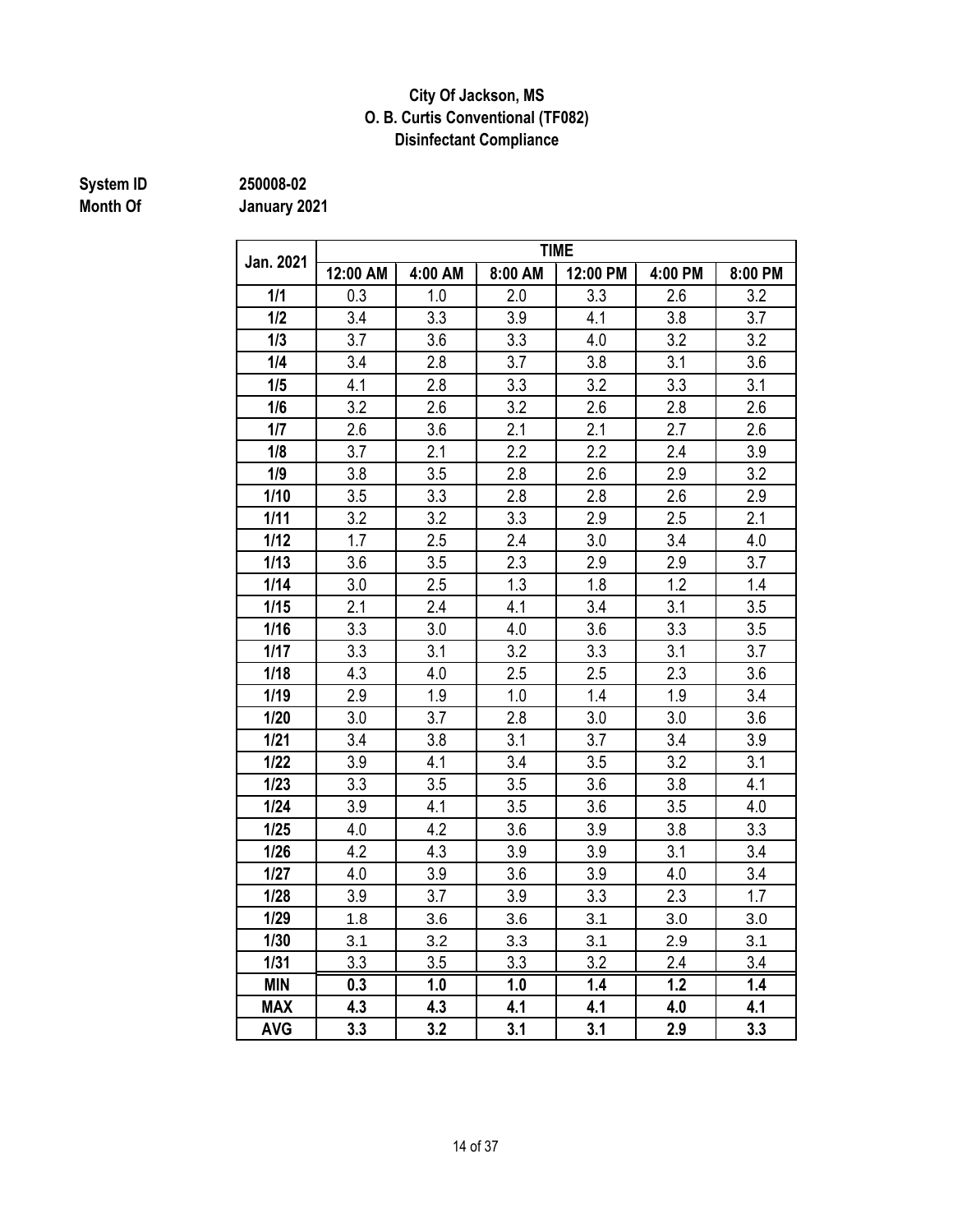**City Of Jackson, MS**
**O. B. Curtis Conventional (TF082)**
**Disinfectant Compliance**

**System ID** 250008-02
**Month Of** January 2021

| Jan. 2021 | TIME | | | | | |
|---|---|---|---|---|---|---|
| | 12:00 AM | 4:00 AM | 8:00 AM | 12:00 PM | 4:00 PM | 8:00 PM |
| 1/1 | 0.3 | 1.0 | 2.0 | 3.3 | 2.6 | 3.2 |
| 1/2 | 3.4 | 3.3 | 3.9 | 4.1 | 3.8 | 3.7 |
| 1/3 | 3.7 | 3.6 | 3.3 | 4.0 | 3.2 | 3.2 |
| 1/4 | 3.4 | 2.8 | 3.7 | 3.8 | 3.1 | 3.6 |
| 1/5 | 4.1 | 2.8 | 3.3 | 3.2 | 3.3 | 3.1 |
| 1/6 | 3.2 | 2.6 | 3.2 | 2.6 | 2.8 | 2.6 |
| 1/7 | 2.6 | 3.6 | 2.1 | 2.1 | 2.7 | 2.6 |
| 1/8 | 3.7 | 2.1 | 2.2 | 2.2 | 2.4 | 3.9 |
| 1/9 | 3.8 | 3.5 | 2.8 | 2.6 | 2.9 | 3.2 |
| 1/10 | 3.5 | 3.3 | 2.8 | 2.8 | 2.6 | 2.9 |
| 1/11 | 3.2 | 3.2 | 3.3 | 2.9 | 2.5 | 2.1 |
| 1/12 | 1.7 | 2.5 | 2.4 | 3.0 | 3.4 | 4.0 |
| 1/13 | 3.6 | 3.5 | 2.3 | 2.9 | 2.9 | 3.7 |
| 1/14 | 3.0 | 2.5 | 1.3 | 1.8 | 1.2 | 1.4 |
| 1/15 | 2.1 | 2.4 | 4.1 | 3.4 | 3.1 | 3.5 |
| 1/16 | 3.3 | 3.0 | 4.0 | 3.6 | 3.3 | 3.5 |
| 1/17 | 3.3 | 3.1 | 3.2 | 3.3 | 3.1 | 3.7 |
| 1/18 | 4.3 | 4.0 | 2.5 | 2.5 | 2.3 | 3.6 |
| 1/19 | 2.9 | 1.9 | 1.0 | 1.4 | 1.9 | 3.4 |
| 1/20 | 3.0 | 3.7 | 2.8 | 3.0 | 3.0 | 3.6 |
| 1/21 | 3.4 | 3.8 | 3.1 | 3.7 | 3.4 | 3.9 |
| 1/22 | 3.9 | 4.1 | 3.4 | 3.5 | 3.2 | 3.1 |
| 1/23 | 3.3 | 3.5 | 3.5 | 3.6 | 3.8 | 4.1 |
| 1/24 | 3.9 | 4.1 | 3.5 | 3.6 | 3.5 | 4.0 |
| 1/25 | 4.0 | 4.2 | 3.6 | 3.9 | 3.8 | 3.3 |
| 1/26 | 4.2 | 4.3 | 3.9 | 3.9 | 3.1 | 3.4 |
| 1/27 | 4.0 | 3.9 | 3.6 | 3.9 | 4.0 | 3.4 |
| 1/28 | 3.9 | 3.7 | 3.9 | 3.3 | 2.3 | 1.7 |
| 1/29 | 1.8 | 3.6 | 3.6 | 3.1 | 3.0 | 3.0 |
| 1/30 | 3.1 | 3.2 | 3.3 | 3.1 | 2.9 | 3.1 |
| 1/31 | 3.3 | 3.5 | 3.3 | 3.2 | 2.4 | 3.4 |
| **MIN** | **0.3** | **1.0** | **1.0** | **1.4** | **1.2** | **1.4** |
| **MAX** | **4.3** | **4.3** | **4.1** | **4.1** | **4.0** | **4.1** |
| **AVG** | **3.3** | **3.2** | **3.1** | **3.1** | **2.9** | **3.3** |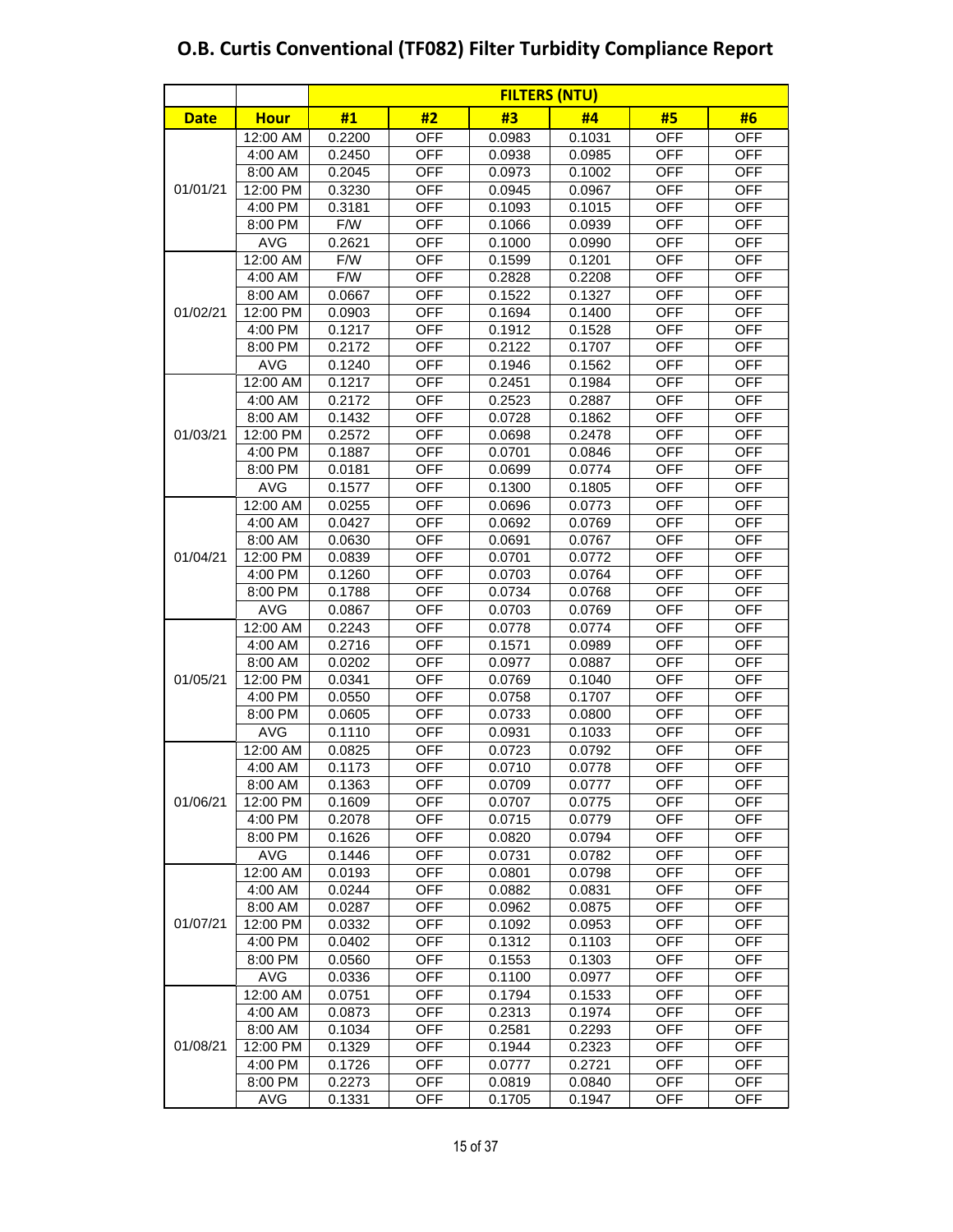# O.B. Curtis Conventional (TF082) Filter Turbidity Compliance Report

| | | FILTERS (NTU) | | | | | |
|---|---|---|---|---|---|---|---|
| **Date** | **Hour** | **#1** | **#2** | **#3** | **#4** | **#5** | **#6** |
| 01/01/21 | 12:00 AM | 0.2200 | OFF | 0.0983 | 0.1031 | OFF | OFF |
| | 4:00 AM | 0.2450 | OFF | 0.0938 | 0.0985 | OFF | OFF |
| | 8:00 AM | 0.2045 | OFF | 0.0973 | 0.1002 | OFF | OFF |
| | 12:00 PM | 0.3230 | OFF | 0.0945 | 0.0967 | OFF | OFF |
| | 4:00 PM | 0.3181 | OFF | 0.1093 | 0.1015 | OFF | OFF |
| | 8:00 PM | F/W | OFF | 0.1066 | 0.0939 | OFF | OFF |
| | AVG | 0.2621 | OFF | 0.1000 | 0.0990 | OFF | OFF |
| 01/02/21 | 12:00 AM | F/W | OFF | 0.1599 | 0.1201 | OFF | OFF |
| | 4:00 AM | F/W | OFF | 0.2828 | 0.2208 | OFF | OFF |
| | 8:00 AM | 0.0667 | OFF | 0.1522 | 0.1327 | OFF | OFF |
| | 12:00 PM | 0.0903 | OFF | 0.1694 | 0.1400 | OFF | OFF |
| | 4:00 PM | 0.1217 | OFF | 0.1912 | 0.1528 | OFF | OFF |
| | 8:00 PM | 0.2172 | OFF | 0.2122 | 0.1707 | OFF | OFF |
| | AVG | 0.1240 | OFF | 0.1946 | 0.1562 | OFF | OFF |
| 01/03/21 | 12:00 AM | 0.1217 | OFF | 0.2451 | 0.1984 | OFF | OFF |
| | 4:00 AM | 0.2172 | OFF | 0.2523 | 0.2887 | OFF | OFF |
| | 8:00 AM | 0.1432 | OFF | 0.0728 | 0.1862 | OFF | OFF |
| | 12:00 PM | 0.2572 | OFF | 0.0698 | 0.2478 | OFF | OFF |
| | 4:00 PM | 0.1887 | OFF | 0.0701 | 0.0846 | OFF | OFF |
| | 8:00 PM | 0.0181 | OFF | 0.0699 | 0.0774 | OFF | OFF |
| | AVG | 0.1577 | OFF | 0.1300 | 0.1805 | OFF | OFF |
| 01/04/21 | 12:00 AM | 0.0255 | OFF | 0.0696 | 0.0773 | OFF | OFF |
| | 4:00 AM | 0.0427 | OFF | 0.0692 | 0.0769 | OFF | OFF |
| | 8:00 AM | 0.0630 | OFF | 0.0691 | 0.0767 | OFF | OFF |
| | 12:00 PM | 0.0839 | OFF | 0.0701 | 0.0772 | OFF | OFF |
| | 4:00 PM | 0.1260 | OFF | 0.0703 | 0.0764 | OFF | OFF |
| | 8:00 PM | 0.1788 | OFF | 0.0734 | 0.0768 | OFF | OFF |
| | AVG | 0.0867 | OFF | 0.0703 | 0.0769 | OFF | OFF |
| 01/05/21 | 12:00 AM | 0.2243 | OFF | 0.0778 | 0.0774 | OFF | OFF |
| | 4:00 AM | 0.2716 | OFF | 0.1571 | 0.0989 | OFF | OFF |
| | 8:00 AM | 0.0202 | OFF | 0.0977 | 0.0887 | OFF | OFF |
| | 12:00 PM | 0.0341 | OFF | 0.0769 | 0.1040 | OFF | OFF |
| | 4:00 PM | 0.0550 | OFF | 0.0758 | 0.1707 | OFF | OFF |
| | 8:00 PM | 0.0605 | OFF | 0.0733 | 0.0800 | OFF | OFF |
| | AVG | 0.1110 | OFF | 0.0931 | 0.1033 | OFF | OFF |
| 01/06/21 | 12:00 AM | 0.0825 | OFF | 0.0723 | 0.0792 | OFF | OFF |
| | 4:00 AM | 0.1173 | OFF | 0.0710 | 0.0778 | OFF | OFF |
| | 8:00 AM | 0.1363 | OFF | 0.0709 | 0.0777 | OFF | OFF |
| | 12:00 PM | 0.1609 | OFF | 0.0707 | 0.0775 | OFF | OFF |
| | 4:00 PM | 0.2078 | OFF | 0.0715 | 0.0779 | OFF | OFF |
| | 8:00 PM | 0.1626 | OFF | 0.0820 | 0.0794 | OFF | OFF |
| | AVG | 0.1446 | OFF | 0.0731 | 0.0782 | OFF | OFF |
| 01/07/21 | 12:00 AM | 0.0193 | OFF | 0.0801 | 0.0798 | OFF | OFF |
| | 4:00 AM | 0.0244 | OFF | 0.0882 | 0.0831 | OFF | OFF |
| | 8:00 AM | 0.0287 | OFF | 0.0962 | 0.0875 | OFF | OFF |
| | 12:00 PM | 0.0332 | OFF | 0.1092 | 0.0953 | OFF | OFF |
| | 4:00 PM | 0.0402 | OFF | 0.1312 | 0.1103 | OFF | OFF |
| | 8:00 PM | 0.0560 | OFF | 0.1553 | 0.1303 | OFF | OFF |
| | AVG | 0.0336 | OFF | 0.1100 | 0.0977 | OFF | OFF |
| 01/08/21 | 12:00 AM | 0.0751 | OFF | 0.1794 | 0.1533 | OFF | OFF |
| | 4:00 AM | 0.0873 | OFF | 0.2313 | 0.1974 | OFF | OFF |
| | 8:00 AM | 0.1034 | OFF | 0.2581 | 0.2293 | OFF | OFF |
| | 12:00 PM | 0.1329 | OFF | 0.1944 | 0.2323 | OFF | OFF |
| | 4:00 PM | 0.1726 | OFF | 0.0777 | 0.2721 | OFF | OFF |
| | 8:00 PM | 0.2273 | OFF | 0.0819 | 0.0840 | OFF | OFF |
| | AVG | 0.1331 | OFF | 0.1705 | 0.1947 | OFF | OFF |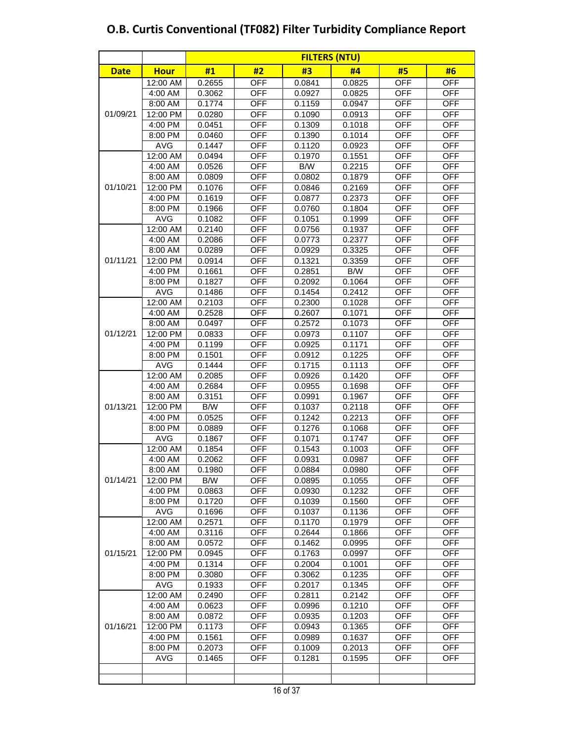# O.B. Curtis Conventional (TF082) Filter Turbidity Compliance Report

| | | FILTERS (NTU) | | | | | |
|---|---|---|---|---|---|---|---|
| **Date** | **Hour** | **#1** | **#2** | **#3** | **#4** | **#5** | **#6** |
| 01/09/21 | 12:00 AM | 0.2655 | OFF | 0.0841 | 0.0825 | OFF | OFF |
| | 4:00 AM | 0.3062 | OFF | 0.0927 | 0.0825 | OFF | OFF |
| | 8:00 AM | 0.1774 | OFF | 0.1159 | 0.0947 | OFF | OFF |
| | 12:00 PM | 0.0280 | OFF | 0.1090 | 0.0913 | OFF | OFF |
| | 4:00 PM | 0.0451 | OFF | 0.1309 | 0.1018 | OFF | OFF |
| | 8:00 PM | 0.0460 | OFF | 0.1390 | 0.1014 | OFF | OFF |
| | AVG | 0.1447 | OFF | 0.1120 | 0.0923 | OFF | OFF |
| 01/10/21 | 12:00 AM | 0.0494 | OFF | 0.1970 | 0.1551 | OFF | OFF |
| | 4:00 AM | 0.0526 | OFF | B/W | 0.2215 | OFF | OFF |
| | 8:00 AM | 0.0809 | OFF | 0.0802 | 0.1879 | OFF | OFF |
| | 12:00 PM | 0.1076 | OFF | 0.0846 | 0.2169 | OFF | OFF |
| | 4:00 PM | 0.1619 | OFF | 0.0877 | 0.2373 | OFF | OFF |
| | 8:00 PM | 0.1966 | OFF | 0.0760 | 0.1804 | OFF | OFF |
| | AVG | 0.1082 | OFF | 0.1051 | 0.1999 | OFF | OFF |
| 01/11/21 | 12:00 AM | 0.2140 | OFF | 0.0756 | 0.1937 | OFF | OFF |
| | 4:00 AM | 0.2086 | OFF | 0.0773 | 0.2377 | OFF | OFF |
| | 8:00 AM | 0.0289 | OFF | 0.0929 | 0.3325 | OFF | OFF |
| | 12:00 PM | 0.0914 | OFF | 0.1321 | 0.3359 | OFF | OFF |
| | 4:00 PM | 0.1661 | OFF | 0.2851 | B/W | OFF | OFF |
| | 8:00 PM | 0.1827 | OFF | 0.2092 | 0.1064 | OFF | OFF |
| | AVG | 0.1486 | OFF | 0.1454 | 0.2412 | OFF | OFF |
| 01/12/21 | 12:00 AM | 0.2103 | OFF | 0.2300 | 0.1028 | OFF | OFF |
| | 4:00 AM | 0.2528 | OFF | 0.2607 | 0.1071 | OFF | OFF |
| | 8:00 AM | 0.0497 | OFF | 0.2572 | 0.1073 | OFF | OFF |
| | 12:00 PM | 0.0833 | OFF | 0.0973 | 0.1107 | OFF | OFF |
| | 4:00 PM | 0.1199 | OFF | 0.0925 | 0.1171 | OFF | OFF |
| | 8:00 PM | 0.1501 | OFF | 0.0912 | 0.1225 | OFF | OFF |
| | AVG | 0.1444 | OFF | 0.1715 | 0.1113 | OFF | OFF |
| 01/13/21 | 12:00 AM | 0.2085 | OFF | 0.0926 | 0.1420 | OFF | OFF |
| | 4:00 AM | 0.2684 | OFF | 0.0955 | 0.1698 | OFF | OFF |
| | 8:00 AM | 0.3151 | OFF | 0.0991 | 0.1967 | OFF | OFF |
| | 12:00 PM | B/W | OFF | 0.1037 | 0.2118 | OFF | OFF |
| | 4:00 PM | 0.0525 | OFF | 0.1242 | 0.2213 | OFF | OFF |
| | 8:00 PM | 0.0889 | OFF | 0.1276 | 0.1068 | OFF | OFF |
| | AVG | 0.1867 | OFF | 0.1071 | 0.1747 | OFF | OFF |
| 01/14/21 | 12:00 AM | 0.1854 | OFF | 0.1543 | 0.1003 | OFF | OFF |
| | 4:00 AM | 0.2062 | OFF | 0.0931 | 0.0987 | OFF | OFF |
| | 8:00 AM | 0.1980 | OFF | 0.0884 | 0.0980 | OFF | OFF |
| | 12:00 PM | B/W | OFF | 0.0895 | 0.1055 | OFF | OFF |
| | 4:00 PM | 0.0863 | OFF | 0.0930 | 0.1232 | OFF | OFF |
| | 8:00 PM | 0.1720 | OFF | 0.1039 | 0.1560 | OFF | OFF |
| | AVG | 0.1696 | OFF | 0.1037 | 0.1136 | OFF | OFF |
| 01/15/21 | 12:00 AM | 0.2571 | OFF | 0.1170 | 0.1979 | OFF | OFF |
| | 4:00 AM | 0.3116 | OFF | 0.2644 | 0.1866 | OFF | OFF |
| | 8:00 AM | 0.0572 | OFF | 0.1462 | 0.0995 | OFF | OFF |
| | 12:00 PM | 0.0945 | OFF | 0.1763 | 0.0997 | OFF | OFF |
| | 4:00 PM | 0.1314 | OFF | 0.2004 | 0.1001 | OFF | OFF |
| | 8:00 PM | 0.3080 | OFF | 0.3062 | 0.1235 | OFF | OFF |
| | AVG | 0.1933 | OFF | 0.2017 | 0.1345 | OFF | OFF |
| 01/16/21 | 12:00 AM | 0.2490 | OFF | 0.2811 | 0.2142 | OFF | OFF |
| | 4:00 AM | 0.0623 | OFF | 0.0996 | 0.1210 | OFF | OFF |
| | 8:00 AM | 0.0872 | OFF | 0.0935 | 0.1203 | OFF | OFF |
| | 12:00 PM | 0.1173 | OFF | 0.0943 | 0.1365 | OFF | OFF |
| | 4:00 PM | 0.1561 | OFF | 0.0989 | 0.1637 | OFF | OFF |
| | 8:00 PM | 0.2073 | OFF | 0.1009 | 0.2013 | OFF | OFF |
| | AVG | 0.1465 | OFF | 0.1281 | 0.1595 | OFF | OFF |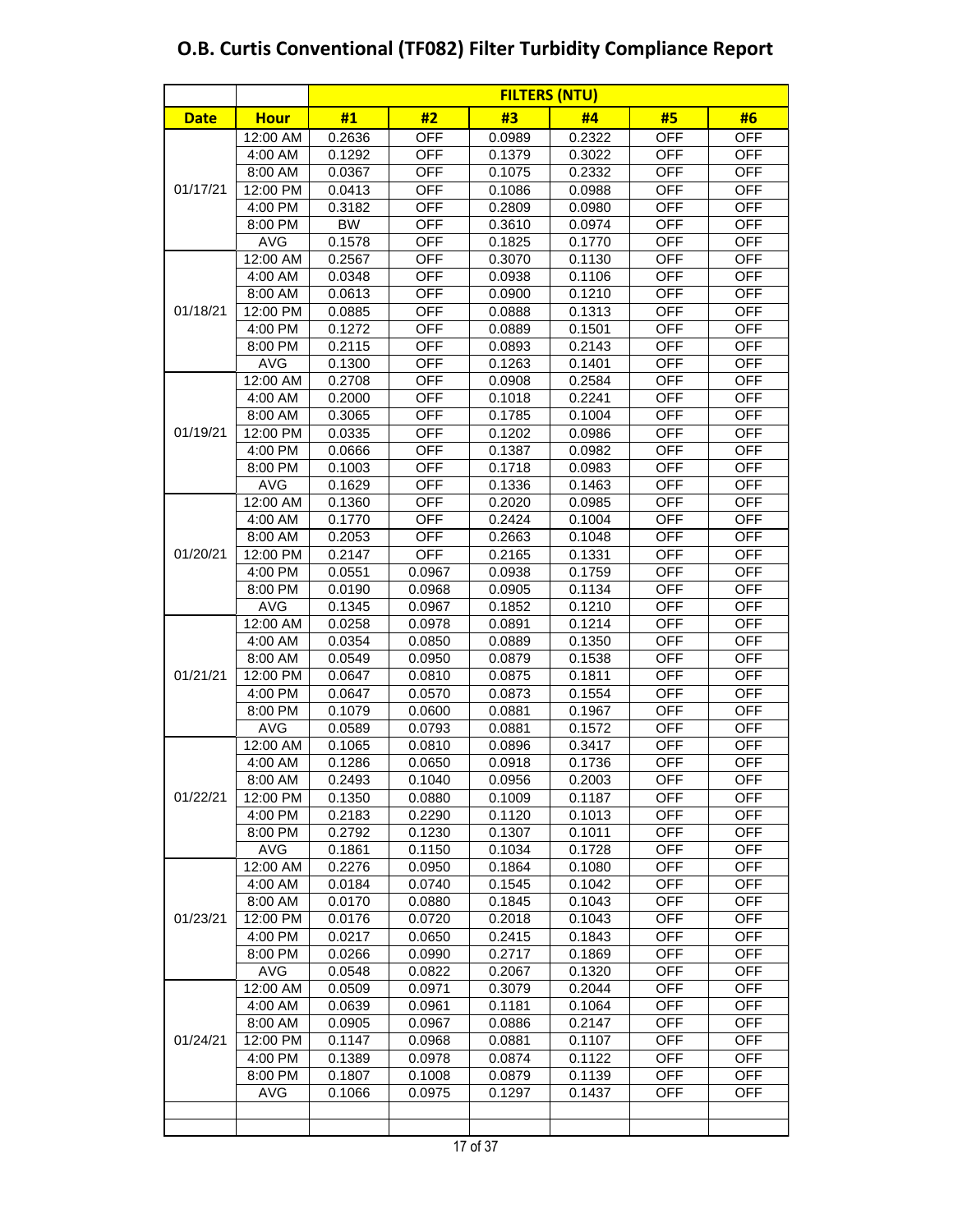# O.B. Curtis Conventional (TF082) Filter Turbidity Compliance Report

| | | FILTERS (NTU) | | | | | |
|---|---|---|---|---|---|---|---|
| Date | Hour | #1 | #2 | #3 | #4 | #5 | #6 |
| 01/17/21 | 12:00 AM | 0.2636 | OFF | 0.0989 | 0.2322 | OFF | OFF |
| | 4:00 AM | 0.1292 | OFF | 0.1379 | 0.3022 | OFF | OFF |
| | 8:00 AM | 0.0367 | OFF | 0.1075 | 0.2332 | OFF | OFF |
| | 12:00 PM | 0.0413 | OFF | 0.1086 | 0.0988 | OFF | OFF |
| | 4:00 PM | 0.3182 | OFF | 0.2809 | 0.0980 | OFF | OFF |
| | 8:00 PM | BW | OFF | 0.3610 | 0.0974 | OFF | OFF |
| | AVG | 0.1578 | OFF | 0.1825 | 0.1770 | OFF | OFF |
| 01/18/21 | 12:00 AM | 0.2567 | OFF | 0.3070 | 0.1130 | OFF | OFF |
| | 4:00 AM | 0.0348 | OFF | 0.0938 | 0.1106 | OFF | OFF |
| | 8:00 AM | 0.0613 | OFF | 0.0900 | 0.1210 | OFF | OFF |
| | 12:00 PM | 0.0885 | OFF | 0.0888 | 0.1313 | OFF | OFF |
| | 4:00 PM | 0.1272 | OFF | 0.0889 | 0.1501 | OFF | OFF |
| | 8:00 PM | 0.2115 | OFF | 0.0893 | 0.2143 | OFF | OFF |
| | AVG | 0.1300 | OFF | 0.1263 | 0.1401 | OFF | OFF |
| 01/19/21 | 12:00 AM | 0.2708 | OFF | 0.0908 | 0.2584 | OFF | OFF |
| | 4:00 AM | 0.2000 | OFF | 0.1018 | 0.2241 | OFF | OFF |
| | 8:00 AM | 0.3065 | OFF | 0.1785 | 0.1004 | OFF | OFF |
| | 12:00 PM | 0.0335 | OFF | 0.1202 | 0.0986 | OFF | OFF |
| | 4:00 PM | 0.0666 | OFF | 0.1387 | 0.0982 | OFF | OFF |
| | 8:00 PM | 0.1003 | OFF | 0.1718 | 0.0983 | OFF | OFF |
| | AVG | 0.1629 | OFF | 0.1336 | 0.1463 | OFF | OFF |
| 01/20/21 | 12:00 AM | 0.1360 | OFF | 0.2020 | 0.0985 | OFF | OFF |
| | 4:00 AM | 0.1770 | OFF | 0.2424 | 0.1004 | OFF | OFF |
| | 8:00 AM | 0.2053 | OFF | 0.2663 | 0.1048 | OFF | OFF |
| | 12:00 PM | 0.2147 | OFF | 0.2165 | 0.1331 | OFF | OFF |
| | 4:00 PM | 0.0551 | 0.0967 | 0.0938 | 0.1759 | OFF | OFF |
| | 8:00 PM | 0.0190 | 0.0968 | 0.0905 | 0.1134 | OFF | OFF |
| | AVG | 0.1345 | 0.0967 | 0.1852 | 0.1210 | OFF | OFF |
| 01/21/21 | 12:00 AM | 0.0258 | 0.0978 | 0.0891 | 0.1214 | OFF | OFF |
| | 4:00 AM | 0.0354 | 0.0850 | 0.0889 | 0.1350 | OFF | OFF |
| | 8:00 AM | 0.0549 | 0.0950 | 0.0879 | 0.1538 | OFF | OFF |
| | 12:00 PM | 0.0647 | 0.0810 | 0.0875 | 0.1811 | OFF | OFF |
| | 4:00 PM | 0.0647 | 0.0570 | 0.0873 | 0.1554 | OFF | OFF |
| | 8:00 PM | 0.1079 | 0.0600 | 0.0881 | 0.1967 | OFF | OFF |
| | AVG | 0.0589 | 0.0793 | 0.0881 | 0.1572 | OFF | OFF |
| 01/22/21 | 12:00 AM | 0.1065 | 0.0810 | 0.0896 | 0.3417 | OFF | OFF |
| | 4:00 AM | 0.1286 | 0.0650 | 0.0918 | 0.1736 | OFF | OFF |
| | 8:00 AM | 0.2493 | 0.1040 | 0.0956 | 0.2003 | OFF | OFF |
| | 12:00 PM | 0.1350 | 0.0880 | 0.1009 | 0.1187 | OFF | OFF |
| | 4:00 PM | 0.2183 | 0.2290 | 0.1120 | 0.1013 | OFF | OFF |
| | 8:00 PM | 0.2792 | 0.1230 | 0.1307 | 0.1011 | OFF | OFF |
| | AVG | 0.1861 | 0.1150 | 0.1034 | 0.1728 | OFF | OFF |
| 01/23/21 | 12:00 AM | 0.2276 | 0.0950 | 0.1864 | 0.1080 | OFF | OFF |
| | 4:00 AM | 0.0184 | 0.0740 | 0.1545 | 0.1042 | OFF | OFF |
| | 8:00 AM | 0.0170 | 0.0880 | 0.1845 | 0.1043 | OFF | OFF |
| | 12:00 PM | 0.0176 | 0.0720 | 0.2018 | 0.1043 | OFF | OFF |
| | 4:00 PM | 0.0217 | 0.0650 | 0.2415 | 0.1843 | OFF | OFF |
| | 8:00 PM | 0.0266 | 0.0990 | 0.2717 | 0.1869 | OFF | OFF |
| | AVG | 0.0548 | 0.0822 | 0.2067 | 0.1320 | OFF | OFF |
| 01/24/21 | 12:00 AM | 0.0509 | 0.0971 | 0.3079 | 0.2044 | OFF | OFF |
| | 4:00 AM | 0.0639 | 0.0961 | 0.1181 | 0.1064 | OFF | OFF |
| | 8:00 AM | 0.0905 | 0.0967 | 0.0886 | 0.2147 | OFF | OFF |
| | 12:00 PM | 0.1147 | 0.0968 | 0.0881 | 0.1107 | OFF | OFF |
| | 4:00 PM | 0.1389 | 0.0978 | 0.0874 | 0.1122 | OFF | OFF |
| | 8:00 PM | 0.1807 | 0.1008 | 0.0879 | 0.1139 | OFF | OFF |
| | AVG | 0.1066 | 0.0975 | 0.1297 | 0.1437 | OFF | OFF |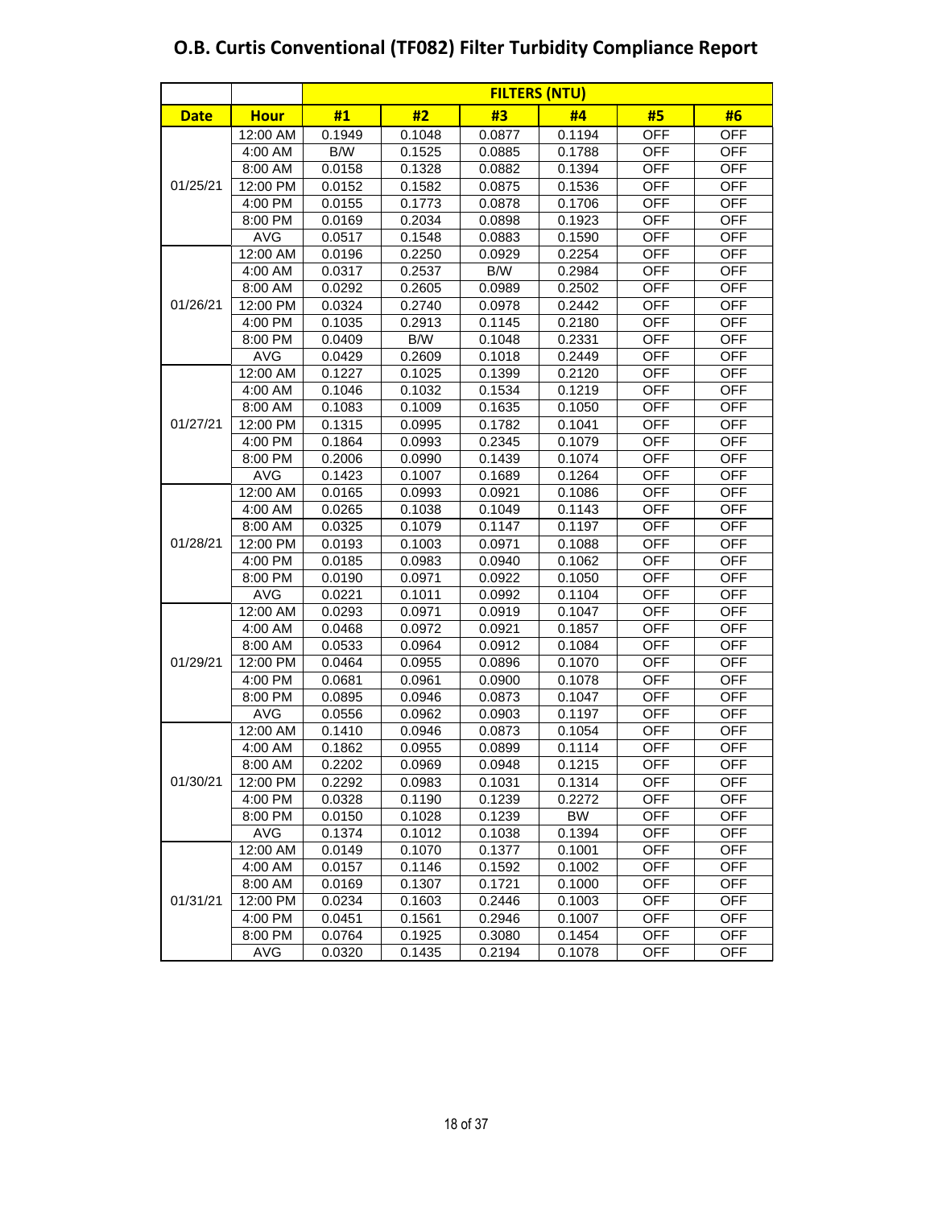# O.B. Curtis Conventional (TF082) Filter Turbidity Compliance Report

| | | FILTERS (NTU) | | | | | |
|---|---|---|---|---|---|---|---|
| **Date** | **Hour** | **#1** | **#2** | **#3** | **#4** | **#5** | **#6** |
| 01/25/21 | 12:00 AM | 0.1949 | 0.1048 | 0.0877 | 0.1194 | OFF | OFF |
| | 4:00 AM | B/W | 0.1525 | 0.0885 | 0.1788 | OFF | OFF |
| | 8:00 AM | 0.0158 | 0.1328 | 0.0882 | 0.1394 | OFF | OFF |
| | 12:00 PM | 0.0152 | 0.1582 | 0.0875 | 0.1536 | OFF | OFF |
| | 4:00 PM | 0.0155 | 0.1773 | 0.0878 | 0.1706 | OFF | OFF |
| | 8:00 PM | 0.0169 | 0.2034 | 0.0898 | 0.1923 | OFF | OFF |
| | AVG | 0.0517 | 0.1548 | 0.0883 | 0.1590 | OFF | OFF |
| 01/26/21 | 12:00 AM | 0.0196 | 0.2250 | 0.0929 | 0.2254 | OFF | OFF |
| | 4:00 AM | 0.0317 | 0.2537 | B/W | 0.2984 | OFF | OFF |
| | 8:00 AM | 0.0292 | 0.2605 | 0.0989 | 0.2502 | OFF | OFF |
| | 12:00 PM | 0.0324 | 0.2740 | 0.0978 | 0.2442 | OFF | OFF |
| | 4:00 PM | 0.1035 | 0.2913 | 0.1145 | 0.2180 | OFF | OFF |
| | 8:00 PM | 0.0409 | B/W | 0.1048 | 0.2331 | OFF | OFF |
| | AVG | 0.0429 | 0.2609 | 0.1018 | 0.2449 | OFF | OFF |
| 01/27/21 | 12:00 AM | 0.1227 | 0.1025 | 0.1399 | 0.2120 | OFF | OFF |
| | 4:00 AM | 0.1046 | 0.1032 | 0.1534 | 0.1219 | OFF | OFF |
| | 8:00 AM | 0.1083 | 0.1009 | 0.1635 | 0.1050 | OFF | OFF |
| | 12:00 PM | 0.1315 | 0.0995 | 0.1782 | 0.1041 | OFF | OFF |
| | 4:00 PM | 0.1864 | 0.0993 | 0.2345 | 0.1079 | OFF | OFF |
| | 8:00 PM | 0.2006 | 0.0990 | 0.1439 | 0.1074 | OFF | OFF |
| | AVG | 0.1423 | 0.1007 | 0.1689 | 0.1264 | OFF | OFF |
| 01/28/21 | 12:00 AM | 0.0165 | 0.0993 | 0.0921 | 0.1086 | OFF | OFF |
| | 4:00 AM | 0.0265 | 0.1038 | 0.1049 | 0.1143 | OFF | OFF |
| | 8:00 AM | 0.0325 | 0.1079 | 0.1147 | 0.1197 | OFF | OFF |
| | 12:00 PM | 0.0193 | 0.1003 | 0.0971 | 0.1088 | OFF | OFF |
| | 4:00 PM | 0.0185 | 0.0983 | 0.0940 | 0.1062 | OFF | OFF |
| | 8:00 PM | 0.0190 | 0.0971 | 0.0922 | 0.1050 | OFF | OFF |
| | AVG | 0.0221 | 0.1011 | 0.0992 | 0.1104 | OFF | OFF |
| 01/29/21 | 12:00 AM | 0.0293 | 0.0971 | 0.0919 | 0.1047 | OFF | OFF |
| | 4:00 AM | 0.0468 | 0.0972 | 0.0921 | 0.1857 | OFF | OFF |
| | 8:00 AM | 0.0533 | 0.0964 | 0.0912 | 0.1084 | OFF | OFF |
| | 12:00 PM | 0.0464 | 0.0955 | 0.0896 | 0.1070 | OFF | OFF |
| | 4:00 PM | 0.0681 | 0.0961 | 0.0900 | 0.1078 | OFF | OFF |
| | 8:00 PM | 0.0895 | 0.0946 | 0.0873 | 0.1047 | OFF | OFF |
| | AVG | 0.0556 | 0.0962 | 0.0903 | 0.1197 | OFF | OFF |
| 01/30/21 | 12:00 AM | 0.1410 | 0.0946 | 0.0873 | 0.1054 | OFF | OFF |
| | 4:00 AM | 0.1862 | 0.0955 | 0.0899 | 0.1114 | OFF | OFF |
| | 8:00 AM | 0.2202 | 0.0969 | 0.0948 | 0.1215 | OFF | OFF |
| | 12:00 PM | 0.2292 | 0.0983 | 0.1031 | 0.1314 | OFF | OFF |
| | 4:00 PM | 0.0328 | 0.1190 | 0.1239 | 0.2272 | OFF | OFF |
| | 8:00 PM | 0.0150 | 0.1028 | 0.1239 | BW | OFF | OFF |
| | AVG | 0.1374 | 0.1012 | 0.1038 | 0.1394 | OFF | OFF |
| 01/31/21 | 12:00 AM | 0.0149 | 0.1070 | 0.1377 | 0.1001 | OFF | OFF |
| | 4:00 AM | 0.0157 | 0.1146 | 0.1592 | 0.1002 | OFF | OFF |
| | 8:00 AM | 0.0169 | 0.1307 | 0.1721 | 0.1000 | OFF | OFF |
| | 12:00 PM | 0.0234 | 0.1603 | 0.2446 | 0.1003 | OFF | OFF |
| | 4:00 PM | 0.0451 | 0.1561 | 0.2946 | 0.1007 | OFF | OFF |
| | 8:00 PM | 0.0764 | 0.1925 | 0.3080 | 0.1454 | OFF | OFF |
| | AVG | 0.0320 | 0.1435 | 0.2194 | 0.1078 | OFF | OFF |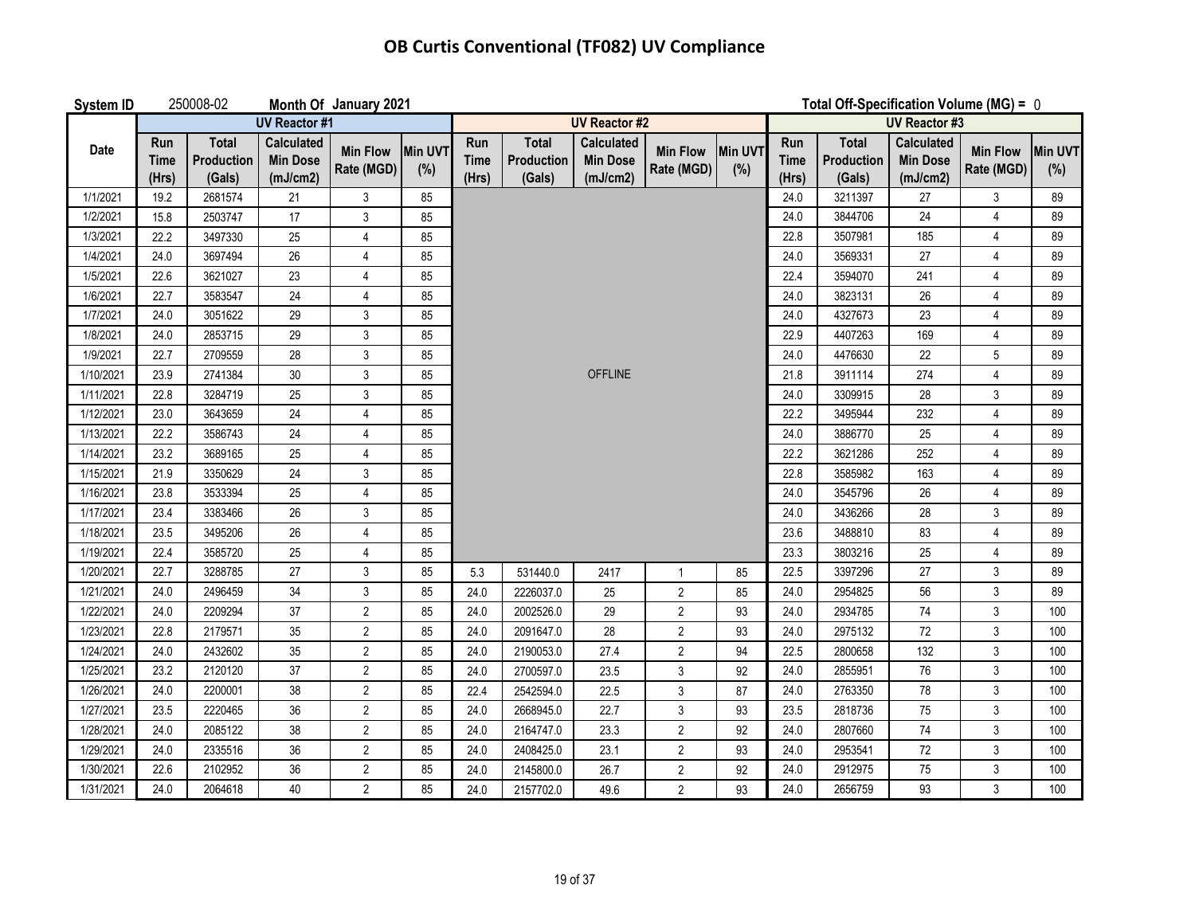# OB Curtis Conventional (TF082) UV Compliance

**System ID** 250008-02 **Month Of January 2021** **Total Off-Specification Volume (MG) =** 0

| Date | UV Reactor #1 | | | | | UV Reactor #2 | | | | | UV Reactor #3 | | | | |
|---|---|---|---|---|---|---|---|---|---|---|---|---|---|---|---|
| | Run Time (Hrs) | Total Production (Gals) | Calculated Min Dose (mJ/cm2) | Min Flow Rate (MGD) | Min UVT (%) | Run Time (Hrs) | Total Production (Gals) | Calculated Min Dose (mJ/cm2) | Min Flow Rate (MGD) | Min UVT (%) | Run Time (Hrs) | Total Production (Gals) | Calculated Min Dose (mJ/cm2) | Min Flow Rate (MGD) | Min UVT (%) |
| 1/1/2021 | 19.2 | 2681574 | 21 | 3 | 85 | | | | | | 24.0 | 3211397 | 27 | 3 | 89 |
| 1/2/2021 | 15.8 | 2503747 | 17 | 3 | 85 | | | | | | 24.0 | 3844706 | 24 | 4 | 89 |
| 1/3/2021 | 22.2 | 3497330 | 25 | 4 | 85 | | | | | | 22.8 | 3507981 | 185 | 4 | 89 |
| 1/4/2021 | 24.0 | 3697494 | 26 | 4 | 85 | | | | | | 24.0 | 3569331 | 27 | 4 | 89 |
| 1/5/2021 | 22.6 | 3621027 | 23 | 4 | 85 | | | | | | 22.4 | 3594070 | 241 | 4 | 89 |
| 1/6/2021 | 22.7 | 3583547 | 24 | 4 | 85 | | | | | | 24.0 | 3823131 | 26 | 4 | 89 |
| 1/7/2021 | 24.0 | 3051622 | 29 | 3 | 85 | | | | | | 24.0 | 4327673 | 23 | 4 | 89 |
| 1/8/2021 | 24.0 | 2853715 | 29 | 3 | 85 | | | | | | 22.9 | 4407263 | 169 | 4 | 89 |
| 1/9/2021 | 22.7 | 2709559 | 28 | 3 | 85 | | | | | | 24.0 | 4476630 | 22 | 5 | 89 |
| 1/10/2021 | 23.9 | 2741384 | 30 | 3 | 85 | | | OFFLINE | | | 21.8 | 3911114 | 274 | 4 | 89 |
| 1/11/2021 | 22.8 | 3284719 | 25 | 3 | 85 | | | | | | 24.0 | 3309915 | 28 | 3 | 89 |
| 1/12/2021 | 23.0 | 3643659 | 24 | 4 | 85 | | | | | | 22.2 | 3495944 | 232 | 4 | 89 |
| 1/13/2021 | 22.2 | 3586743 | 24 | 4 | 85 | | | | | | 24.0 | 3886770 | 25 | 4 | 89 |
| 1/14/2021 | 23.2 | 3689165 | 25 | 4 | 85 | | | | | | 22.2 | 3621286 | 252 | 4 | 89 |
| 1/15/2021 | 21.9 | 3350629 | 24 | 3 | 85 | | | | | | 22.8 | 3585982 | 163 | 4 | 89 |
| 1/16/2021 | 23.8 | 3533394 | 25 | 4 | 85 | | | | | | 24.0 | 3545796 | 26 | 4 | 89 |
| 1/17/2021 | 23.4 | 3383466 | 26 | 3 | 85 | | | | | | 24.0 | 3436266 | 28 | 3 | 89 |
| 1/18/2021 | 23.5 | 3495206 | 26 | 4 | 85 | | | | | | 23.6 | 3488810 | 83 | 4 | 89 |
| 1/19/2021 | 22.4 | 3585720 | 25 | 4 | 85 | | | | | | 23.3 | 3803216 | 25 | 4 | 89 |
| 1/20/2021 | 22.7 | 3288785 | 27 | 3 | 85 | 5.3 | 531440.0 | 2417 | 1 | 85 | 22.5 | 3397296 | 27 | 3 | 89 |
| 1/21/2021 | 24.0 | 2496459 | 34 | 3 | 85 | 24.0 | 2226037.0 | 25 | 2 | 85 | 24.0 | 2954825 | 56 | 3 | 89 |
| 1/22/2021 | 24.0 | 2209294 | 37 | 2 | 85 | 24.0 | 2002526.0 | 29 | 2 | 93 | 24.0 | 2934785 | 74 | 3 | 100 |
| 1/23/2021 | 22.8 | 2179571 | 35 | 2 | 85 | 24.0 | 2091647.0 | 28 | 2 | 93 | 24.0 | 2975132 | 72 | 3 | 100 |
| 1/24/2021 | 24.0 | 2432602 | 35 | 2 | 85 | 24.0 | 2190053.0 | 27.4 | 2 | 94 | 22.5 | 2800658 | 132 | 3 | 100 |
| 1/25/2021 | 23.2 | 2120120 | 37 | 2 | 85 | 24.0 | 2700597.0 | 23.5 | 3 | 92 | 24.0 | 2855951 | 76 | 3 | 100 |
| 1/26/2021 | 24.0 | 2200001 | 38 | 2 | 85 | 22.4 | 2542594.0 | 22.5 | 3 | 87 | 24.0 | 2763350 | 78 | 3 | 100 |
| 1/27/2021 | 23.5 | 2220465 | 36 | 2 | 85 | 24.0 | 2668945.0 | 22.7 | 3 | 93 | 23.5 | 2818736 | 75 | 3 | 100 |
| 1/28/2021 | 24.0 | 2085122 | 38 | 2 | 85 | 24.0 | 2164747.0 | 23.3 | 2 | 92 | 24.0 | 2807660 | 74 | 3 | 100 |
| 1/29/2021 | 24.0 | 2335516 | 36 | 2 | 85 | 24.0 | 2408425.0 | 23.1 | 2 | 93 | 24.0 | 2953541 | 72 | 3 | 100 |
| 1/30/2021 | 22.6 | 2102952 | 36 | 2 | 85 | 24.0 | 2145800.0 | 26.7 | 2 | 92 | 24.0 | 2912975 | 75 | 3 | 100 |
| 1/31/2021 | 24.0 | 2064618 | 40 | 2 | 85 | 24.0 | 2157702.0 | 49.6 | 2 | 93 | 24.0 | 2656759 | 93 | 3 | 100 |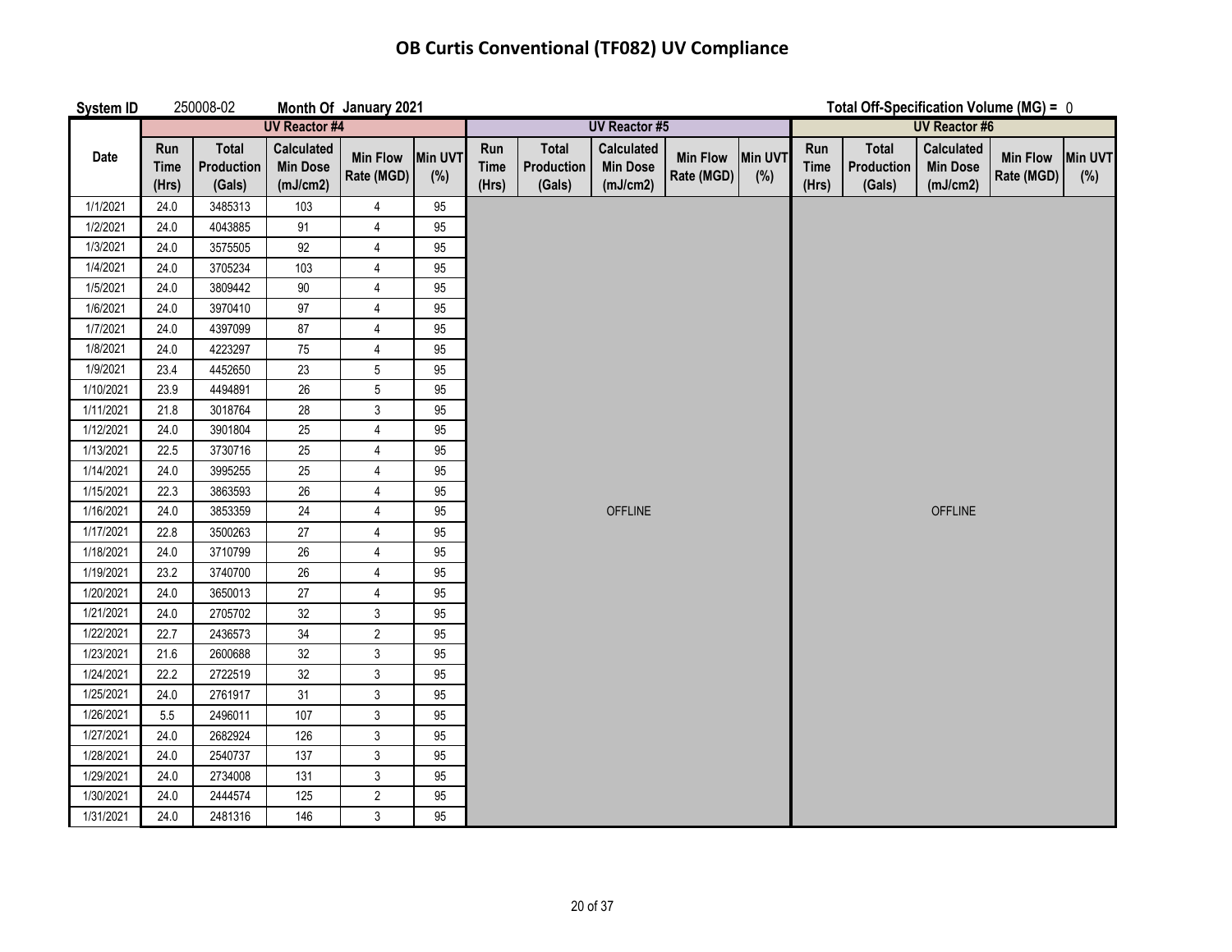# OB Curtis Conventional (TF082) UV Compliance

**System ID** 250008-02 **Month Of** January 2021

**Total Off-Specification Volume (MG) =** 0

| Date | UV Reactor #4 | | | | | UV Reactor #5 | | | | | UV Reactor #6 | | | | |
|---|---|---|---|---|---|---|---|---|---|---|---|---|---|---|---|
| | Run Time (Hrs) | Total Production (Gals) | Calculated Min Dose (mJ/cm2) | Min Flow Rate (MGD) | Min UVT (%) | Run Time (Hrs) | Total Production (Gals) | Calculated Min Dose (mJ/cm2) | Min Flow Rate (MGD) | Min UVT (%) | Run Time (Hrs) | Total Production (Gals) | Calculated Min Dose (mJ/cm2) | Min Flow Rate (MGD) | Min UVT (%) |
| 1/1/2021 | 24.0 | 3485313 | 103 | 4 | 95 | | | | | | | | | | |
| 1/2/2021 | 24.0 | 4043885 | 91 | 4 | 95 | | | | | | | | | | |
| 1/3/2021 | 24.0 | 3575505 | 92 | 4 | 95 | | | | | | | | | | |
| 1/4/2021 | 24.0 | 3705234 | 103 | 4 | 95 | | | | | | | | | | |
| 1/5/2021 | 24.0 | 3809442 | 90 | 4 | 95 | | | | | | | | | | |
| 1/6/2021 | 24.0 | 3970410 | 97 | 4 | 95 | | | | | | | | | | |
| 1/7/2021 | 24.0 | 4397099 | 87 | 4 | 95 | | | | | | | | | | |
| 1/8/2021 | 24.0 | 4223297 | 75 | 4 | 95 | | | | | | | | | | |
| 1/9/2021 | 23.4 | 4452650 | 23 | 5 | 95 | | | | | | | | | | |
| 1/10/2021 | 23.9 | 4494891 | 26 | 5 | 95 | | | | | | | | | | |
| 1/11/2021 | 21.8 | 3018764 | 28 | 3 | 95 | | | | | | | | | | |
| 1/12/2021 | 24.0 | 3901804 | 25 | 4 | 95 | | | | | | | | | | |
| 1/13/2021 | 22.5 | 3730716 | 25 | 4 | 95 | | | | | | | | | | |
| 1/14/2021 | 24.0 | 3995255 | 25 | 4 | 95 | | | | | | | | | | |
| 1/15/2021 | 22.3 | 3863593 | 26 | 4 | 95 | | | | | | | | | | |
| 1/16/2021 | 24.0 | 3853359 | 24 | 4 | 95 | | | OFFLINE | | | | | OFFLINE | | |
| 1/17/2021 | 22.8 | 3500263 | 27 | 4 | 95 | | | | | | | | | | |
| 1/18/2021 | 24.0 | 3710799 | 26 | 4 | 95 | | | | | | | | | | |
| 1/19/2021 | 23.2 | 3740700 | 26 | 4 | 95 | | | | | | | | | | |
| 1/20/2021 | 24.0 | 3650013 | 27 | 4 | 95 | | | | | | | | | | |
| 1/21/2021 | 24.0 | 2705702 | 32 | 3 | 95 | | | | | | | | | | |
| 1/22/2021 | 22.7 | 2436573 | 34 | 2 | 95 | | | | | | | | | | |
| 1/23/2021 | 21.6 | 2600688 | 32 | 3 | 95 | | | | | | | | | | |
| 1/24/2021 | 22.2 | 2722519 | 32 | 3 | 95 | | | | | | | | | | |
| 1/25/2021 | 24.0 | 2761917 | 31 | 3 | 95 | | | | | | | | | | |
| 1/26/2021 | 5.5 | 2496011 | 107 | 3 | 95 | | | | | | | | | | |
| 1/27/2021 | 24.0 | 2682924 | 126 | 3 | 95 | | | | | | | | | | |
| 1/28/2021 | 24.0 | 2540737 | 137 | 3 | 95 | | | | | | | | | | |
| 1/29/2021 | 24.0 | 2734008 | 131 | 3 | 95 | | | | | | | | | | |
| 1/30/2021 | 24.0 | 2444574 | 125 | 2 | 95 | | | | | | | | | | |
| 1/31/2021 | 24.0 | 2481316 | 146 | 3 | 95 | | | | | | | | | | |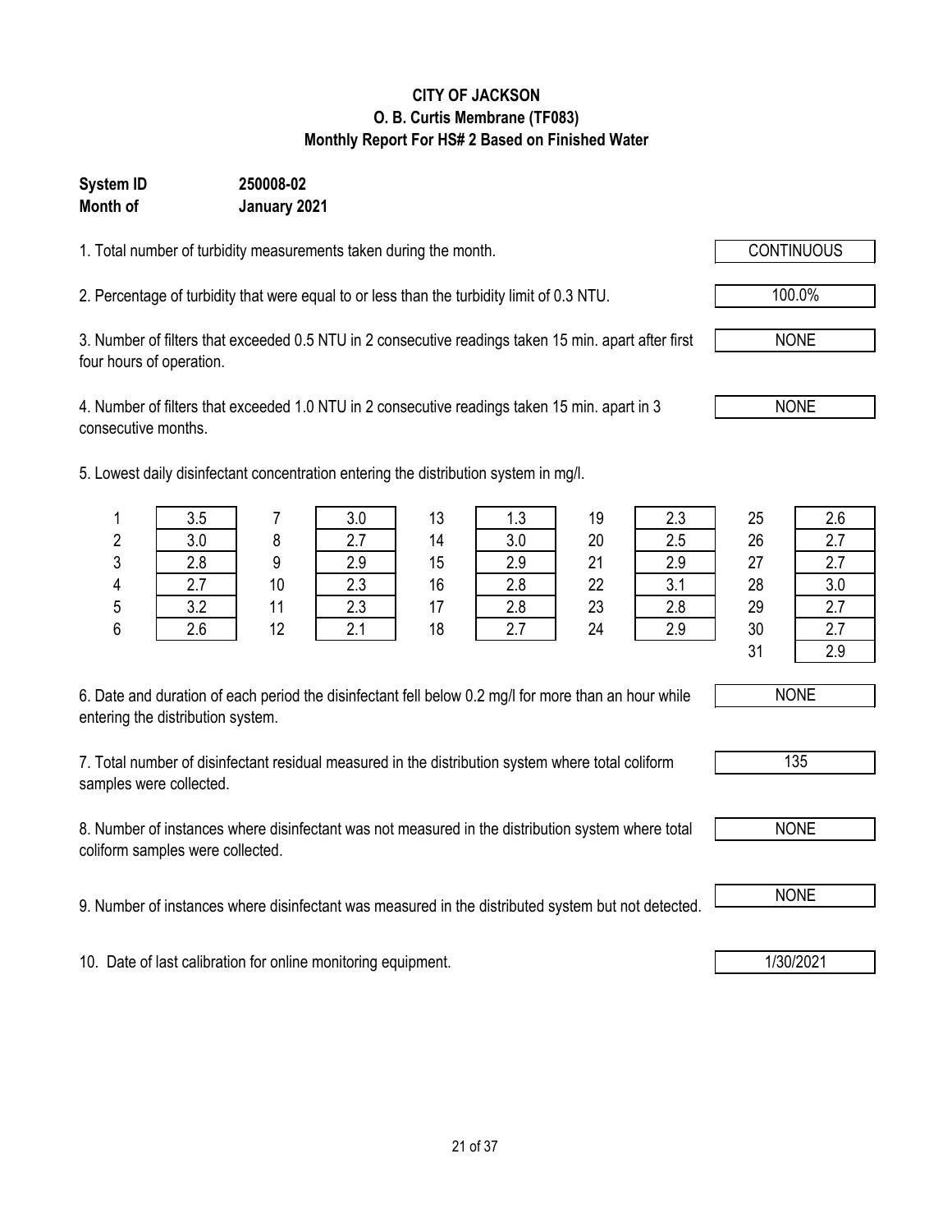**CITY OF JACKSON**
**O. B. Curtis Membrane (TF083)**
**Monthly Report For HS# 2 Based on Finished Water**

**System ID** **250008-02**
**Month of** **January 2021**

1. Total number of turbidity measurements taken during the month. CONTINUOUS

2. Percentage of turbidity that were equal to or less than the turbidity limit of 0.3 NTU. 100.0%

3. Number of filters that exceeded 0.5 NTU in 2 consecutive readings taken 15 min. apart after first four hours of operation. NONE

4. Number of filters that exceeded 1.0 NTU in 2 consecutive readings taken 15 min. apart in 3 consecutive months. NONE

5. Lowest daily disinfectant concentration entering the distribution system in mg/l.

| Day | mg/l | Day | mg/l | Day | mg/l | Day | mg/l | Day | mg/l |
|---|---|---|---|---|---|---|---|---|---|
| 1 | 3.5 | 7 | 3.0 | 13 | 1.3 | 19 | 2.3 | 25 | 2.6 |
| 2 | 3.0 | 8 | 2.7 | 14 | 3.0 | 20 | 2.5 | 26 | 2.7 |
| 3 | 2.8 | 9 | 2.9 | 15 | 2.9 | 21 | 2.9 | 27 | 2.7 |
| 4 | 2.7 | 10 | 2.3 | 16 | 2.8 | 22 | 3.1 | 28 | 3.0 |
| 5 | 3.2 | 11 | 2.3 | 17 | 2.8 | 23 | 2.8 | 29 | 2.7 |
| 6 | 2.6 | 12 | 2.1 | 18 | 2.7 | 24 | 2.9 | 30 | 2.7 |
| | | | | | | | | 31 | 2.9 |

6. Date and duration of each period the disinfectant fell below 0.2 mg/l for more than an hour while entering the distribution system. NONE

7. Total number of disinfectant residual measured in the distribution system where total coliform samples were collected. 135

8. Number of instances where disinfectant was not measured in the distribution system where total coliform samples were collected. NONE

9. Number of instances where disinfectant was measured in the distributed system but not detected. NONE

10. Date of last calibration for online monitoring equipment. 1/30/2021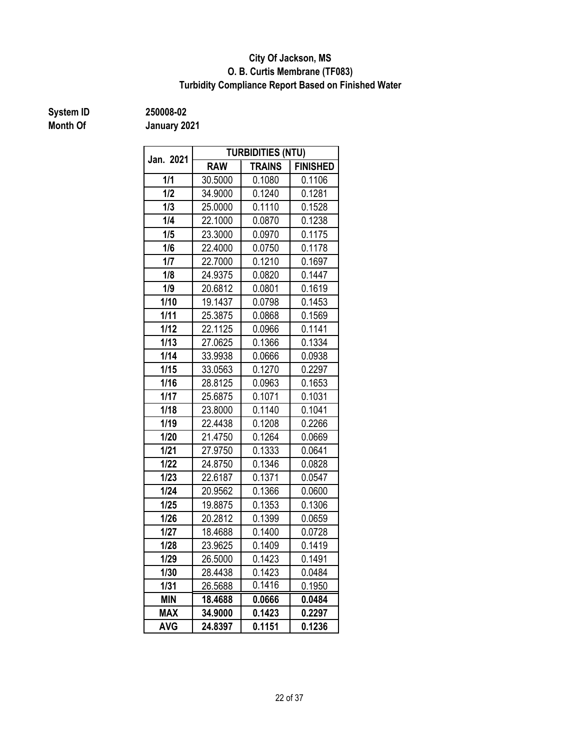**City Of Jackson, MS**
**O. B. Curtis Membrane (TF083)**
**Turbidity Compliance Report Based on Finished Water**

**System ID** **250008-02**
**Month Of** **January 2021**

| Jan. 2021 | TURBIDITIES (NTU) | | |
|---|---|---|---|
| | RAW | TRAINS | FINISHED |
| 1/1 | 30.5000 | 0.1080 | 0.1106 |
| 1/2 | 34.9000 | 0.1240 | 0.1281 |
| 1/3 | 25.0000 | 0.1110 | 0.1528 |
| 1/4 | 22.1000 | 0.0870 | 0.1238 |
| 1/5 | 23.3000 | 0.0970 | 0.1175 |
| 1/6 | 22.4000 | 0.0750 | 0.1178 |
| 1/7 | 22.7000 | 0.1210 | 0.1697 |
| 1/8 | 24.9375 | 0.0820 | 0.1447 |
| 1/9 | 20.6812 | 0.0801 | 0.1619 |
| 1/10 | 19.1437 | 0.0798 | 0.1453 |
| 1/11 | 25.3875 | 0.0868 | 0.1569 |
| 1/12 | 22.1125 | 0.0966 | 0.1141 |
| 1/13 | 27.0625 | 0.1366 | 0.1334 |
| 1/14 | 33.9938 | 0.0666 | 0.0938 |
| 1/15 | 33.0563 | 0.1270 | 0.2297 |
| 1/16 | 28.8125 | 0.0963 | 0.1653 |
| 1/17 | 25.6875 | 0.1071 | 0.1031 |
| 1/18 | 23.8000 | 0.1140 | 0.1041 |
| 1/19 | 22.4438 | 0.1208 | 0.2266 |
| 1/20 | 21.4750 | 0.1264 | 0.0669 |
| 1/21 | 27.9750 | 0.1333 | 0.0641 |
| 1/22 | 24.8750 | 0.1346 | 0.0828 |
| 1/23 | 22.6187 | 0.1371 | 0.0547 |
| 1/24 | 20.9562 | 0.1366 | 0.0600 |
| 1/25 | 19.8875 | 0.1353 | 0.1306 |
| 1/26 | 20.2812 | 0.1399 | 0.0659 |
| 1/27 | 18.4688 | 0.1400 | 0.0728 |
| 1/28 | 23.9625 | 0.1409 | 0.1419 |
| 1/29 | 26.5000 | 0.1423 | 0.1491 |
| 1/30 | 28.4438 | 0.1423 | 0.0484 |
| 1/31 | 26.5688 | 0.1416 | 0.1950 |
| **MIN** | **18.4688** | **0.0666** | **0.0484** |
| **MAX** | **34.9000** | **0.1423** | **0.2297** |
| **AVG** | **24.8397** | **0.1151** | **0.1236** |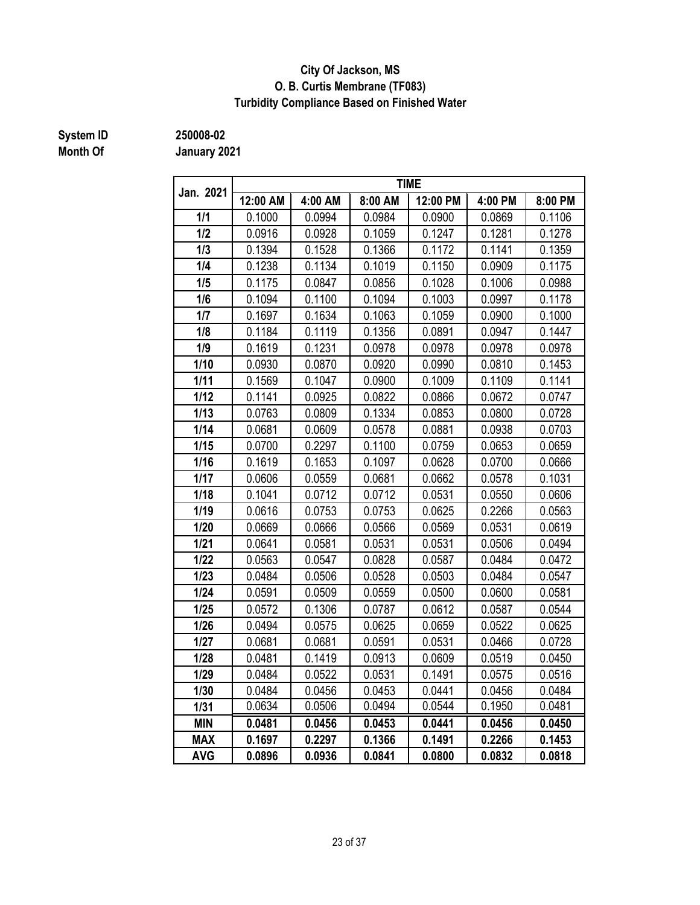**City Of Jackson, MS**
**O. B. Curtis Membrane (TF083)**
**Turbidity Compliance Based on Finished Water**

**System ID** 250008-02
**Month Of** January 2021

| Jan. 2021 | TIME | | | | | |
|---|---|---|---|---|---|---|
| | 12:00 AM | 4:00 AM | 8:00 AM | 12:00 PM | 4:00 PM | 8:00 PM |
| 1/1 | 0.1000 | 0.0994 | 0.0984 | 0.0900 | 0.0869 | 0.1106 |
| 1/2 | 0.0916 | 0.0928 | 0.1059 | 0.1247 | 0.1281 | 0.1278 |
| 1/3 | 0.1394 | 0.1528 | 0.1366 | 0.1172 | 0.1141 | 0.1359 |
| 1/4 | 0.1238 | 0.1134 | 0.1019 | 0.1150 | 0.0909 | 0.1175 |
| 1/5 | 0.1175 | 0.0847 | 0.0856 | 0.1028 | 0.1006 | 0.0988 |
| 1/6 | 0.1094 | 0.1100 | 0.1094 | 0.1003 | 0.0997 | 0.1178 |
| 1/7 | 0.1697 | 0.1634 | 0.1063 | 0.1059 | 0.0900 | 0.1000 |
| 1/8 | 0.1184 | 0.1119 | 0.1356 | 0.0891 | 0.0947 | 0.1447 |
| 1/9 | 0.1619 | 0.1231 | 0.0978 | 0.0978 | 0.0978 | 0.0978 |
| 1/10 | 0.0930 | 0.0870 | 0.0920 | 0.0990 | 0.0810 | 0.1453 |
| 1/11 | 0.1569 | 0.1047 | 0.0900 | 0.1009 | 0.1109 | 0.1141 |
| 1/12 | 0.1141 | 0.0925 | 0.0822 | 0.0866 | 0.0672 | 0.0747 |
| 1/13 | 0.0763 | 0.0809 | 0.1334 | 0.0853 | 0.0800 | 0.0728 |
| 1/14 | 0.0681 | 0.0609 | 0.0578 | 0.0881 | 0.0938 | 0.0703 |
| 1/15 | 0.0700 | 0.2297 | 0.1100 | 0.0759 | 0.0653 | 0.0659 |
| 1/16 | 0.1619 | 0.1653 | 0.1097 | 0.0628 | 0.0700 | 0.0666 |
| 1/17 | 0.0606 | 0.0559 | 0.0681 | 0.0662 | 0.0578 | 0.1031 |
| 1/18 | 0.1041 | 0.0712 | 0.0712 | 0.0531 | 0.0550 | 0.0606 |
| 1/19 | 0.0616 | 0.0753 | 0.0753 | 0.0625 | 0.2266 | 0.0563 |
| 1/20 | 0.0669 | 0.0666 | 0.0566 | 0.0569 | 0.0531 | 0.0619 |
| 1/21 | 0.0641 | 0.0581 | 0.0531 | 0.0531 | 0.0506 | 0.0494 |
| 1/22 | 0.0563 | 0.0547 | 0.0828 | 0.0587 | 0.0484 | 0.0472 |
| 1/23 | 0.0484 | 0.0506 | 0.0528 | 0.0503 | 0.0484 | 0.0547 |
| 1/24 | 0.0591 | 0.0509 | 0.0559 | 0.0500 | 0.0600 | 0.0581 |
| 1/25 | 0.0572 | 0.1306 | 0.0787 | 0.0612 | 0.0587 | 0.0544 |
| 1/26 | 0.0494 | 0.0575 | 0.0625 | 0.0659 | 0.0522 | 0.0625 |
| 1/27 | 0.0681 | 0.0681 | 0.0591 | 0.0531 | 0.0466 | 0.0728 |
| 1/28 | 0.0481 | 0.1419 | 0.0913 | 0.0609 | 0.0519 | 0.0450 |
| 1/29 | 0.0484 | 0.0522 | 0.0531 | 0.1491 | 0.0575 | 0.0516 |
| 1/30 | 0.0484 | 0.0456 | 0.0453 | 0.0441 | 0.0456 | 0.0484 |
| 1/31 | 0.0634 | 0.0506 | 0.0494 | 0.0544 | 0.1950 | 0.0481 |
| **MIN** | **0.0481** | **0.0456** | **0.0453** | **0.0441** | **0.0456** | **0.0450** |
| **MAX** | **0.1697** | **0.2297** | **0.1366** | **0.1491** | **0.2266** | **0.1453** |
| **AVG** | **0.0896** | **0.0936** | **0.0841** | **0.0800** | **0.0832** | **0.0818** |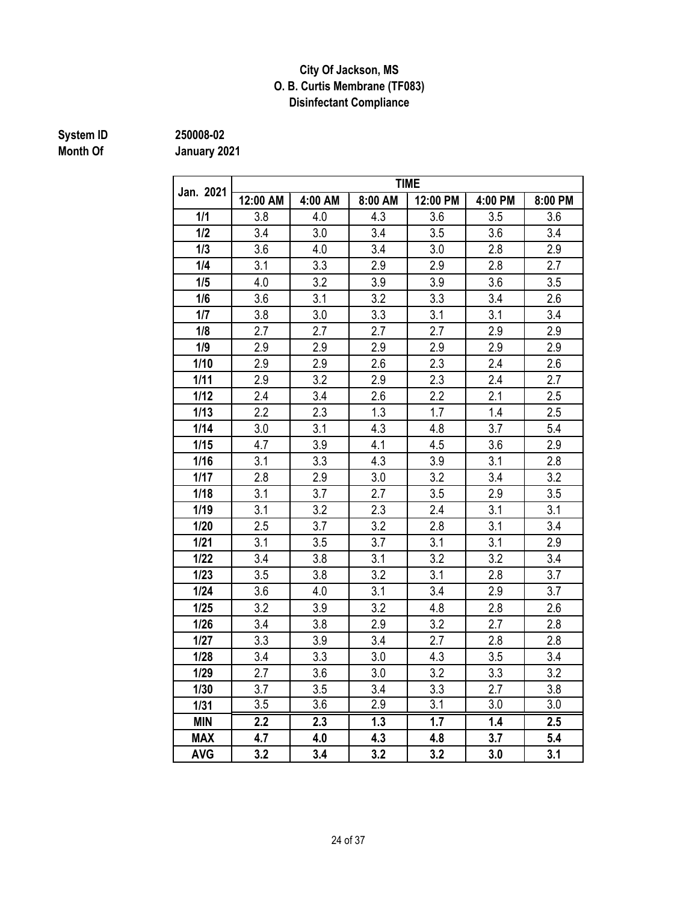# City Of Jackson, MS
## O. B. Curtis Membrane (TF083)
## Disinfectant Compliance

**System ID** 250008-02
**Month Of** January 2021

| Jan. 2021 | TIME | | | | | |
|---|---|---|---|---|---|---|
| | 12:00 AM | 4:00 AM | 8:00 AM | 12:00 PM | 4:00 PM | 8:00 PM |
| 1/1 | 3.8 | 4.0 | 4.3 | 3.6 | 3.5 | 3.6 |
| 1/2 | 3.4 | 3.0 | 3.4 | 3.5 | 3.6 | 3.4 |
| 1/3 | 3.6 | 4.0 | 3.4 | 3.0 | 2.8 | 2.9 |
| 1/4 | 3.1 | 3.3 | 2.9 | 2.9 | 2.8 | 2.7 |
| 1/5 | 4.0 | 3.2 | 3.9 | 3.9 | 3.6 | 3.5 |
| 1/6 | 3.6 | 3.1 | 3.2 | 3.3 | 3.4 | 2.6 |
| 1/7 | 3.8 | 3.0 | 3.3 | 3.1 | 3.1 | 3.4 |
| 1/8 | 2.7 | 2.7 | 2.7 | 2.7 | 2.9 | 2.9 |
| 1/9 | 2.9 | 2.9 | 2.9 | 2.9 | 2.9 | 2.9 |
| 1/10 | 2.9 | 2.9 | 2.6 | 2.3 | 2.4 | 2.6 |
| 1/11 | 2.9 | 3.2 | 2.9 | 2.3 | 2.4 | 2.7 |
| 1/12 | 2.4 | 3.4 | 2.6 | 2.2 | 2.1 | 2.5 |
| 1/13 | 2.2 | 2.3 | 1.3 | 1.7 | 1.4 | 2.5 |
| 1/14 | 3.0 | 3.1 | 4.3 | 4.8 | 3.7 | 5.4 |
| 1/15 | 4.7 | 3.9 | 4.1 | 4.5 | 3.6 | 2.9 |
| 1/16 | 3.1 | 3.3 | 4.3 | 3.9 | 3.1 | 2.8 |
| 1/17 | 2.8 | 2.9 | 3.0 | 3.2 | 3.4 | 3.2 |
| 1/18 | 3.1 | 3.7 | 2.7 | 3.5 | 2.9 | 3.5 |
| 1/19 | 3.1 | 3.2 | 2.3 | 2.4 | 3.1 | 3.1 |
| 1/20 | 2.5 | 3.7 | 3.2 | 2.8 | 3.1 | 3.4 |
| 1/21 | 3.1 | 3.5 | 3.7 | 3.1 | 3.1 | 2.9 |
| 1/22 | 3.4 | 3.8 | 3.1 | 3.2 | 3.2 | 3.4 |
| 1/23 | 3.5 | 3.8 | 3.2 | 3.1 | 2.8 | 3.7 |
| 1/24 | 3.6 | 4.0 | 3.1 | 3.4 | 2.9 | 3.7 |
| 1/25 | 3.2 | 3.9 | 3.2 | 4.8 | 2.8 | 2.6 |
| 1/26 | 3.4 | 3.8 | 2.9 | 3.2 | 2.7 | 2.8 |
| 1/27 | 3.3 | 3.9 | 3.4 | 2.7 | 2.8 | 2.8 |
| 1/28 | 3.4 | 3.3 | 3.0 | 4.3 | 3.5 | 3.4 |
| 1/29 | 2.7 | 3.6 | 3.0 | 3.2 | 3.3 | 3.2 |
| 1/30 | 3.7 | 3.5 | 3.4 | 3.3 | 2.7 | 3.8 |
| 1/31 | 3.5 | 3.6 | 2.9 | 3.1 | 3.0 | 3.0 |
| **MIN** | **2.2** | **2.3** | **1.3** | **1.7** | **1.4** | **2.5** |
| **MAX** | **4.7** | **4.0** | **4.3** | **4.8** | **3.7** | **5.4** |
| **AVG** | **3.2** | **3.4** | **3.2** | **3.2** | **3.0** | **3.1** |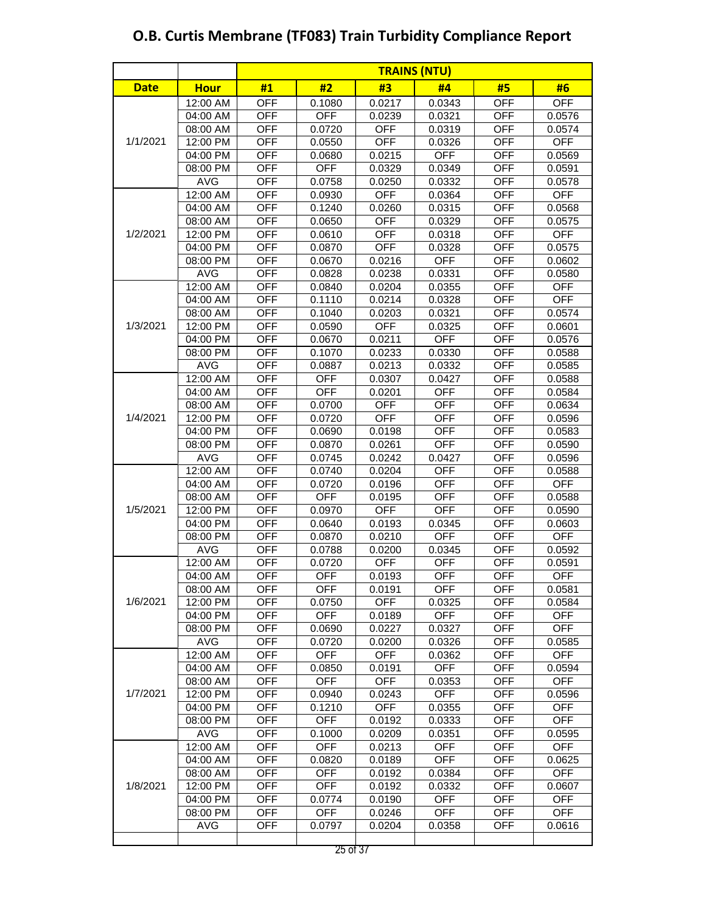# O.B. Curtis Membrane (TF083) Train Turbidity Compliance Report

| | | TRAINS (NTU) | | | | | |
|---|---|---|---|---|---|---|---|
| **Date** | **Hour** | **#1** | **#2** | **#3** | **#4** | **#5** | **#6** |
| 1/1/2021 | 12:00 AM | OFF | 0.1080 | 0.0217 | 0.0343 | OFF | OFF |
| | 04:00 AM | OFF | OFF | 0.0239 | 0.0321 | OFF | 0.0576 |
| | 08:00 AM | OFF | 0.0720 | OFF | 0.0319 | OFF | 0.0574 |
| | 12:00 PM | OFF | 0.0550 | OFF | 0.0326 | OFF | OFF |
| | 04:00 PM | OFF | 0.0680 | 0.0215 | OFF | OFF | 0.0569 |
| | 08:00 PM | OFF | OFF | 0.0329 | 0.0349 | OFF | 0.0591 |
| | AVG | OFF | 0.0758 | 0.0250 | 0.0332 | OFF | 0.0578 |
| 1/2/2021 | 12:00 AM | OFF | 0.0930 | OFF | 0.0364 | OFF | OFF |
| | 04:00 AM | OFF | 0.1240 | 0.0260 | 0.0315 | OFF | 0.0568 |
| | 08:00 AM | OFF | 0.0650 | OFF | 0.0329 | OFF | 0.0575 |
| | 12:00 PM | OFF | 0.0610 | OFF | 0.0318 | OFF | OFF |
| | 04:00 PM | OFF | 0.0870 | OFF | 0.0328 | OFF | 0.0575 |
| | 08:00 PM | OFF | 0.0670 | 0.0216 | OFF | OFF | 0.0602 |
| | AVG | OFF | 0.0828 | 0.0238 | 0.0331 | OFF | 0.0580 |
| 1/3/2021 | 12:00 AM | OFF | 0.0840 | 0.0204 | 0.0355 | OFF | OFF |
| | 04:00 AM | OFF | 0.1110 | 0.0214 | 0.0328 | OFF | OFF |
| | 08:00 AM | OFF | 0.1040 | 0.0203 | 0.0321 | OFF | 0.0574 |
| | 12:00 PM | OFF | 0.0590 | OFF | 0.0325 | OFF | 0.0601 |
| | 04:00 PM | OFF | 0.0670 | 0.0211 | OFF | OFF | 0.0576 |
| | 08:00 PM | OFF | 0.1070 | 0.0233 | 0.0330 | OFF | 0.0588 |
| | AVG | OFF | 0.0887 | 0.0213 | 0.0332 | OFF | 0.0585 |
| 1/4/2021 | 12:00 AM | OFF | OFF | 0.0307 | 0.0427 | OFF | 0.0588 |
| | 04:00 AM | OFF | OFF | 0.0201 | OFF | OFF | 0.0584 |
| | 08:00 AM | OFF | 0.0700 | OFF | OFF | OFF | 0.0634 |
| | 12:00 PM | OFF | 0.0720 | OFF | OFF | OFF | 0.0596 |
| | 04:00 PM | OFF | 0.0690 | 0.0198 | OFF | OFF | 0.0583 |
| | 08:00 PM | OFF | 0.0870 | 0.0261 | OFF | OFF | 0.0590 |
| | AVG | OFF | 0.0745 | 0.0242 | 0.0427 | OFF | 0.0596 |
| 1/5/2021 | 12:00 AM | OFF | 0.0740 | 0.0204 | OFF | OFF | 0.0588 |
| | 04:00 AM | OFF | 0.0720 | 0.0196 | OFF | OFF | OFF |
| | 08:00 AM | OFF | OFF | 0.0195 | OFF | OFF | 0.0588 |
| | 12:00 PM | OFF | 0.0970 | OFF | OFF | OFF | 0.0590 |
| | 04:00 PM | OFF | 0.0640 | 0.0193 | 0.0345 | OFF | 0.0603 |
| | 08:00 PM | OFF | 0.0870 | 0.0210 | OFF | OFF | OFF |
| | AVG | OFF | 0.0788 | 0.0200 | 0.0345 | OFF | 0.0592 |
| 1/6/2021 | 12:00 AM | OFF | 0.0720 | OFF | OFF | OFF | 0.0591 |
| | 04:00 AM | OFF | OFF | 0.0193 | OFF | OFF | OFF |
| | 08:00 AM | OFF | OFF | 0.0191 | OFF | OFF | 0.0581 |
| | 12:00 PM | OFF | 0.0750 | OFF | 0.0325 | OFF | 0.0584 |
| | 04:00 PM | OFF | OFF | 0.0189 | OFF | OFF | OFF |
| | 08:00 PM | OFF | 0.0690 | 0.0227 | 0.0327 | OFF | OFF |
| | AVG | OFF | 0.0720 | 0.0200 | 0.0326 | OFF | 0.0585 |
| 1/7/2021 | 12:00 AM | OFF | OFF | OFF | 0.0362 | OFF | OFF |
| | 04:00 AM | OFF | 0.0850 | 0.0191 | OFF | OFF | 0.0594 |
| | 08:00 AM | OFF | OFF | OFF | 0.0353 | OFF | OFF |
| | 12:00 PM | OFF | 0.0940 | 0.0243 | OFF | OFF | 0.0596 |
| | 04:00 PM | OFF | 0.1210 | OFF | 0.0355 | OFF | OFF |
| | 08:00 PM | OFF | OFF | 0.0192 | 0.0333 | OFF | OFF |
| | AVG | OFF | 0.1000 | 0.0209 | 0.0351 | OFF | 0.0595 |
| 1/8/2021 | 12:00 AM | OFF | OFF | 0.0213 | OFF | OFF | OFF |
| | 04:00 AM | OFF | 0.0820 | 0.0189 | OFF | OFF | 0.0625 |
| | 08:00 AM | OFF | OFF | 0.0192 | 0.0384 | OFF | OFF |
| | 12:00 PM | OFF | OFF | 0.0192 | 0.0332 | OFF | 0.0607 |
| | 04:00 PM | OFF | 0.0774 | 0.0190 | OFF | OFF | OFF |
| | 08:00 PM | OFF | OFF | 0.0246 | OFF | OFF | OFF |
| | AVG | OFF | 0.0797 | 0.0204 | 0.0358 | OFF | 0.0616 |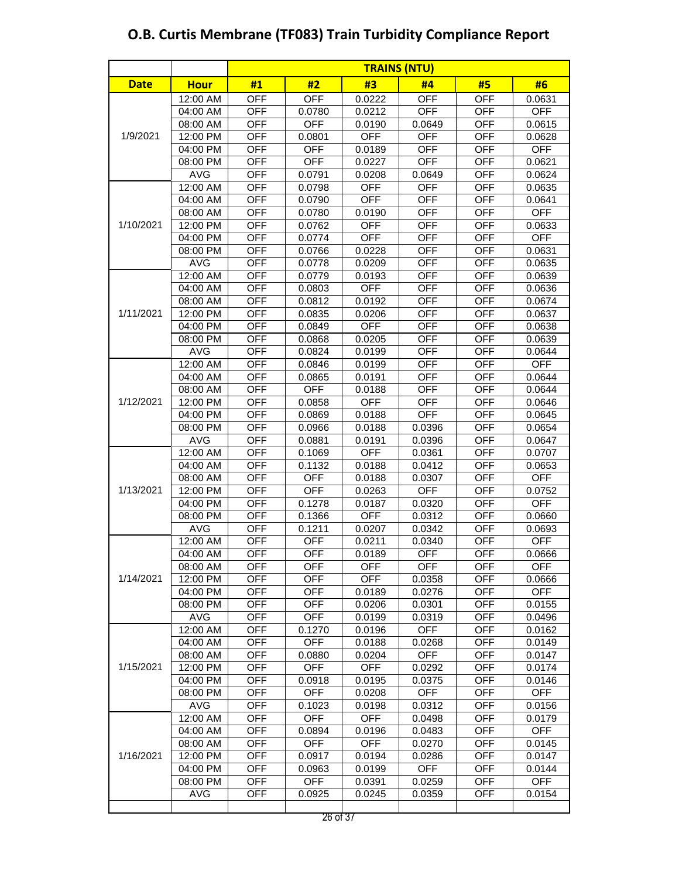# O.B. Curtis Membrane (TF083) Train Turbidity Compliance Report

| | | TRAINS (NTU) | | | | | |
|---|---|---|---|---|---|---|---|
| **Date** | **Hour** | **#1** | **#2** | **#3** | **#4** | **#5** | **#6** |
| 1/9/2021 | 12:00 AM | OFF | OFF | 0.0222 | OFF | OFF | 0.0631 |
| | 04:00 AM | OFF | 0.0780 | 0.0212 | OFF | OFF | OFF |
| | 08:00 AM | OFF | OFF | 0.0190 | 0.0649 | OFF | 0.0615 |
| | 12:00 PM | OFF | 0.0801 | OFF | OFF | OFF | 0.0628 |
| | 04:00 PM | OFF | OFF | 0.0189 | OFF | OFF | OFF |
| | 08:00 PM | OFF | OFF | 0.0227 | OFF | OFF | 0.0621 |
| | AVG | OFF | 0.0791 | 0.0208 | 0.0649 | OFF | 0.0624 |
| 1/10/2021 | 12:00 AM | OFF | 0.0798 | OFF | OFF | OFF | 0.0635 |
| | 04:00 AM | OFF | 0.0790 | OFF | OFF | OFF | 0.0641 |
| | 08:00 AM | OFF | 0.0780 | 0.0190 | OFF | OFF | OFF |
| | 12:00 PM | OFF | 0.0762 | OFF | OFF | OFF | 0.0633 |
| | 04:00 PM | OFF | 0.0774 | OFF | OFF | OFF | OFF |
| | 08:00 PM | OFF | 0.0766 | 0.0228 | OFF | OFF | 0.0631 |
| | AVG | OFF | 0.0778 | 0.0209 | OFF | OFF | 0.0635 |
| 1/11/2021 | 12:00 AM | OFF | 0.0779 | 0.0193 | OFF | OFF | 0.0639 |
| | 04:00 AM | OFF | 0.0803 | OFF | OFF | OFF | 0.0636 |
| | 08:00 AM | OFF | 0.0812 | 0.0192 | OFF | OFF | 0.0674 |
| | 12:00 PM | OFF | 0.0835 | 0.0206 | OFF | OFF | 0.0637 |
| | 04:00 PM | OFF | 0.0849 | OFF | OFF | OFF | 0.0638 |
| | 08:00 PM | OFF | 0.0868 | 0.0205 | OFF | OFF | 0.0639 |
| | AVG | OFF | 0.0824 | 0.0199 | OFF | OFF | 0.0644 |
| 1/12/2021 | 12:00 AM | OFF | 0.0846 | 0.0199 | OFF | OFF | OFF |
| | 04:00 AM | OFF | 0.0865 | 0.0191 | OFF | OFF | 0.0644 |
| | 08:00 AM | OFF | OFF | 0.0188 | OFF | OFF | 0.0644 |
| | 12:00 PM | OFF | 0.0858 | OFF | OFF | OFF | 0.0646 |
| | 04:00 PM | OFF | 0.0869 | 0.0188 | OFF | OFF | 0.0645 |
| | 08:00 PM | OFF | 0.0966 | 0.0188 | 0.0396 | OFF | 0.0654 |
| | AVG | OFF | 0.0881 | 0.0191 | 0.0396 | OFF | 0.0647 |
| 1/13/2021 | 12:00 AM | OFF | 0.1069 | OFF | 0.0361 | OFF | 0.0707 |
| | 04:00 AM | OFF | 0.1132 | 0.0188 | 0.0412 | OFF | 0.0653 |
| | 08:00 AM | OFF | OFF | 0.0188 | 0.0307 | OFF | OFF |
| | 12:00 PM | OFF | OFF | 0.0263 | OFF | OFF | 0.0752 |
| | 04:00 PM | OFF | 0.1278 | 0.0187 | 0.0320 | OFF | OFF |
| | 08:00 PM | OFF | 0.1366 | OFF | 0.0312 | OFF | 0.0660 |
| | AVG | OFF | 0.1211 | 0.0207 | 0.0342 | OFF | 0.0693 |
| 1/14/2021 | 12:00 AM | OFF | OFF | 0.0211 | 0.0340 | OFF | OFF |
| | 04:00 AM | OFF | OFF | 0.0189 | OFF | OFF | 0.0666 |
| | 08:00 AM | OFF | OFF | OFF | OFF | OFF | OFF |
| | 12:00 PM | OFF | OFF | OFF | 0.0358 | OFF | 0.0666 |
| | 04:00 PM | OFF | OFF | 0.0189 | 0.0276 | OFF | OFF |
| | 08:00 PM | OFF | OFF | 0.0206 | 0.0301 | OFF | 0.0155 |
| | AVG | OFF | OFF | 0.0199 | 0.0319 | OFF | 0.0496 |
| 1/15/2021 | 12:00 AM | OFF | 0.1270 | 0.0196 | OFF | OFF | 0.0162 |
| | 04:00 AM | OFF | OFF | 0.0188 | 0.0268 | OFF | 0.0149 |
| | 08:00 AM | OFF | 0.0880 | 0.0204 | OFF | OFF | 0.0147 |
| | 12:00 PM | OFF | OFF | OFF | 0.0292 | OFF | 0.0174 |
| | 04:00 PM | OFF | 0.0918 | 0.0195 | 0.0375 | OFF | 0.0146 |
| | 08:00 PM | OFF | OFF | 0.0208 | OFF | OFF | OFF |
| | AVG | OFF | 0.1023 | 0.0198 | 0.0312 | OFF | 0.0156 |
| 1/16/2021 | 12:00 AM | OFF | OFF | OFF | 0.0498 | OFF | 0.0179 |
| | 04:00 AM | OFF | 0.0894 | 0.0196 | 0.0483 | OFF | OFF |
| | 08:00 AM | OFF | OFF | OFF | 0.0270 | OFF | 0.0145 |
| | 12:00 PM | OFF | 0.0917 | 0.0194 | 0.0286 | OFF | 0.0147 |
| | 04:00 PM | OFF | 0.0963 | 0.0199 | OFF | OFF | 0.0144 |
| | 08:00 PM | OFF | OFF | 0.0391 | 0.0259 | OFF | OFF |
| | AVG | OFF | 0.0925 | 0.0245 | 0.0359 | OFF | 0.0154 |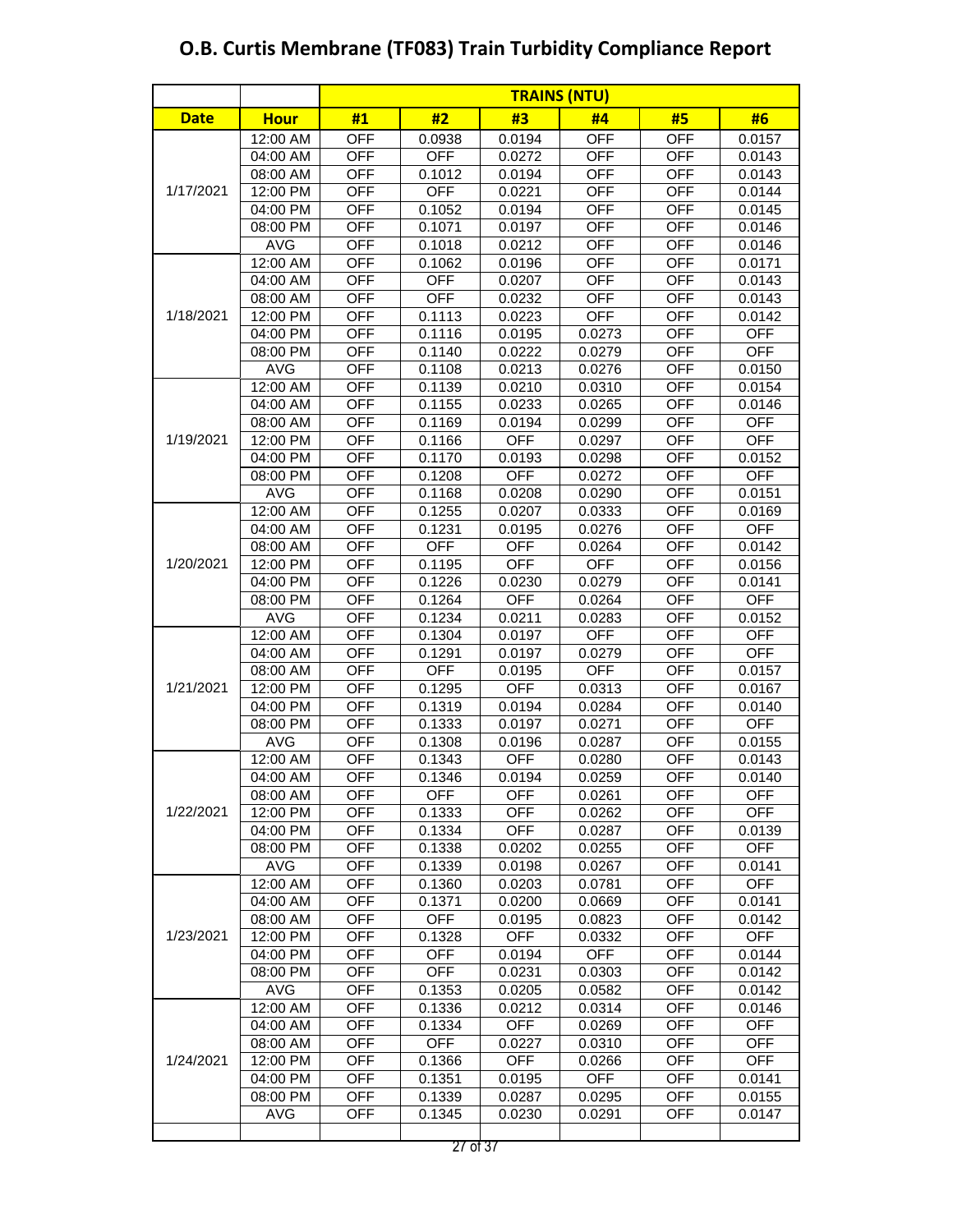# O.B. Curtis Membrane (TF083) Train Turbidity Compliance Report

| | | TRAINS (NTU) | | | | | |
|---|---|---|---|---|---|---|---|
| **Date** | **Hour** | **#1** | **#2** | **#3** | **#4** | **#5** | **#6** |
| 1/17/2021 | 12:00 AM | OFF | 0.0938 | 0.0194 | OFF | OFF | 0.0157 |
| | 04:00 AM | OFF | OFF | 0.0272 | OFF | OFF | 0.0143 |
| | 08:00 AM | OFF | 0.1012 | 0.0194 | OFF | OFF | 0.0143 |
| | 12:00 PM | OFF | OFF | 0.0221 | OFF | OFF | 0.0144 |
| | 04:00 PM | OFF | 0.1052 | 0.0194 | OFF | OFF | 0.0145 |
| | 08:00 PM | OFF | 0.1071 | 0.0197 | OFF | OFF | 0.0146 |
| | AVG | OFF | 0.1018 | 0.0212 | OFF | OFF | 0.0146 |
| 1/18/2021 | 12:00 AM | OFF | 0.1062 | 0.0196 | OFF | OFF | 0.0171 |
| | 04:00 AM | OFF | OFF | 0.0207 | OFF | OFF | 0.0143 |
| | 08:00 AM | OFF | OFF | 0.0232 | OFF | OFF | 0.0143 |
| | 12:00 PM | OFF | 0.1113 | 0.0223 | OFF | OFF | 0.0142 |
| | 04:00 PM | OFF | 0.1116 | 0.0195 | 0.0273 | OFF | OFF |
| | 08:00 PM | OFF | 0.1140 | 0.0222 | 0.0279 | OFF | OFF |
| | AVG | OFF | 0.1108 | 0.0213 | 0.0276 | OFF | 0.0150 |
| 1/19/2021 | 12:00 AM | OFF | 0.1139 | 0.0210 | 0.0310 | OFF | 0.0154 |
| | 04:00 AM | OFF | 0.1155 | 0.0233 | 0.0265 | OFF | 0.0146 |
| | 08:00 AM | OFF | 0.1169 | 0.0194 | 0.0299 | OFF | OFF |
| | 12:00 PM | OFF | 0.1166 | OFF | 0.0297 | OFF | OFF |
| | 04:00 PM | OFF | 0.1170 | 0.0193 | 0.0298 | OFF | 0.0152 |
| | 08:00 PM | OFF | 0.1208 | OFF | 0.0272 | OFF | OFF |
| | AVG | OFF | 0.1168 | 0.0208 | 0.0290 | OFF | 0.0151 |
| 1/20/2021 | 12:00 AM | OFF | 0.1255 | 0.0207 | 0.0333 | OFF | 0.0169 |
| | 04:00 AM | OFF | 0.1231 | 0.0195 | 0.0276 | OFF | OFF |
| | 08:00 AM | OFF | OFF | OFF | 0.0264 | OFF | 0.0142 |
| | 12:00 PM | OFF | 0.1195 | OFF | OFF | OFF | 0.0156 |
| | 04:00 PM | OFF | 0.1226 | 0.0230 | 0.0279 | OFF | 0.0141 |
| | 08:00 PM | OFF | 0.1264 | OFF | 0.0264 | OFF | OFF |
| | AVG | OFF | 0.1234 | 0.0211 | 0.0283 | OFF | 0.0152 |
| 1/21/2021 | 12:00 AM | OFF | 0.1304 | 0.0197 | OFF | OFF | OFF |
| | 04:00 AM | OFF | 0.1291 | 0.0197 | 0.0279 | OFF | OFF |
| | 08:00 AM | OFF | OFF | 0.0195 | OFF | OFF | 0.0157 |
| | 12:00 PM | OFF | 0.1295 | OFF | 0.0313 | OFF | 0.0167 |
| | 04:00 PM | OFF | 0.1319 | 0.0194 | 0.0284 | OFF | 0.0140 |
| | 08:00 PM | OFF | 0.1333 | 0.0197 | 0.0271 | OFF | OFF |
| | AVG | OFF | 0.1308 | 0.0196 | 0.0287 | OFF | 0.0155 |
| 1/22/2021 | 12:00 AM | OFF | 0.1343 | OFF | 0.0280 | OFF | 0.0143 |
| | 04:00 AM | OFF | 0.1346 | 0.0194 | 0.0259 | OFF | 0.0140 |
| | 08:00 AM | OFF | OFF | OFF | 0.0261 | OFF | OFF |
| | 12:00 PM | OFF | 0.1333 | OFF | 0.0262 | OFF | OFF |
| | 04:00 PM | OFF | 0.1334 | OFF | 0.0287 | OFF | 0.0139 |
| | 08:00 PM | OFF | 0.1338 | 0.0202 | 0.0255 | OFF | OFF |
| | AVG | OFF | 0.1339 | 0.0198 | 0.0267 | OFF | 0.0141 |
| 1/23/2021 | 12:00 AM | OFF | 0.1360 | 0.0203 | 0.0781 | OFF | OFF |
| | 04:00 AM | OFF | 0.1371 | 0.0200 | 0.0669 | OFF | 0.0141 |
| | 08:00 AM | OFF | OFF | 0.0195 | 0.0823 | OFF | 0.0142 |
| | 12:00 PM | OFF | 0.1328 | OFF | 0.0332 | OFF | OFF |
| | 04:00 PM | OFF | OFF | 0.0194 | OFF | OFF | 0.0144 |
| | 08:00 PM | OFF | OFF | 0.0231 | 0.0303 | OFF | 0.0142 |
| | AVG | OFF | 0.1353 | 0.0205 | 0.0582 | OFF | 0.0142 |
| 1/24/2021 | 12:00 AM | OFF | 0.1336 | 0.0212 | 0.0314 | OFF | 0.0146 |
| | 04:00 AM | OFF | 0.1334 | OFF | 0.0269 | OFF | OFF |
| | 08:00 AM | OFF | OFF | 0.0227 | 0.0310 | OFF | OFF |
| | 12:00 PM | OFF | 0.1366 | OFF | 0.0266 | OFF | OFF |
| | 04:00 PM | OFF | 0.1351 | 0.0195 | OFF | OFF | 0.0141 |
| | 08:00 PM | OFF | 0.1339 | 0.0287 | 0.0295 | OFF | 0.0155 |
| | AVG | OFF | 0.1345 | 0.0230 | 0.0291 | OFF | 0.0147 |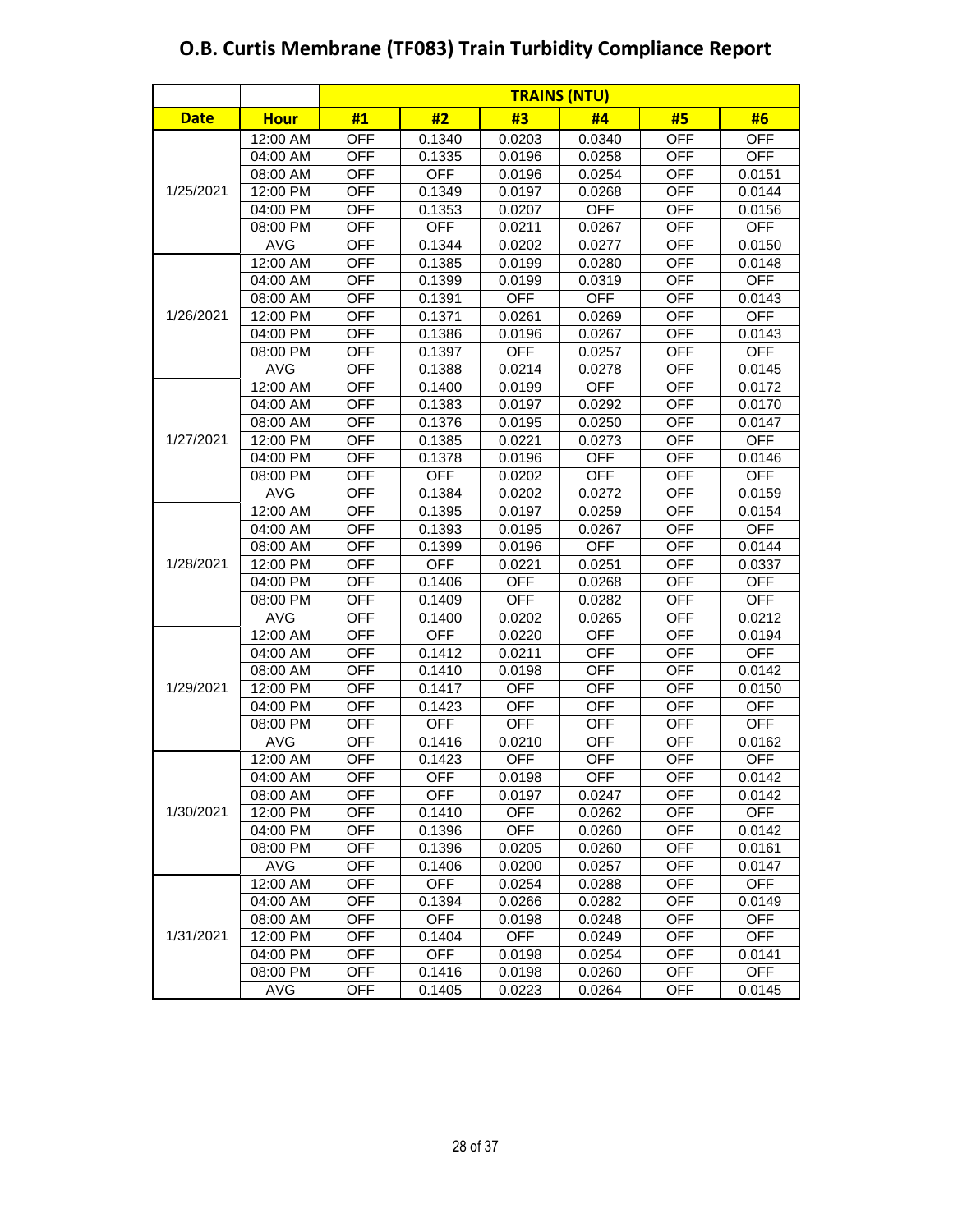# O.B. Curtis Membrane (TF083) Train Turbidity Compliance Report

| | | TRAINS (NTU) | | | | | |
|---|---|---|---|---|---|---|---|
| **Date** | **Hour** | **#1** | **#2** | **#3** | **#4** | **#5** | **#6** |
| 1/25/2021 | 12:00 AM | OFF | 0.1340 | 0.0203 | 0.0340 | OFF | OFF |
| | 04:00 AM | OFF | 0.1335 | 0.0196 | 0.0258 | OFF | OFF |
| | 08:00 AM | OFF | OFF | 0.0196 | 0.0254 | OFF | 0.0151 |
| | 12:00 PM | OFF | 0.1349 | 0.0197 | 0.0268 | OFF | 0.0144 |
| | 04:00 PM | OFF | 0.1353 | 0.0207 | OFF | OFF | 0.0156 |
| | 08:00 PM | OFF | OFF | 0.0211 | 0.0267 | OFF | OFF |
| | AVG | OFF | 0.1344 | 0.0202 | 0.0277 | OFF | 0.0150 |
| 1/26/2021 | 12:00 AM | OFF | 0.1385 | 0.0199 | 0.0280 | OFF | 0.0148 |
| | 04:00 AM | OFF | 0.1399 | 0.0199 | 0.0319 | OFF | OFF |
| | 08:00 AM | OFF | 0.1391 | OFF | OFF | OFF | 0.0143 |
| | 12:00 PM | OFF | 0.1371 | 0.0261 | 0.0269 | OFF | OFF |
| | 04:00 PM | OFF | 0.1386 | 0.0196 | 0.0267 | OFF | 0.0143 |
| | 08:00 PM | OFF | 0.1397 | OFF | 0.0257 | OFF | OFF |
| | AVG | OFF | 0.1388 | 0.0214 | 0.0278 | OFF | 0.0145 |
| 1/27/2021 | 12:00 AM | OFF | 0.1400 | 0.0199 | OFF | OFF | 0.0172 |
| | 04:00 AM | OFF | 0.1383 | 0.0197 | 0.0292 | OFF | 0.0170 |
| | 08:00 AM | OFF | 0.1376 | 0.0195 | 0.0250 | OFF | 0.0147 |
| | 12:00 PM | OFF | 0.1385 | 0.0221 | 0.0273 | OFF | OFF |
| | 04:00 PM | OFF | 0.1378 | 0.0196 | OFF | OFF | 0.0146 |
| | 08:00 PM | OFF | OFF | 0.0202 | OFF | OFF | OFF |
| | AVG | OFF | 0.1384 | 0.0202 | 0.0272 | OFF | 0.0159 |
| 1/28/2021 | 12:00 AM | OFF | 0.1395 | 0.0197 | 0.0259 | OFF | 0.0154 |
| | 04:00 AM | OFF | 0.1393 | 0.0195 | 0.0267 | OFF | OFF |
| | 08:00 AM | OFF | 0.1399 | 0.0196 | OFF | OFF | 0.0144 |
| | 12:00 PM | OFF | OFF | 0.0221 | 0.0251 | OFF | 0.0337 |
| | 04:00 PM | OFF | 0.1406 | OFF | 0.0268 | OFF | OFF |
| | 08:00 PM | OFF | 0.1409 | OFF | 0.0282 | OFF | OFF |
| | AVG | OFF | 0.1400 | 0.0202 | 0.0265 | OFF | 0.0212 |
| 1/29/2021 | 12:00 AM | OFF | OFF | 0.0220 | OFF | OFF | 0.0194 |
| | 04:00 AM | OFF | 0.1412 | 0.0211 | OFF | OFF | OFF |
| | 08:00 AM | OFF | 0.1410 | 0.0198 | OFF | OFF | 0.0142 |
| | 12:00 PM | OFF | 0.1417 | OFF | OFF | OFF | 0.0150 |
| | 04:00 PM | OFF | 0.1423 | OFF | OFF | OFF | OFF |
| | 08:00 PM | OFF | OFF | OFF | OFF | OFF | OFF |
| | AVG | OFF | 0.1416 | 0.0210 | OFF | OFF | 0.0162 |
| 1/30/2021 | 12:00 AM | OFF | 0.1423 | OFF | OFF | OFF | OFF |
| | 04:00 AM | OFF | OFF | 0.0198 | OFF | OFF | 0.0142 |
| | 08:00 AM | OFF | OFF | 0.0197 | 0.0247 | OFF | 0.0142 |
| | 12:00 PM | OFF | 0.1410 | OFF | 0.0262 | OFF | OFF |
| | 04:00 PM | OFF | 0.1396 | OFF | 0.0260 | OFF | 0.0142 |
| | 08:00 PM | OFF | 0.1396 | 0.0205 | 0.0260 | OFF | 0.0161 |
| | AVG | OFF | 0.1406 | 0.0200 | 0.0257 | OFF | 0.0147 |
| 1/31/2021 | 12:00 AM | OFF | OFF | 0.0254 | 0.0288 | OFF | OFF |
| | 04:00 AM | OFF | 0.1394 | 0.0266 | 0.0282 | OFF | 0.0149 |
| | 08:00 AM | OFF | OFF | 0.0198 | 0.0248 | OFF | OFF |
| | 12:00 PM | OFF | 0.1404 | OFF | 0.0249 | OFF | OFF |
| | 04:00 PM | OFF | OFF | 0.0198 | 0.0254 | OFF | 0.0141 |
| | 08:00 PM | OFF | 0.1416 | 0.0198 | 0.0260 | OFF | OFF |
| | AVG | OFF | 0.1405 | 0.0223 | 0.0264 | OFF | 0.0145 |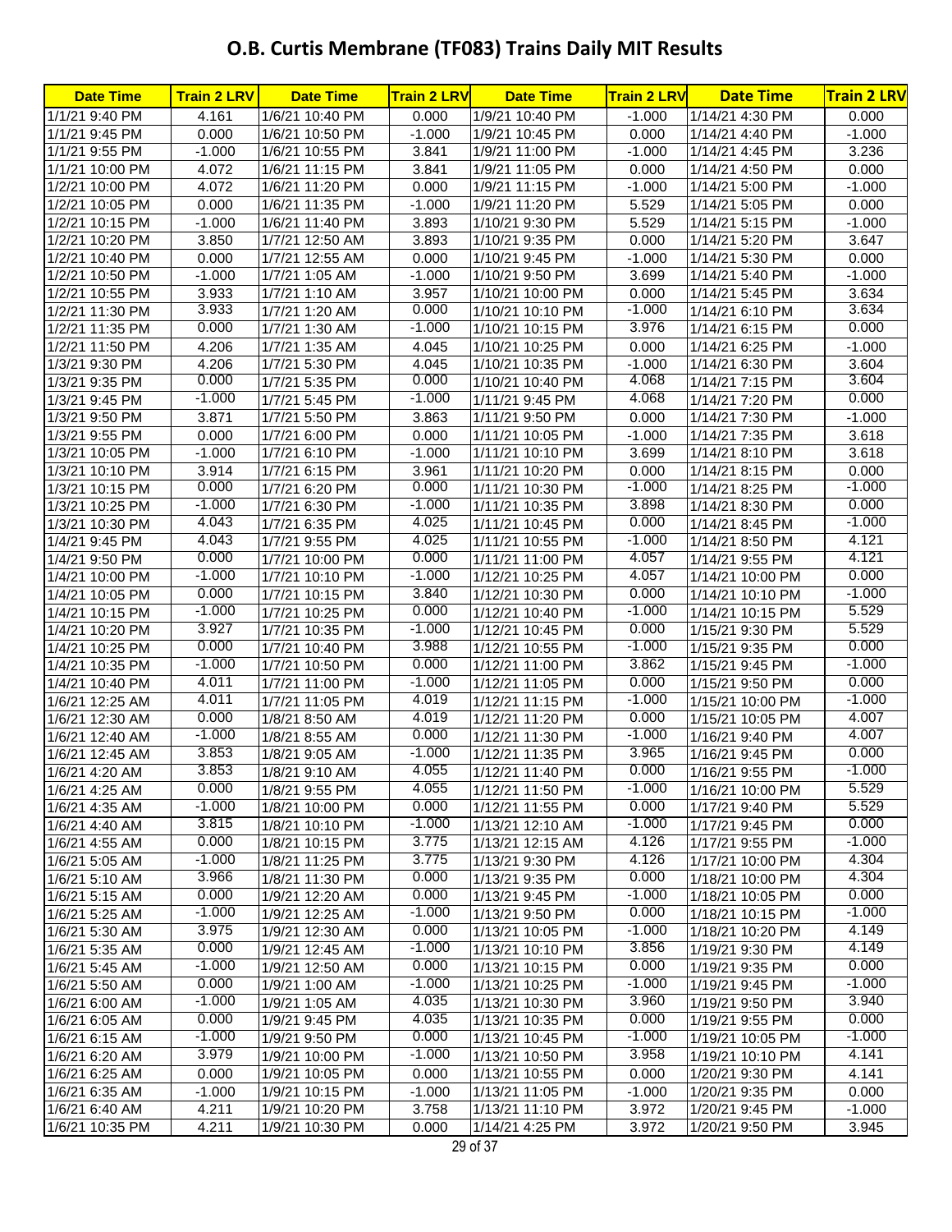# O.B. Curtis Membrane (TF083) Trains Daily MIT Results

| Date Time | Train 2 LRV | Date Time | Train 2 LRV | Date Time | Train 2 LRV | Date Time | Train 2 LRV |
|---|---|---|---|---|---|---|---|
| 1/1/21 9:40 PM | 4.161 | 1/6/21 10:40 PM | 0.000 | 1/9/21 10:40 PM | -1.000 | 1/14/21 4:30 PM | 0.000 |
| 1/1/21 9:45 PM | 0.000 | 1/6/21 10:50 PM | -1.000 | 1/9/21 10:45 PM | 0.000 | 1/14/21 4:40 PM | -1.000 |
| 1/1/21 9:55 PM | -1.000 | 1/6/21 10:55 PM | 3.841 | 1/9/21 11:00 PM | -1.000 | 1/14/21 4:45 PM | 3.236 |
| 1/1/21 10:00 PM | 4.072 | 1/6/21 11:15 PM | 3.841 | 1/9/21 11:05 PM | 0.000 | 1/14/21 4:50 PM | 0.000 |
| 1/2/21 10:00 PM | 4.072 | 1/6/21 11:20 PM | 0.000 | 1/9/21 11:15 PM | -1.000 | 1/14/21 5:00 PM | -1.000 |
| 1/2/21 10:05 PM | 0.000 | 1/6/21 11:35 PM | -1.000 | 1/9/21 11:20 PM | 5.529 | 1/14/21 5:05 PM | 0.000 |
| 1/2/21 10:15 PM | -1.000 | 1/6/21 11:40 PM | 3.893 | 1/10/21 9:30 PM | 5.529 | 1/14/21 5:15 PM | -1.000 |
| 1/2/21 10:20 PM | 3.850 | 1/7/21 12:50 AM | 3.893 | 1/10/21 9:35 PM | 0.000 | 1/14/21 5:20 PM | 3.647 |
| 1/2/21 10:40 PM | 0.000 | 1/7/21 12:55 AM | 0.000 | 1/10/21 9:45 PM | -1.000 | 1/14/21 5:30 PM | 0.000 |
| 1/2/21 10:50 PM | -1.000 | 1/7/21 1:05 AM | -1.000 | 1/10/21 9:50 PM | 3.699 | 1/14/21 5:40 PM | -1.000 |
| 1/2/21 10:55 PM | 3.933 | 1/7/21 1:10 AM | 3.957 | 1/10/21 10:00 PM | 0.000 | 1/14/21 5:45 PM | 3.634 |
| 1/2/21 11:30 PM | 3.933 | 1/7/21 1:20 AM | 0.000 | 1/10/21 10:10 PM | -1.000 | 1/14/21 6:10 PM | 3.634 |
| 1/2/21 11:35 PM | 0.000 | 1/7/21 1:30 AM | -1.000 | 1/10/21 10:15 PM | 3.976 | 1/14/21 6:15 PM | 0.000 |
| 1/2/21 11:50 PM | 4.206 | 1/7/21 1:35 AM | 4.045 | 1/10/21 10:25 PM | 0.000 | 1/14/21 6:25 PM | -1.000 |
| 1/3/21 9:30 PM | 4.206 | 1/7/21 5:30 PM | 4.045 | 1/10/21 10:35 PM | -1.000 | 1/14/21 6:30 PM | 3.604 |
| 1/3/21 9:35 PM | 0.000 | 1/7/21 5:35 PM | 0.000 | 1/10/21 10:40 PM | 4.068 | 1/14/21 7:15 PM | 3.604 |
| 1/3/21 9:45 PM | -1.000 | 1/7/21 5:45 PM | -1.000 | 1/11/21 9:45 PM | 4.068 | 1/14/21 7:20 PM | 0.000 |
| 1/3/21 9:50 PM | 3.871 | 1/7/21 5:50 PM | 3.863 | 1/11/21 9:50 PM | 0.000 | 1/14/21 7:30 PM | -1.000 |
| 1/3/21 9:55 PM | 0.000 | 1/7/21 6:00 PM | 0.000 | 1/11/21 10:05 PM | -1.000 | 1/14/21 7:35 PM | 3.618 |
| 1/3/21 10:05 PM | -1.000 | 1/7/21 6:10 PM | -1.000 | 1/11/21 10:10 PM | 3.699 | 1/14/21 8:10 PM | 3.618 |
| 1/3/21 10:10 PM | 3.914 | 1/7/21 6:15 PM | 3.961 | 1/11/21 10:20 PM | 0.000 | 1/14/21 8:15 PM | 0.000 |
| 1/3/21 10:15 PM | 0.000 | 1/7/21 6:20 PM | 0.000 | 1/11/21 10:30 PM | -1.000 | 1/14/21 8:25 PM | -1.000 |
| 1/3/21 10:25 PM | -1.000 | 1/7/21 6:30 PM | -1.000 | 1/11/21 10:35 PM | 3.898 | 1/14/21 8:30 PM | 0.000 |
| 1/3/21 10:30 PM | 4.043 | 1/7/21 6:35 PM | 4.025 | 1/11/21 10:45 PM | 0.000 | 1/14/21 8:45 PM | -1.000 |
| 1/4/21 9:45 PM | 4.043 | 1/7/21 9:55 PM | 4.025 | 1/11/21 10:55 PM | -1.000 | 1/14/21 8:50 PM | 4.121 |
| 1/4/21 9:50 PM | 0.000 | 1/7/21 10:00 PM | 0.000 | 1/11/21 11:00 PM | 4.057 | 1/14/21 9:55 PM | 4.121 |
| 1/4/21 10:00 PM | -1.000 | 1/7/21 10:10 PM | -1.000 | 1/12/21 10:25 PM | 4.057 | 1/14/21 10:00 PM | 0.000 |
| 1/4/21 10:05 PM | 0.000 | 1/7/21 10:15 PM | 3.840 | 1/12/21 10:30 PM | 0.000 | 1/14/21 10:10 PM | -1.000 |
| 1/4/21 10:15 PM | -1.000 | 1/7/21 10:25 PM | 0.000 | 1/12/21 10:40 PM | -1.000 | 1/14/21 10:15 PM | 5.529 |
| 1/4/21 10:20 PM | 3.927 | 1/7/21 10:35 PM | -1.000 | 1/12/21 10:45 PM | 0.000 | 1/15/21 9:30 PM | 5.529 |
| 1/4/21 10:25 PM | 0.000 | 1/7/21 10:40 PM | 3.988 | 1/12/21 10:55 PM | -1.000 | 1/15/21 9:35 PM | 0.000 |
| 1/4/21 10:35 PM | -1.000 | 1/7/21 10:50 PM | 0.000 | 1/12/21 11:00 PM | 3.862 | 1/15/21 9:45 PM | -1.000 |
| 1/4/21 10:40 PM | 4.011 | 1/7/21 11:00 PM | -1.000 | 1/12/21 11:05 PM | 0.000 | 1/15/21 9:50 PM | 0.000 |
| 1/6/21 12:25 AM | 4.011 | 1/7/21 11:05 PM | 4.019 | 1/12/21 11:15 PM | -1.000 | 1/15/21 10:00 PM | -1.000 |
| 1/6/21 12:30 AM | 0.000 | 1/8/21 8:50 AM | 4.019 | 1/12/21 11:20 PM | 0.000 | 1/15/21 10:05 PM | 4.007 |
| 1/6/21 12:40 AM | -1.000 | 1/8/21 8:55 AM | 0.000 | 1/12/21 11:30 PM | -1.000 | 1/16/21 9:40 PM | 4.007 |
| 1/6/21 12:45 AM | 3.853 | 1/8/21 9:05 AM | -1.000 | 1/12/21 11:35 PM | 3.965 | 1/16/21 9:45 PM | 0.000 |
| 1/6/21 4:20 AM | 3.853 | 1/8/21 9:10 AM | 4.055 | 1/12/21 11:40 PM | 0.000 | 1/16/21 9:55 PM | -1.000 |
| 1/6/21 4:25 AM | 0.000 | 1/8/21 9:55 PM | 4.055 | 1/12/21 11:50 PM | -1.000 | 1/16/21 10:00 PM | 5.529 |
| 1/6/21 4:35 AM | -1.000 | 1/8/21 10:00 PM | 0.000 | 1/12/21 11:55 PM | 0.000 | 1/17/21 9:40 PM | 5.529 |
| 1/6/21 4:40 AM | 3.815 | 1/8/21 10:10 PM | -1.000 | 1/13/21 12:10 AM | -1.000 | 1/17/21 9:45 PM | 0.000 |
| 1/6/21 4:55 AM | 0.000 | 1/8/21 10:15 PM | 3.775 | 1/13/21 12:15 AM | 4.126 | 1/17/21 9:55 PM | -1.000 |
| 1/6/21 5:05 AM | -1.000 | 1/8/21 11:25 PM | 3.775 | 1/13/21 9:30 PM | 4.126 | 1/17/21 10:00 PM | 4.304 |
| 1/6/21 5:10 AM | 3.966 | 1/8/21 11:30 PM | 0.000 | 1/13/21 9:35 PM | 0.000 | 1/18/21 10:00 PM | 4.304 |
| 1/6/21 5:15 AM | 0.000 | 1/9/21 12:20 AM | 0.000 | 1/13/21 9:45 PM | -1.000 | 1/18/21 10:05 PM | 0.000 |
| 1/6/21 5:25 AM | -1.000 | 1/9/21 12:25 AM | -1.000 | 1/13/21 9:50 PM | 0.000 | 1/18/21 10:15 PM | -1.000 |
| 1/6/21 5:30 AM | 3.975 | 1/9/21 12:30 AM | 0.000 | 1/13/21 10:05 PM | -1.000 | 1/18/21 10:20 PM | 4.149 |
| 1/6/21 5:35 AM | 0.000 | 1/9/21 12:45 AM | -1.000 | 1/13/21 10:10 PM | 3.856 | 1/19/21 9:30 PM | 4.149 |
| 1/6/21 5:45 AM | -1.000 | 1/9/21 12:50 AM | 0.000 | 1/13/21 10:15 PM | 0.000 | 1/19/21 9:35 PM | 0.000 |
| 1/6/21 5:50 AM | 0.000 | 1/9/21 1:00 AM | -1.000 | 1/13/21 10:25 PM | -1.000 | 1/19/21 9:45 PM | -1.000 |
| 1/6/21 6:00 AM | -1.000 | 1/9/21 1:05 AM | 4.035 | 1/13/21 10:30 PM | 3.960 | 1/19/21 9:50 PM | 3.940 |
| 1/6/21 6:05 AM | 0.000 | 1/9/21 9:45 PM | 4.035 | 1/13/21 10:35 PM | 0.000 | 1/19/21 9:55 PM | 0.000 |
| 1/6/21 6:15 AM | -1.000 | 1/9/21 9:50 PM | 0.000 | 1/13/21 10:45 PM | -1.000 | 1/19/21 10:05 PM | -1.000 |
| 1/6/21 6:20 AM | 3.979 | 1/9/21 10:00 PM | -1.000 | 1/13/21 10:50 PM | 3.958 | 1/19/21 10:10 PM | 4.141 |
| 1/6/21 6:25 AM | 0.000 | 1/9/21 10:05 PM | 0.000 | 1/13/21 10:55 PM | 0.000 | 1/20/21 9:30 PM | 4.141 |
| 1/6/21 6:35 AM | -1.000 | 1/9/21 10:15 PM | -1.000 | 1/13/21 11:05 PM | -1.000 | 1/20/21 9:35 PM | 0.000 |
| 1/6/21 6:40 AM | 4.211 | 1/9/21 10:20 PM | 3.758 | 1/13/21 11:10 PM | 3.972 | 1/20/21 9:45 PM | -1.000 |
| 1/6/21 10:35 PM | 4.211 | 1/9/21 10:30 PM | 0.000 | 1/14/21 4:25 PM | 3.972 | 1/20/21 9:50 PM | 3.945 |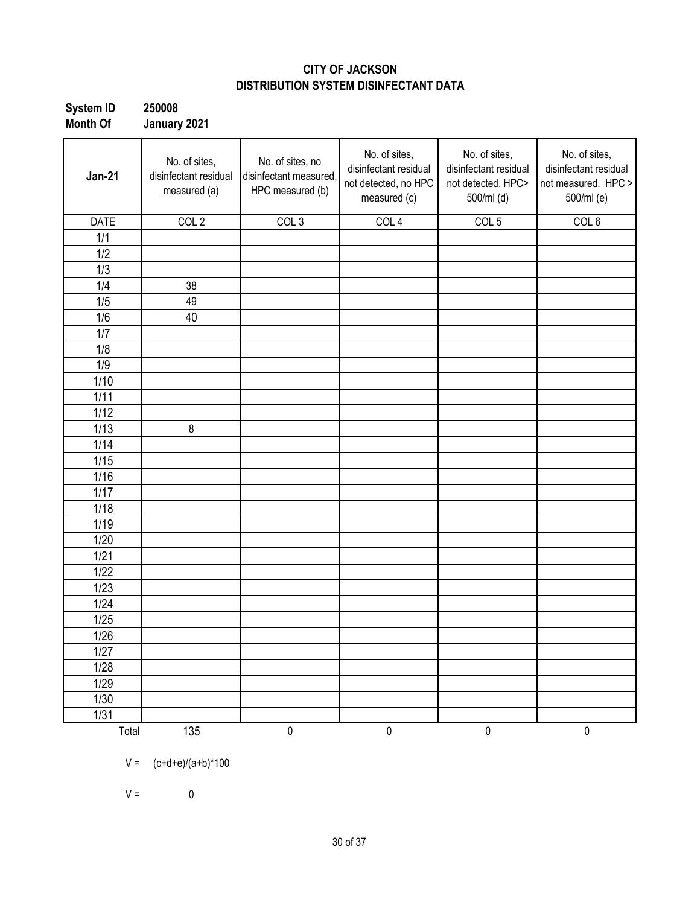## CITY OF JACKSON
## DISTRIBUTION SYSTEM DISINFECTANT DATA

**System ID** 250008
**Month Of** January 2021

| Jan-21 | No. of sites, disinfectant residual measured (a) | No. of sites, no disinfectant measured, HPC measured (b) | No. of sites, disinfectant residual not detected, no HPC measured (c) | No. of sites, disinfectant residual not detected. HPC> 500/ml (d) | No. of sites, disinfectant residual not measured. HPC > 500/ml (e) |
|---|---|---|---|---|---|
| DATE | COL 2 | COL 3 | COL 4 | COL 5 | COL 6 |
| 1/1 | | | | | |
| 1/2 | | | | | |
| 1/3 | | | | | |
| 1/4 | 38 | | | | |
| 1/5 | 49 | | | | |
| 1/6 | 40 | | | | |
| 1/7 | | | | | |
| 1/8 | | | | | |
| 1/9 | | | | | |
| 1/10 | | | | | |
| 1/11 | | | | | |
| 1/12 | | | | | |
| 1/13 | 8 | | | | |
| 1/14 | | | | | |
| 1/15 | | | | | |
| 1/16 | | | | | |
| 1/17 | | | | | |
| 1/18 | | | | | |
| 1/19 | | | | | |
| 1/20 | | | | | |
| 1/21 | | | | | |
| 1/22 | | | | | |
| 1/23 | | | | | |
| 1/24 | | | | | |
| 1/25 | | | | | |
| 1/26 | | | | | |
| 1/27 | | | | | |
| 1/28 | | | | | |
| 1/29 | | | | | |
| 1/30 | | | | | |
| 1/31 | | | | | |
| Total | 135 | 0 | 0 | 0 | 0 |

V = (c+d+e)/(a+b)*100

V = 0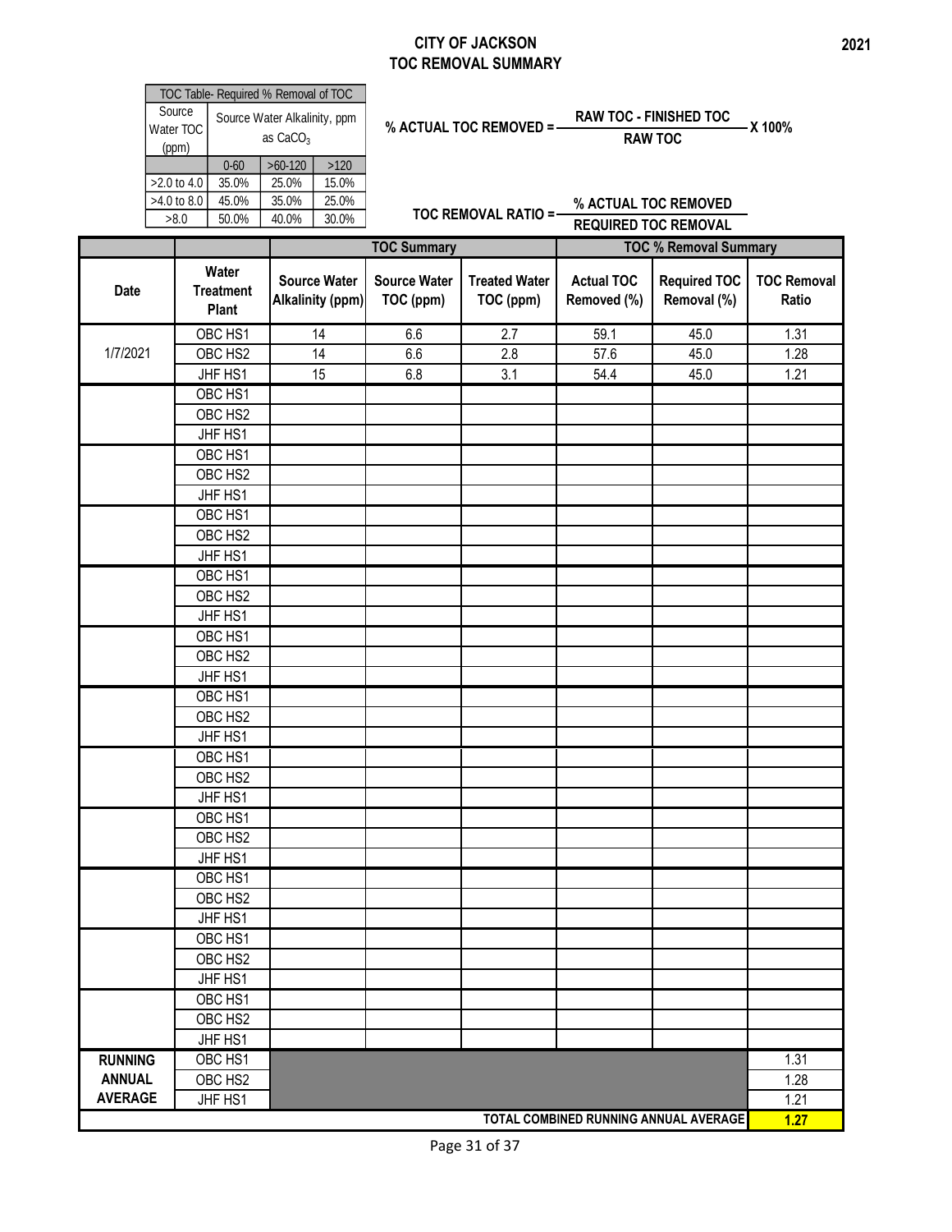# CITY OF JACKSON
## TOC REMOVAL SUMMARY

2021

| TOC Table- Required % Removal of TOC | | | |
|---|---|---|---|
| Source Water TOC (ppm) | Source Water Alkalinity, ppm as $CaCO_3$ | | |
| | 0-60 | >60-120 | >120 |
| >2.0 to 4.0 | 35.0% | 25.0% | 15.0% |
| >4.0 to 8.0 | 45.0% | 35.0% | 25.0% |
| >8.0 | 50.0% | 40.0% | 30.0% |

$$\% \text{ ACTUAL TOC REMOVED} = \frac{\text{RAW TOC - FINISHED TOC}}{\text{RAW TOC}} \times 100\%$$

$$\text{TOC REMOVAL RATIO} = \frac{\% \text{ ACTUAL TOC REMOVED}}{\text{REQUIRED TOC REMOVAL}}$$

| | | TOC Summary | | | TOC % Removal Summary | | |
|---|---|---|---|---|---|---|---|
| Date | Water Treatment Plant | Source Water Alkalinity (ppm) | Source Water TOC (ppm) | Treated Water TOC (ppm) | Actual TOC Removed (%) | Required TOC Removal (%) | TOC Removal Ratio |
| 1/7/2021 | OBC HS1 | 14 | 6.6 | 2.7 | 59.1 | 45.0 | 1.31 |
| | OBC HS2 | 14 | 6.6 | 2.8 | 57.6 | 45.0 | 1.28 |
| | JHF HS1 | 15 | 6.8 | 3.1 | 54.4 | 45.0 | 1.21 |
| | OBC HS1 | | | | | | |
| | OBC HS2 | | | | | | |
| | JHF HS1 | | | | | | |
| | OBC HS1 | | | | | | |
| | OBC HS2 | | | | | | |
| | JHF HS1 | | | | | | |
| | OBC HS1 | | | | | | |
| | OBC HS2 | | | | | | |
| | JHF HS1 | | | | | | |
| | OBC HS1 | | | | | | |
| | OBC HS2 | | | | | | |
| | JHF HS1 | | | | | | |
| | OBC HS1 | | | | | | |
| | OBC HS2 | | | | | | |
| | JHF HS1 | | | | | | |
| | OBC HS1 | | | | | | |
| | OBC HS2 | | | | | | |
| | JHF HS1 | | | | | | |
| | OBC HS1 | | | | | | |
| | OBC HS2 | | | | | | |
| | JHF HS1 | | | | | | |
| | OBC HS1 | | | | | | |
| | OBC HS2 | | | | | | |
| | JHF HS1 | | | | | | |
| | OBC HS1 | | | | | | |
| | OBC HS2 | | | | | | |
| | JHF HS1 | | | | | | |
| | OBC HS1 | | | | | | |
| | OBC HS2 | | | | | | |
| | JHF HS1 | | | | | | |
| | OBC HS1 | | | | | | |
| | OBC HS2 | | | | | | |
| | JHF HS1 | | | | | | |
| RUNNING ANNUAL AVERAGE | OBC HS1 | | | | | | 1.31 |
| | OBC HS2 | | | | | | 1.28 |
| | JHF HS1 | | | | | | 1.21 |
| TOTAL COMBINED RUNNING ANNUAL AVERAGE | | | | | | | **1.27** |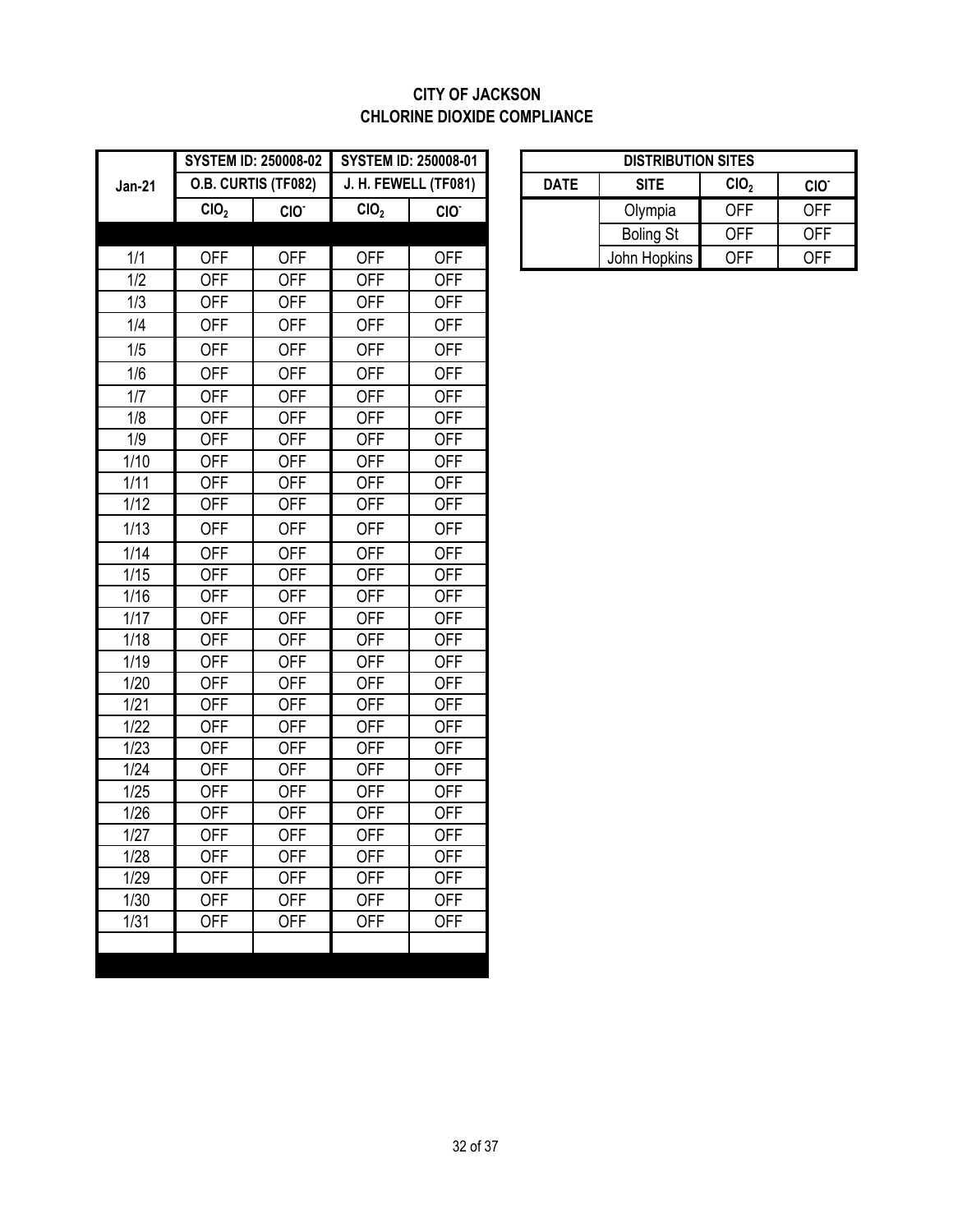**CITY OF JACKSON**
**CHLORINE DIOXIDE COMPLIANCE**

| Jan-21 | SYSTEM ID: 250008-02 | | SYSTEM ID: 250008-01 | |
|---|---|---|---|---|
| | O.B. CURTIS (TF082) | | J. H. FEWELL (TF081) | |
| | $ClO_2$ | $ClO^-$ | $ClO_2$ | $ClO^-$ |
| 1/1 | OFF | OFF | OFF | OFF |
| 1/2 | OFF | OFF | OFF | OFF |
| 1/3 | OFF | OFF | OFF | OFF |
| 1/4 | OFF | OFF | OFF | OFF |
| 1/5 | OFF | OFF | OFF | OFF |
| 1/6 | OFF | OFF | OFF | OFF |
| 1/7 | OFF | OFF | OFF | OFF |
| 1/8 | OFF | OFF | OFF | OFF |
| 1/9 | OFF | OFF | OFF | OFF |
| 1/10 | OFF | OFF | OFF | OFF |
| 1/11 | OFF | OFF | OFF | OFF |
| 1/12 | OFF | OFF | OFF | OFF |
| 1/13 | OFF | OFF | OFF | OFF |
| 1/14 | OFF | OFF | OFF | OFF |
| 1/15 | OFF | OFF | OFF | OFF |
| 1/16 | OFF | OFF | OFF | OFF |
| 1/17 | OFF | OFF | OFF | OFF |
| 1/18 | OFF | OFF | OFF | OFF |
| 1/19 | OFF | OFF | OFF | OFF |
| 1/20 | OFF | OFF | OFF | OFF |
| 1/21 | OFF | OFF | OFF | OFF |
| 1/22 | OFF | OFF | OFF | OFF |
| 1/23 | OFF | OFF | OFF | OFF |
| 1/24 | OFF | OFF | OFF | OFF |
| 1/25 | OFF | OFF | OFF | OFF |
| 1/26 | OFF | OFF | OFF | OFF |
| 1/27 | OFF | OFF | OFF | OFF |
| 1/28 | OFF | OFF | OFF | OFF |
| 1/29 | OFF | OFF | OFF | OFF |
| 1/30 | OFF | OFF | OFF | OFF |
| 1/31 | OFF | OFF | OFF | OFF |

| DISTRIBUTION SITES | | | |
|---|---|---|---|
| DATE | SITE | $ClO_2$ | $ClO^-$ |
| | Olympia | OFF | OFF |
| | Boling St | OFF | OFF |
| | John Hopkins | OFF | OFF |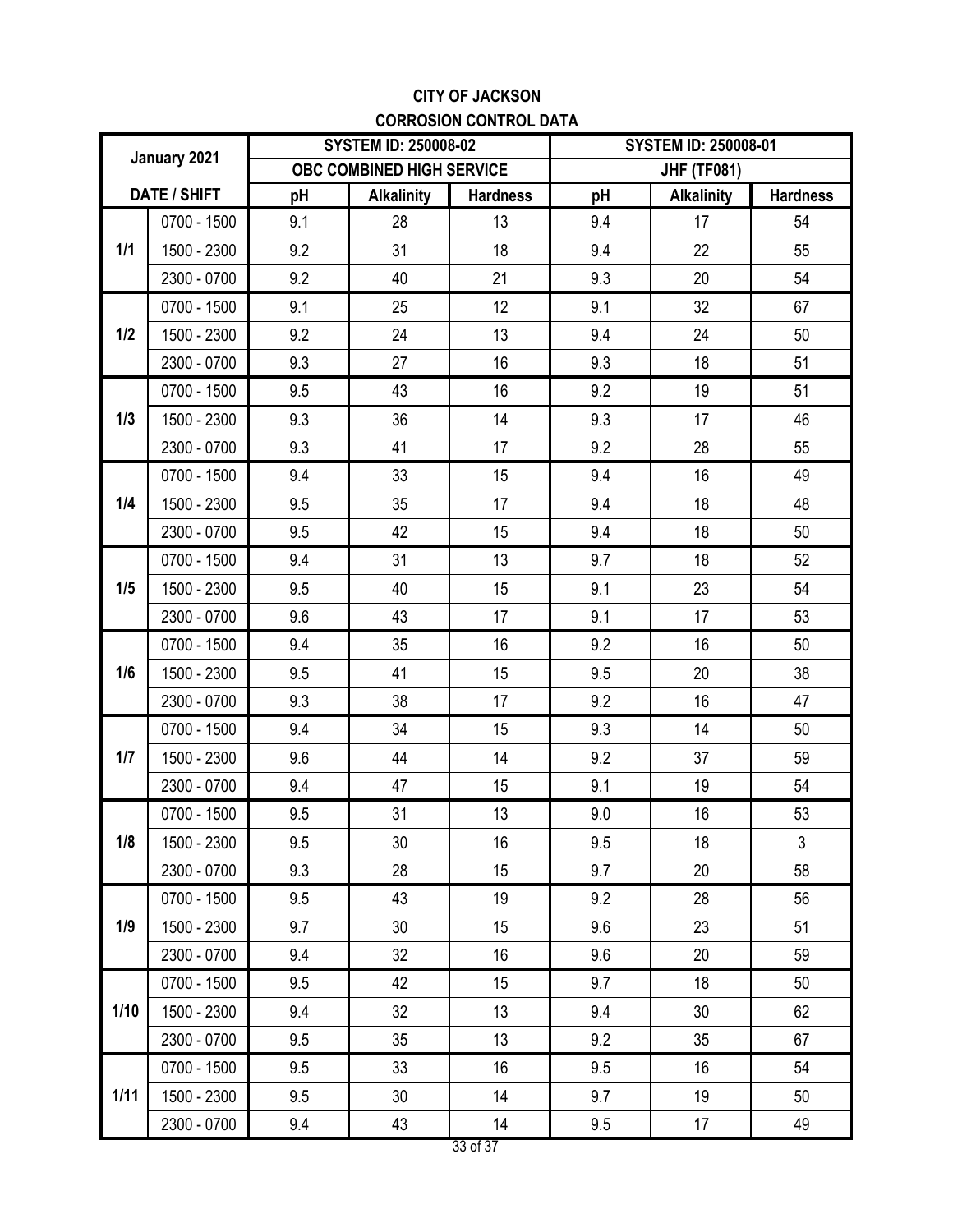## CITY OF JACKSON

## CORROSION CONTROL DATA

| January 2021 | | SYSTEM ID: 250008-02 | | | SYSTEM ID: 250008-01 | | |
|---|---|---|---|---|---|---|---|
| | | OBC COMBINED HIGH SERVICE | | | JHF (TF081) | | |
| DATE / SHIFT | | pH | Alkalinity | Hardness | pH | Alkalinity | Hardness |
| 1/1 | 0700 - 1500 | 9.1 | 28 | 13 | 9.4 | 17 | 54 |
| | 1500 - 2300 | 9.2 | 31 | 18 | 9.4 | 22 | 55 |
| | 2300 - 0700 | 9.2 | 40 | 21 | 9.3 | 20 | 54 |
| 1/2 | 0700 - 1500 | 9.1 | 25 | 12 | 9.1 | 32 | 67 |
| | 1500 - 2300 | 9.2 | 24 | 13 | 9.4 | 24 | 50 |
| | 2300 - 0700 | 9.3 | 27 | 16 | 9.3 | 18 | 51 |
| 1/3 | 0700 - 1500 | 9.5 | 43 | 16 | 9.2 | 19 | 51 |
| | 1500 - 2300 | 9.3 | 36 | 14 | 9.3 | 17 | 46 |
| | 2300 - 0700 | 9.3 | 41 | 17 | 9.2 | 28 | 55 |
| 1/4 | 0700 - 1500 | 9.4 | 33 | 15 | 9.4 | 16 | 49 |
| | 1500 - 2300 | 9.5 | 35 | 17 | 9.4 | 18 | 48 |
| | 2300 - 0700 | 9.5 | 42 | 15 | 9.4 | 18 | 50 |
| 1/5 | 0700 - 1500 | 9.4 | 31 | 13 | 9.7 | 18 | 52 |
| | 1500 - 2300 | 9.5 | 40 | 15 | 9.1 | 23 | 54 |
| | 2300 - 0700 | 9.6 | 43 | 17 | 9.1 | 17 | 53 |
| 1/6 | 0700 - 1500 | 9.4 | 35 | 16 | 9.2 | 16 | 50 |
| | 1500 - 2300 | 9.5 | 41 | 15 | 9.5 | 20 | 38 |
| | 2300 - 0700 | 9.3 | 38 | 17 | 9.2 | 16 | 47 |
| 1/7 | 0700 - 1500 | 9.4 | 34 | 15 | 9.3 | 14 | 50 |
| | 1500 - 2300 | 9.6 | 44 | 14 | 9.2 | 37 | 59 |
| | 2300 - 0700 | 9.4 | 47 | 15 | 9.1 | 19 | 54 |
| 1/8 | 0700 - 1500 | 9.5 | 31 | 13 | 9.0 | 16 | 53 |
| | 1500 - 2300 | 9.5 | 30 | 16 | 9.5 | 18 | 3 |
| | 2300 - 0700 | 9.3 | 28 | 15 | 9.7 | 20 | 58 |
| 1/9 | 0700 - 1500 | 9.5 | 43 | 19 | 9.2 | 28 | 56 |
| | 1500 - 2300 | 9.7 | 30 | 15 | 9.6 | 23 | 51 |
| | 2300 - 0700 | 9.4 | 32 | 16 | 9.6 | 20 | 59 |
| 1/10 | 0700 - 1500 | 9.5 | 42 | 15 | 9.7 | 18 | 50 |
| | 1500 - 2300 | 9.4 | 32 | 13 | 9.4 | 30 | 62 |
| | 2300 - 0700 | 9.5 | 35 | 13 | 9.2 | 35 | 67 |
| 1/11 | 0700 - 1500 | 9.5 | 33 | 16 | 9.5 | 16 | 54 |
| | 1500 - 2300 | 9.5 | 30 | 14 | 9.7 | 19 | 50 |
| | 2300 - 0700 | 9.4 | 43 | 14 | 9.5 | 17 | 49 |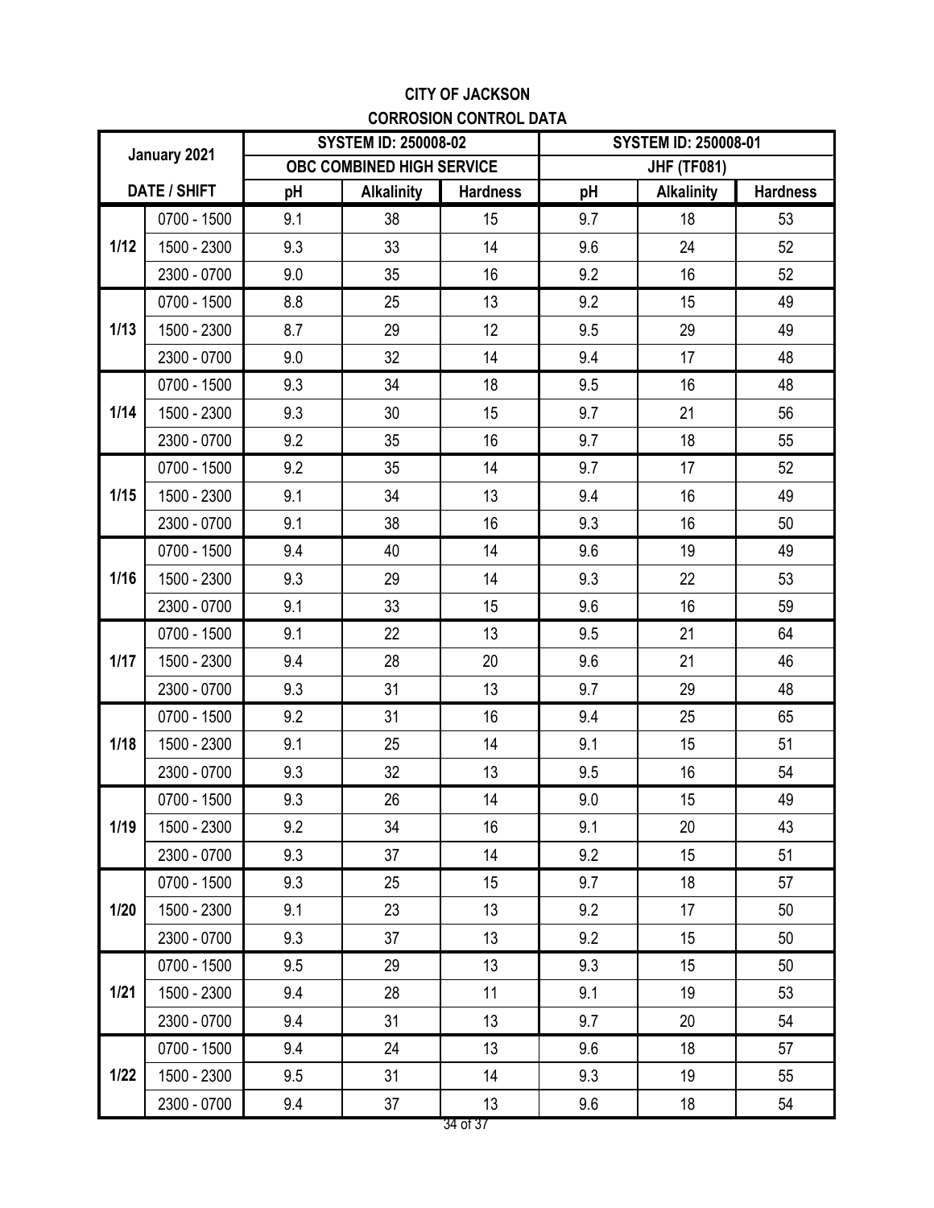**CITY OF JACKSON**

**CORROSION CONTROL DATA**

| January 2021 | | SYSTEM ID: 250008-02 | | | SYSTEM ID: 250008-01 | | |
|---|---|---|---|---|---|---|---|
| | | OBC COMBINED HIGH SERVICE | | | JHF (TF081) | | |
| DATE / SHIFT | | pH | Alkalinity | Hardness | pH | Alkalinity | Hardness |
| 1/12 | 0700 - 1500 | 9.1 | 38 | 15 | 9.7 | 18 | 53 |
| | 1500 - 2300 | 9.3 | 33 | 14 | 9.6 | 24 | 52 |
| | 2300 - 0700 | 9.0 | 35 | 16 | 9.2 | 16 | 52 |
| 1/13 | 0700 - 1500 | 8.8 | 25 | 13 | 9.2 | 15 | 49 |
| | 1500 - 2300 | 8.7 | 29 | 12 | 9.5 | 29 | 49 |
| | 2300 - 0700 | 9.0 | 32 | 14 | 9.4 | 17 | 48 |
| 1/14 | 0700 - 1500 | 9.3 | 34 | 18 | 9.5 | 16 | 48 |
| | 1500 - 2300 | 9.3 | 30 | 15 | 9.7 | 21 | 56 |
| | 2300 - 0700 | 9.2 | 35 | 16 | 9.7 | 18 | 55 |
| 1/15 | 0700 - 1500 | 9.2 | 35 | 14 | 9.7 | 17 | 52 |
| | 1500 - 2300 | 9.1 | 34 | 13 | 9.4 | 16 | 49 |
| | 2300 - 0700 | 9.1 | 38 | 16 | 9.3 | 16 | 50 |
| 1/16 | 0700 - 1500 | 9.4 | 40 | 14 | 9.6 | 19 | 49 |
| | 1500 - 2300 | 9.3 | 29 | 14 | 9.3 | 22 | 53 |
| | 2300 - 0700 | 9.1 | 33 | 15 | 9.6 | 16 | 59 |
| 1/17 | 0700 - 1500 | 9.1 | 22 | 13 | 9.5 | 21 | 64 |
| | 1500 - 2300 | 9.4 | 28 | 20 | 9.6 | 21 | 46 |
| | 2300 - 0700 | 9.3 | 31 | 13 | 9.7 | 29 | 48 |
| 1/18 | 0700 - 1500 | 9.2 | 31 | 16 | 9.4 | 25 | 65 |
| | 1500 - 2300 | 9.1 | 25 | 14 | 9.1 | 15 | 51 |
| | 2300 - 0700 | 9.3 | 32 | 13 | 9.5 | 16 | 54 |
| 1/19 | 0700 - 1500 | 9.3 | 26 | 14 | 9.0 | 15 | 49 |
| | 1500 - 2300 | 9.2 | 34 | 16 | 9.1 | 20 | 43 |
| | 2300 - 0700 | 9.3 | 37 | 14 | 9.2 | 15 | 51 |
| 1/20 | 0700 - 1500 | 9.3 | 25 | 15 | 9.7 | 18 | 57 |
| | 1500 - 2300 | 9.1 | 23 | 13 | 9.2 | 17 | 50 |
| | 2300 - 0700 | 9.3 | 37 | 13 | 9.2 | 15 | 50 |
| 1/21 | 0700 - 1500 | 9.5 | 29 | 13 | 9.3 | 15 | 50 |
| | 1500 - 2300 | 9.4 | 28 | 11 | 9.1 | 19 | 53 |
| | 2300 - 0700 | 9.4 | 31 | 13 | 9.7 | 20 | 54 |
| 1/22 | 0700 - 1500 | 9.4 | 24 | 13 | 9.6 | 18 | 57 |
| | 1500 - 2300 | 9.5 | 31 | 14 | 9.3 | 19 | 55 |
| | 2300 - 0700 | 9.4 | 37 | 13 | 9.6 | 18 | 54 |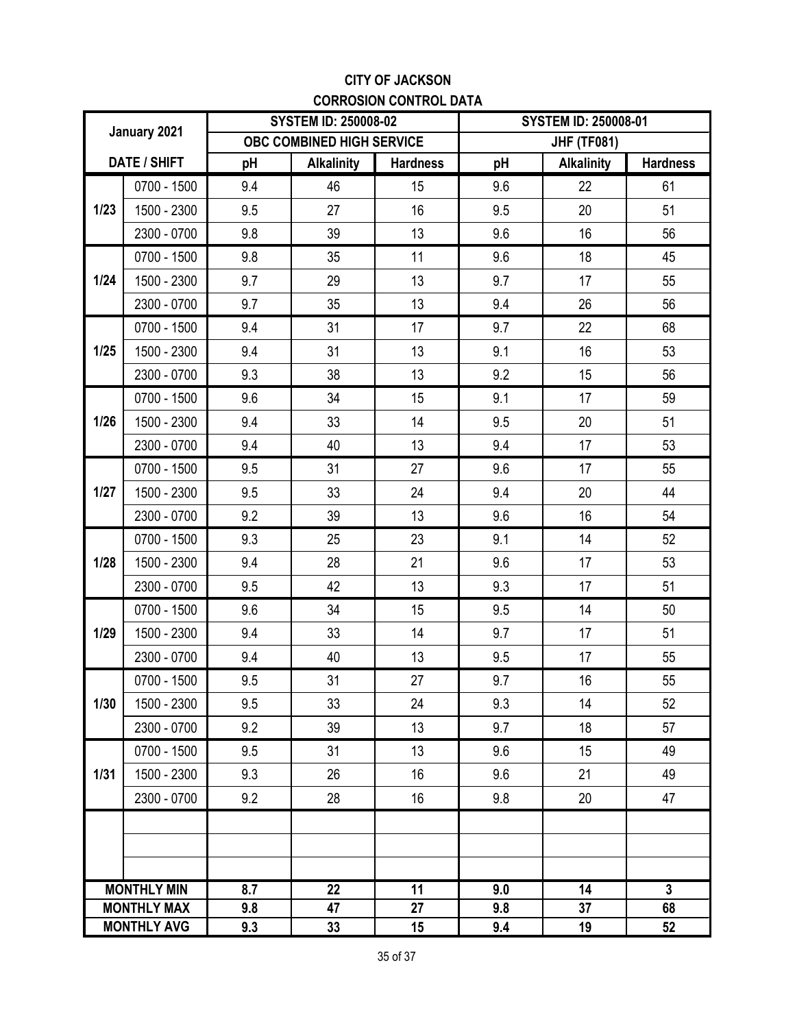**CITY OF JACKSON**

**CORROSION CONTROL DATA**

| January 2021 | | SYSTEM ID: 250008-02 | | | SYSTEM ID: 250008-01 | | |
|---|---|---|---|---|---|---|---|
| | | OBC COMBINED HIGH SERVICE | | | JHF (TF081) | | |
| DATE / SHIFT | | pH | Alkalinity | Hardness | pH | Alkalinity | Hardness |
| 1/23 | 0700 - 1500 | 9.4 | 46 | 15 | 9.6 | 22 | 61 |
| | 1500 - 2300 | 9.5 | 27 | 16 | 9.5 | 20 | 51 |
| | 2300 - 0700 | 9.8 | 39 | 13 | 9.6 | 16 | 56 |
| 1/24 | 0700 - 1500 | 9.8 | 35 | 11 | 9.6 | 18 | 45 |
| | 1500 - 2300 | 9.7 | 29 | 13 | 9.7 | 17 | 55 |
| | 2300 - 0700 | 9.7 | 35 | 13 | 9.4 | 26 | 56 |
| 1/25 | 0700 - 1500 | 9.4 | 31 | 17 | 9.7 | 22 | 68 |
| | 1500 - 2300 | 9.4 | 31 | 13 | 9.1 | 16 | 53 |
| | 2300 - 0700 | 9.3 | 38 | 13 | 9.2 | 15 | 56 |
| 1/26 | 0700 - 1500 | 9.6 | 34 | 15 | 9.1 | 17 | 59 |
| | 1500 - 2300 | 9.4 | 33 | 14 | 9.5 | 20 | 51 |
| | 2300 - 0700 | 9.4 | 40 | 13 | 9.4 | 17 | 53 |
| 1/27 | 0700 - 1500 | 9.5 | 31 | 27 | 9.6 | 17 | 55 |
| | 1500 - 2300 | 9.5 | 33 | 24 | 9.4 | 20 | 44 |
| | 2300 - 0700 | 9.2 | 39 | 13 | 9.6 | 16 | 54 |
| 1/28 | 0700 - 1500 | 9.3 | 25 | 23 | 9.1 | 14 | 52 |
| | 1500 - 2300 | 9.4 | 28 | 21 | 9.6 | 17 | 53 |
| | 2300 - 0700 | 9.5 | 42 | 13 | 9.3 | 17 | 51 |
| 1/29 | 0700 - 1500 | 9.6 | 34 | 15 | 9.5 | 14 | 50 |
| | 1500 - 2300 | 9.4 | 33 | 14 | 9.7 | 17 | 51 |
| | 2300 - 0700 | 9.4 | 40 | 13 | 9.5 | 17 | 55 |
| 1/30 | 0700 - 1500 | 9.5 | 31 | 27 | 9.7 | 16 | 55 |
| | 1500 - 2300 | 9.5 | 33 | 24 | 9.3 | 14 | 52 |
| | 2300 - 0700 | 9.2 | 39 | 13 | 9.7 | 18 | 57 |
| 1/31 | 0700 - 1500 | 9.5 | 31 | 13 | 9.6 | 15 | 49 |
| | 1500 - 2300 | 9.3 | 26 | 16 | 9.6 | 21 | 49 |
| | 2300 - 0700 | 9.2 | 28 | 16 | 9.8 | 20 | 47 |
| | | | | | | | |
| | | | | | | | |
| | | | | | | | |
| **MONTHLY MIN** | | **8.7** | **22** | **11** | **9.0** | **14** | **3** |
| **MONTHLY MAX** | | **9.8** | **47** | **27** | **9.8** | **37** | **68** |
| **MONTHLY AVG** | | **9.3** | **33** | **15** | **9.4** | **19** | **52** |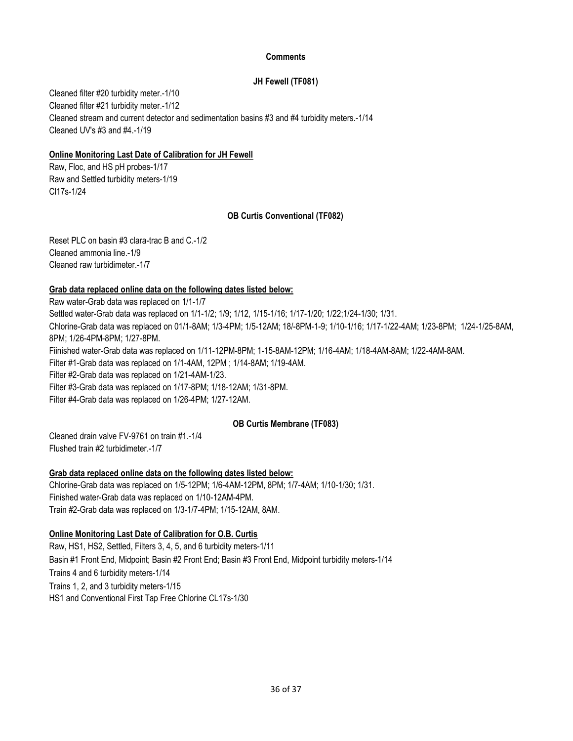## Comments

### JH Fewell (TF081)

Cleaned filter #20 turbidity meter.-1/10
Cleaned filter #21 turbidity meter.-1/12
Cleaned stream and current detector and sedimentation basins #3 and #4 turbidity meters.-1/14
Cleaned UV's #3 and #4.-1/19

**Online Monitoring Last Date of Calibration for JH Fewell**

Raw, Floc, and HS pH probes-1/17
Raw and Settled turbidity meters-1/19
Cl17s-1/24

### OB Curtis Conventional (TF082)

Reset PLC on basin #3 clara-trac B and C.-1/2
Cleaned ammonia line.-1/9
Cleaned raw turbidimeter.-1/7

**Grab data replaced online data on the following dates listed below:**

Raw water-Grab data was replaced on 1/1-1/7
Settled water-Grab data was replaced on 1/1-1/2; 1/9; 1/12, 1/15-1/16; 1/17-1/20; 1/22;1/24-1/30; 1/31.
Chlorine-Grab data was replaced on 01/1-8AM; 1/3-4PM; 1/5-12AM; 18/-8PM-1-9; 1/10-1/16; 1/17-1/22-4AM; 1/23-8PM; 1/24-1/25-8AM, 8PM; 1/26-4PM-8PM; 1/27-8PM.
Fiinished water-Grab data was replaced on 1/11-12PM-8PM; 1-15-8AM-12PM; 1/16-4AM; 1/18-4AM-8AM; 1/22-4AM-8AM.
Filter #1-Grab data was replaced on 1/1-4AM, 12PM ; 1/14-8AM; 1/19-4AM.
Filter #2-Grab data was replaced on 1/21-4AM-1/23.
Filter #3-Grab data was replaced on 1/17-8PM; 1/18-12AM; 1/31-8PM.
Filter #4-Grab data was replaced on 1/26-4PM; 1/27-12AM.

### OB Curtis Membrane (TF083)

Cleaned drain valve FV-9761 on train #1.-1/4
Flushed train #2 turbidimeter.-1/7

**Grab data replaced online data on the following dates listed below:**

Chlorine-Grab data was replaced on 1/5-12PM; 1/6-4AM-12PM, 8PM; 1/7-4AM; 1/10-1/30; 1/31.
Finished water-Grab data was replaced on 1/10-12AM-4PM.
Train #2-Grab data was replaced on 1/3-1/7-4PM; 1/15-12AM, 8AM.

**Online Monitoring Last Date of Calibration for O.B. Curtis**

Raw, HS1, HS2, Settled, Filters 3, 4, 5, and 6 turbidity meters-1/11
Basin #1 Front End, Midpoint; Basin #2 Front End; Basin #3 Front End, Midpoint turbidity meters-1/14
Trains 4 and 6 turbidity meters-1/14
Trains 1, 2, and 3 turbidity meters-1/15
HS1 and Conventional First Tap Free Chlorine CL17s-1/30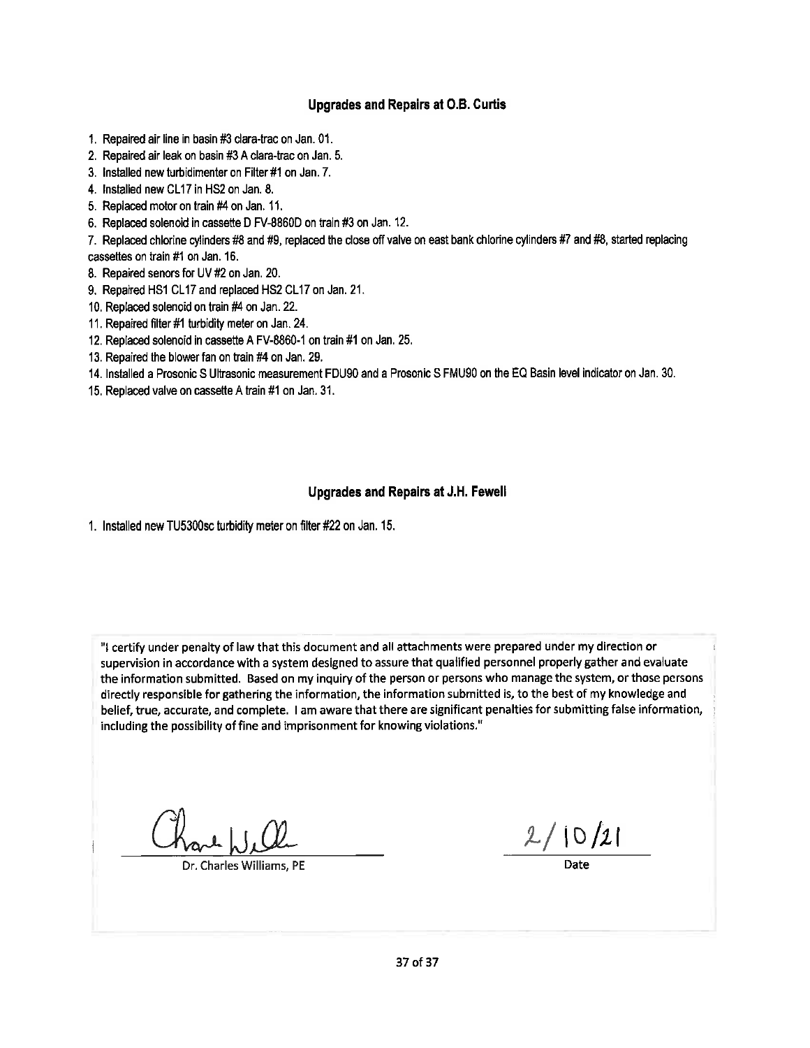## Upgrades and Repairs at O.B. Curtis

1. Repaired air line in basin #3 clara-trac on Jan. 01.
2. Repaired air leak on basin #3 A clara-trac on Jan. 5.
3. Installed new turbidimenter on Filter #1 on Jan. 7.
4. Installed new CL17 in HS2 on Jan. 8.
5. Replaced motor on train #4 on Jan. 11.
6. Replaced solenoid in cassette D FV-8860D on train #3 on Jan. 12.
7. Replaced chlorine cylinders #8 and #9, replaced the close off valve on east bank chlorine cylinders #7 and #8, started replacing cassettes on train #1 on Jan. 16.
8. Repaired senors for UV #2 on Jan. 20.
9. Repaired HS1 CL17 and replaced HS2 CL17 on Jan. 21.
10. Replaced solenoid on train #4 on Jan. 22.
11. Repaired filter #1 turbidity meter on Jan. 24.
12. Replaced solenoid in cassette A FV-8860-1 on train #1 on Jan. 25.
13. Repaired the blower fan on train #4 on Jan. 29.
14. Installed a Prosonic S Ultrasonic measurement FDU90 and a Prosonic S FMU90 on the EQ Basin level indicator on Jan. 30.
15. Replaced valve on cassette A train #1 on Jan. 31.

## Upgrades and Repairs at J.H. Fewell

1. Installed new TU5300sc turbidity meter on filter #22 on Jan. 15.

"I certify under penalty of law that this document and all attachments were prepared under my direction or supervision in accordance with a system designed to assure that qualified personnel properly gather and evaluate the information submitted. Based on my inquiry of the person or persons who manage the system, or those persons directly responsible for gathering the information, the information submitted is, to the best of my knowledge and belief, true, accurate, and complete. I am aware that there are significant penalties for submitting false information, including the possibility of fine and imprisonment for knowing violations."

Dr. Charles Williams, PE

2/10/21

Date